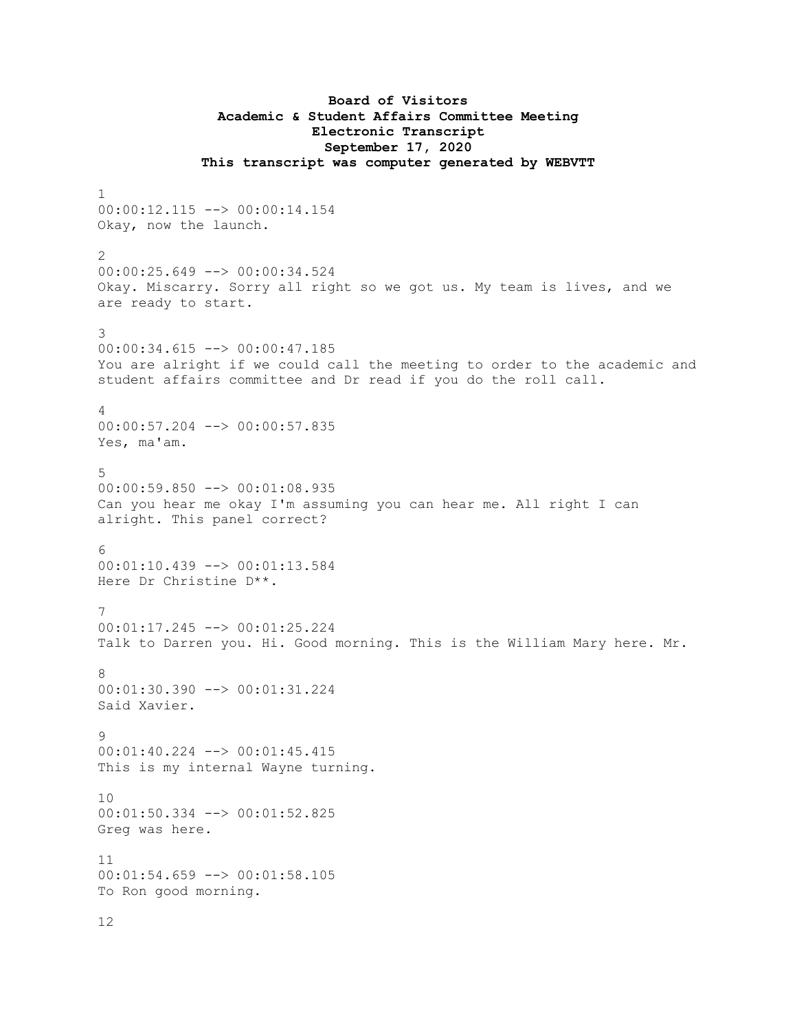**Board of Visitors**
**Academic & Student Affairs Committee Meeting**
**Electronic Transcript**
**September 17, 2020**
**This transcript was computer generated by WEBVTT**

1
00:00:12.115 --> 00:00:14.154
Okay, now the launch.

2
00:00:25.649 --> 00:00:34.524
Okay. Miscarry. Sorry all right so we got us. My team is lives, and we are ready to start.

3
00:00:34.615 --> 00:00:47.185
You are alright if we could call the meeting to order to the academic and student affairs committee and Dr read if you do the roll call.

4
00:00:57.204 --> 00:00:57.835
Yes, ma'am.

5
00:00:59.850 --> 00:01:08.935
Can you hear me okay I'm assuming you can hear me. All right I can alright. This panel correct?

6
00:01:10.439 --> 00:01:13.584
Here Dr Christine D**.

7
00:01:17.245 --> 00:01:25.224
Talk to Darren you. Hi. Good morning. This is the William Mary here. Mr.

8
00:01:30.390 --> 00:01:31.224
Said Xavier.

9
00:01:40.224 --> 00:01:45.415
This is my internal Wayne turning.

10
00:01:50.334 --> 00:01:52.825
Greg was here.

11
00:01:54.659 --> 00:01:58.105
To Ron good morning.

12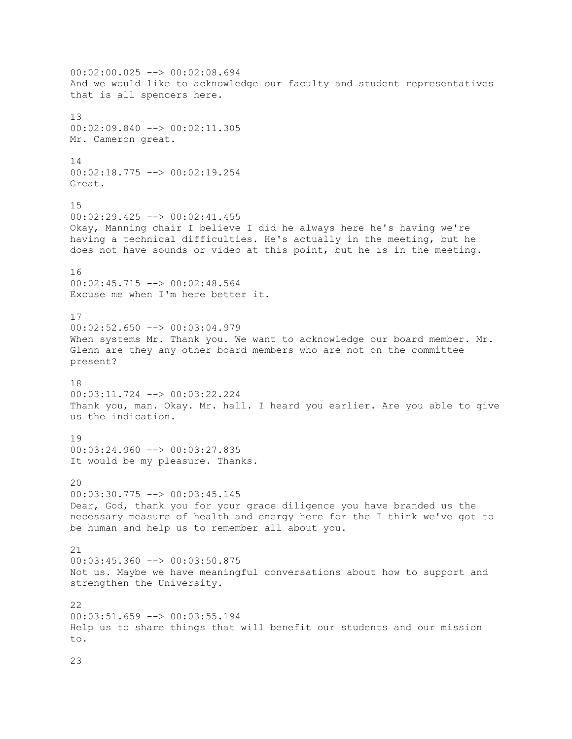00:02:00.025 --> 00:02:08.694
And we would like to acknowledge our faculty and student representatives that is all spencers here.

13
00:02:09.840 --> 00:02:11.305
Mr. Cameron great.

14
00:02:18.775 --> 00:02:19.254
Great.

15
00:02:29.425 --> 00:02:41.455
Okay, Manning chair I believe I did he always here he's having we're having a technical difficulties. He's actually in the meeting, but he does not have sounds or video at this point, but he is in the meeting.

16
00:02:45.715 --> 00:02:48.564
Excuse me when I'm here better it.

17
00:02:52.650 --> 00:03:04.979
When systems Mr. Thank you. We want to acknowledge our board member. Mr. Glenn are they any other board members who are not on the committee present?

18
00:03:11.724 --> 00:03:22.224
Thank you, man. Okay. Mr. hall. I heard you earlier. Are you able to give us the indication.

19
00:03:24.960 --> 00:03:27.835
It would be my pleasure. Thanks.

20
00:03:30.775 --> 00:03:45.145
Dear, God, thank you for your grace diligence you have branded us the necessary measure of health and energy here for the I think we've got to be human and help us to remember all about you.

21
00:03:45.360 --> 00:03:50.875
Not us. Maybe we have meaningful conversations about how to support and strengthen the University.

22
00:03:51.659 --> 00:03:55.194
Help us to share things that will benefit our students and our mission to.

23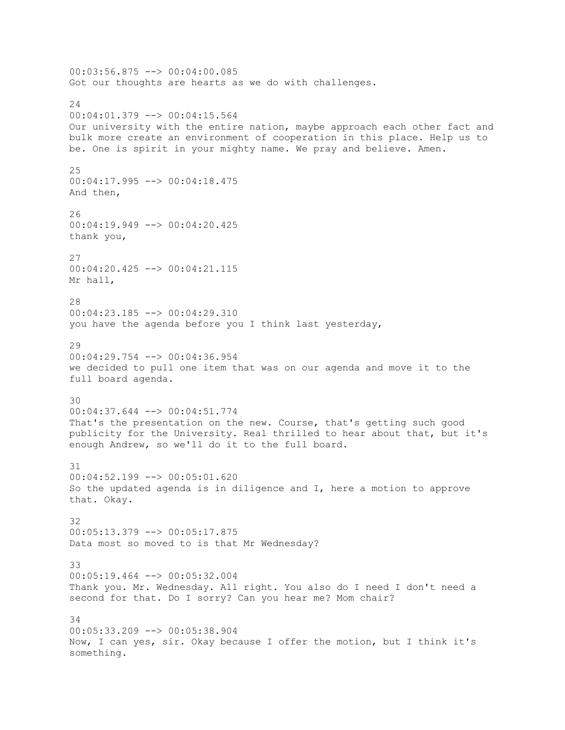00:03:56.875 --> 00:04:00.085
Got our thoughts are hearts as we do with challenges.

24
00:04:01.379 --> 00:04:15.564
Our university with the entire nation, maybe approach each other fact and bulk more create an environment of cooperation in this place. Help us to be. One is spirit in your mighty name. We pray and believe. Amen.

25
00:04:17.995 --> 00:04:18.475
And then,

26
00:04:19.949 --> 00:04:20.425
thank you,

27
00:04:20.425 --> 00:04:21.115
Mr hall,

28
00:04:23.185 --> 00:04:29.310
you have the agenda before you I think last yesterday,

29
00:04:29.754 --> 00:04:36.954
we decided to pull one item that was on our agenda and move it to the full board agenda.

30
00:04:37.644 --> 00:04:51.774
That's the presentation on the new. Course, that's getting such good publicity for the University. Real thrilled to hear about that, but it's enough Andrew, so we'll do it to the full board.

31
00:04:52.199 --> 00:05:01.620
So the updated agenda is in diligence and I, here a motion to approve that. Okay.

32
00:05:13.379 --> 00:05:17.875
Data most so moved to is that Mr Wednesday?

33
00:05:19.464 --> 00:05:32.004
Thank you. Mr. Wednesday. All right. You also do I need I don't need a second for that. Do I sorry? Can you hear me? Mom chair?

34
00:05:33.209 --> 00:05:38.904
Now, I can yes, sir. Okay because I offer the motion, but I think it's something.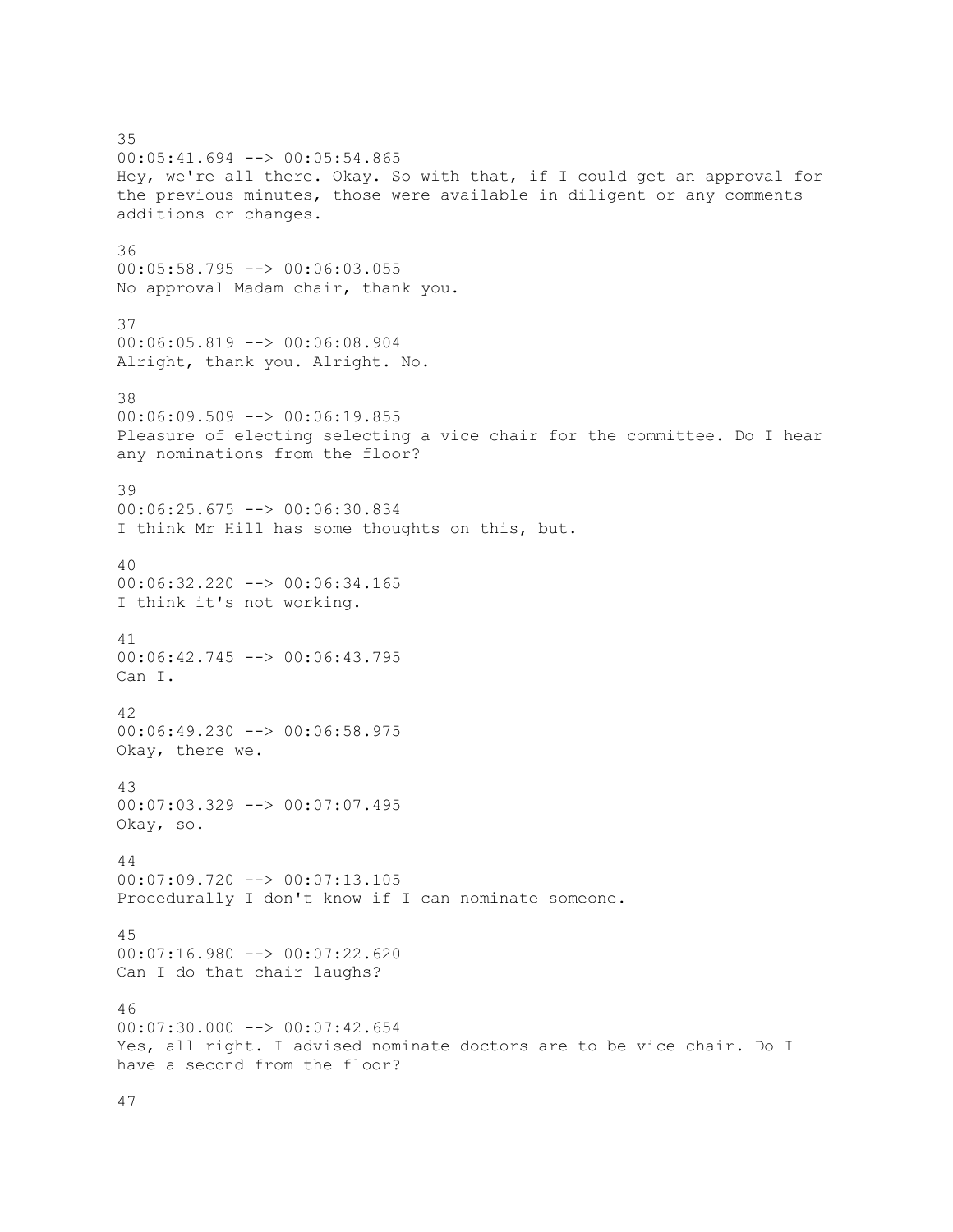35
00:05:41.694 --> 00:05:54.865
Hey, we're all there. Okay. So with that, if I could get an approval for the previous minutes, those were available in diligent or any comments additions or changes.

36
00:05:58.795 --> 00:06:03.055
No approval Madam chair, thank you.

37
00:06:05.819 --> 00:06:08.904
Alright, thank you. Alright. No.

38
00:06:09.509 --> 00:06:19.855
Pleasure of electing selecting a vice chair for the committee. Do I hear any nominations from the floor?

39
00:06:25.675 --> 00:06:30.834
I think Mr Hill has some thoughts on this, but.

40
00:06:32.220 --> 00:06:34.165
I think it's not working.

41
00:06:42.745 --> 00:06:43.795
Can I.

42
00:06:49.230 --> 00:06:58.975
Okay, there we.

43
00:07:03.329 --> 00:07:07.495
Okay, so.

44
00:07:09.720 --> 00:07:13.105
Procedurally I don't know if I can nominate someone.

45
00:07:16.980 --> 00:07:22.620
Can I do that chair laughs?

46
00:07:30.000 --> 00:07:42.654
Yes, all right. I advised nominate doctors are to be vice chair. Do I have a second from the floor?

47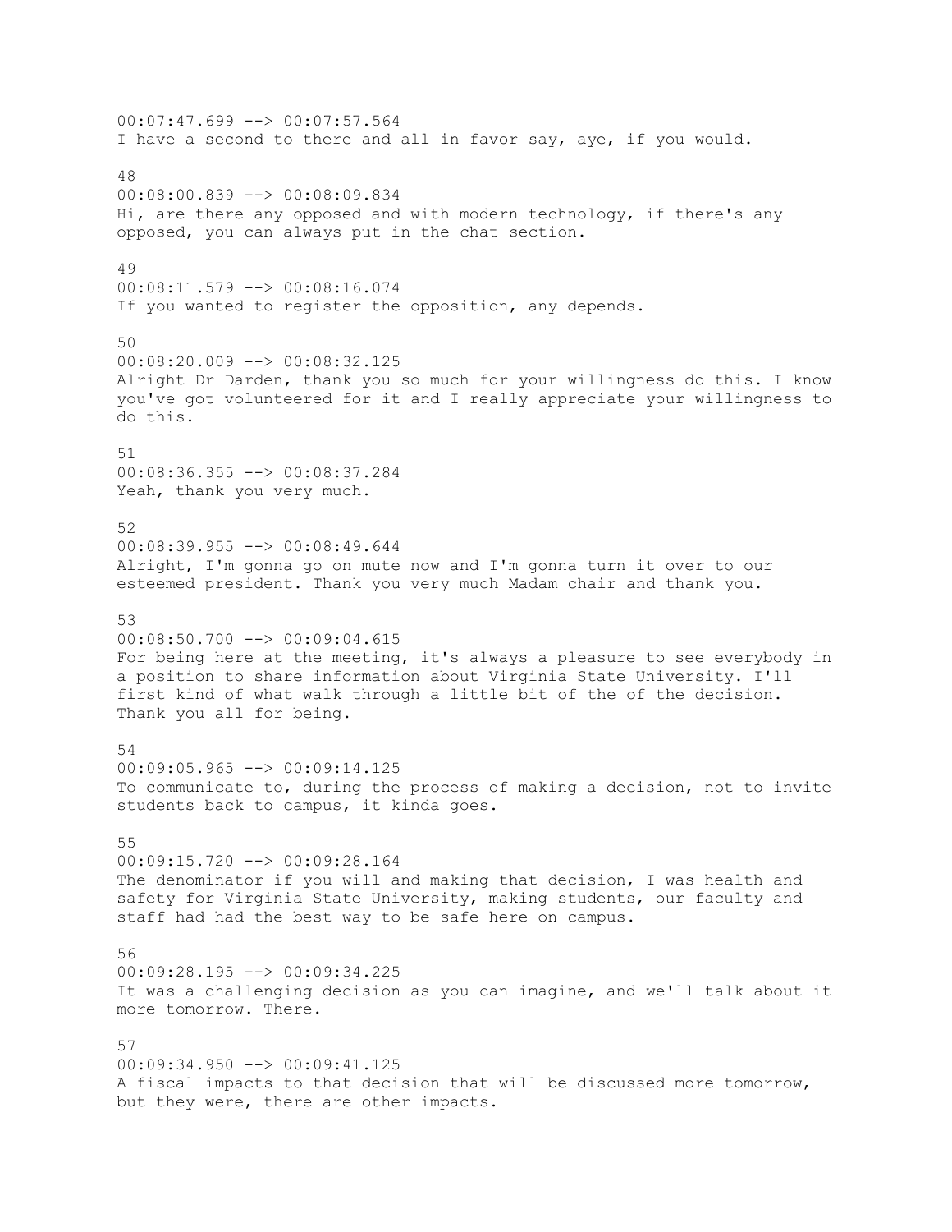00:07:47.699 --> 00:07:57.564
I have a second to there and all in favor say, aye, if you would.

48
00:08:00.839 --> 00:08:09.834
Hi, are there any opposed and with modern technology, if there's any opposed, you can always put in the chat section.

49
00:08:11.579 --> 00:08:16.074
If you wanted to register the opposition, any depends.

50
00:08:20.009 --> 00:08:32.125
Alright Dr Darden, thank you so much for your willingness do this. I know you've got volunteered for it and I really appreciate your willingness to do this.

51
00:08:36.355 --> 00:08:37.284
Yeah, thank you very much.

52
00:08:39.955 --> 00:08:49.644
Alright, I'm gonna go on mute now and I'm gonna turn it over to our esteemed president. Thank you very much Madam chair and thank you.

53
00:08:50.700 --> 00:09:04.615
For being here at the meeting, it's always a pleasure to see everybody in a position to share information about Virginia State University. I'll first kind of what walk through a little bit of the of the decision. Thank you all for being.

54
00:09:05.965 --> 00:09:14.125
To communicate to, during the process of making a decision, not to invite students back to campus, it kinda goes.

55
00:09:15.720 --> 00:09:28.164
The denominator if you will and making that decision, I was health and safety for Virginia State University, making students, our faculty and staff had had the best way to be safe here on campus.

56
00:09:28.195 --> 00:09:34.225
It was a challenging decision as you can imagine, and we'll talk about it more tomorrow. There.

57
00:09:34.950 --> 00:09:41.125
A fiscal impacts to that decision that will be discussed more tomorrow, but they were, there are other impacts.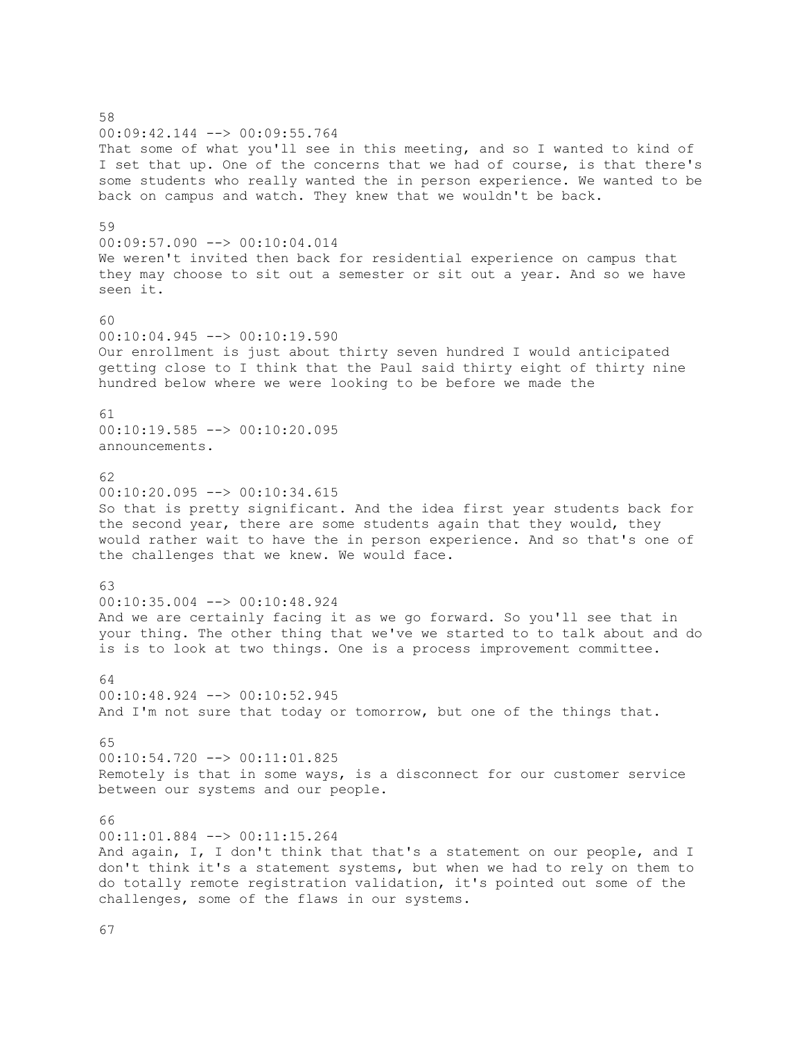58
00:09:42.144 --> 00:09:55.764
That some of what you'll see in this meeting, and so I wanted to kind of I set that up. One of the concerns that we had of course, is that there's some students who really wanted the in person experience. We wanted to be back on campus and watch. They knew that we wouldn't be back.

59
00:09:57.090 --> 00:10:04.014
We weren't invited then back for residential experience on campus that they may choose to sit out a semester or sit out a year. And so we have seen it.

60
00:10:04.945 --> 00:10:19.590
Our enrollment is just about thirty seven hundred I would anticipated getting close to I think that the Paul said thirty eight of thirty nine hundred below where we were looking to be before we made the

61
00:10:19.585 --> 00:10:20.095
announcements.

62
00:10:20.095 --> 00:10:34.615
So that is pretty significant. And the idea first year students back for the second year, there are some students again that they would, they would rather wait to have the in person experience. And so that's one of the challenges that we knew. We would face.

63
00:10:35.004 --> 00:10:48.924
And we are certainly facing it as we go forward. So you'll see that in your thing. The other thing that we've we started to to talk about and do is is to look at two things. One is a process improvement committee.

64
00:10:48.924 --> 00:10:52.945
And I'm not sure that today or tomorrow, but one of the things that.

65
00:10:54.720 --> 00:11:01.825
Remotely is that in some ways, is a disconnect for our customer service between our systems and our people.

66
00:11:01.884 --> 00:11:15.264
And again, I, I don't think that that's a statement on our people, and I don't think it's a statement systems, but when we had to rely on them to do totally remote registration validation, it's pointed out some of the challenges, some of the flaws in our systems.

67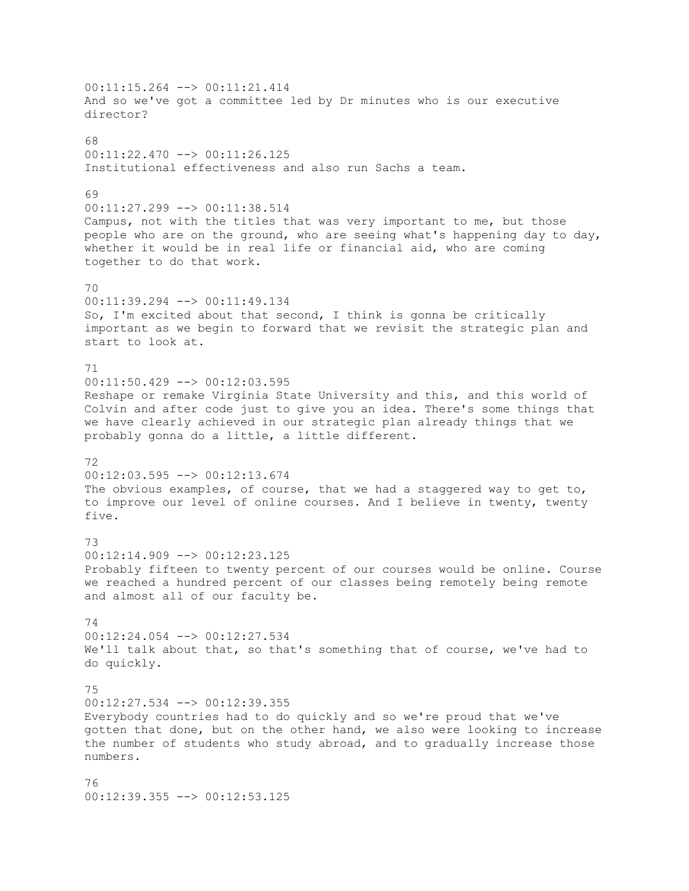00:11:15.264 --> 00:11:21.414
And so we've got a committee led by Dr minutes who is our executive director?

68
00:11:22.470 --> 00:11:26.125
Institutional effectiveness and also run Sachs a team.

69
00:11:27.299 --> 00:11:38.514
Campus, not with the titles that was very important to me, but those people who are on the ground, who are seeing what's happening day to day, whether it would be in real life or financial aid, who are coming together to do that work.

70
00:11:39.294 --> 00:11:49.134
So, I'm excited about that second, I think is gonna be critically important as we begin to forward that we revisit the strategic plan and start to look at.

71
00:11:50.429 --> 00:12:03.595
Reshape or remake Virginia State University and this, and this world of Colvin and after code just to give you an idea. There's some things that we have clearly achieved in our strategic plan already things that we probably gonna do a little, a little different.

72
00:12:03.595 --> 00:12:13.674
The obvious examples, of course, that we had a staggered way to get to, to improve our level of online courses. And I believe in twenty, twenty five.

73
00:12:14.909 --> 00:12:23.125
Probably fifteen to twenty percent of our courses would be online. Course we reached a hundred percent of our classes being remotely being remote and almost all of our faculty be.

74
00:12:24.054 --> 00:12:27.534
We'll talk about that, so that's something that of course, we've had to do quickly.

75
00:12:27.534 --> 00:12:39.355
Everybody countries had to do quickly and so we're proud that we've gotten that done, but on the other hand, we also were looking to increase the number of students who study abroad, and to gradually increase those numbers.

76
00:12:39.355 --> 00:12:53.125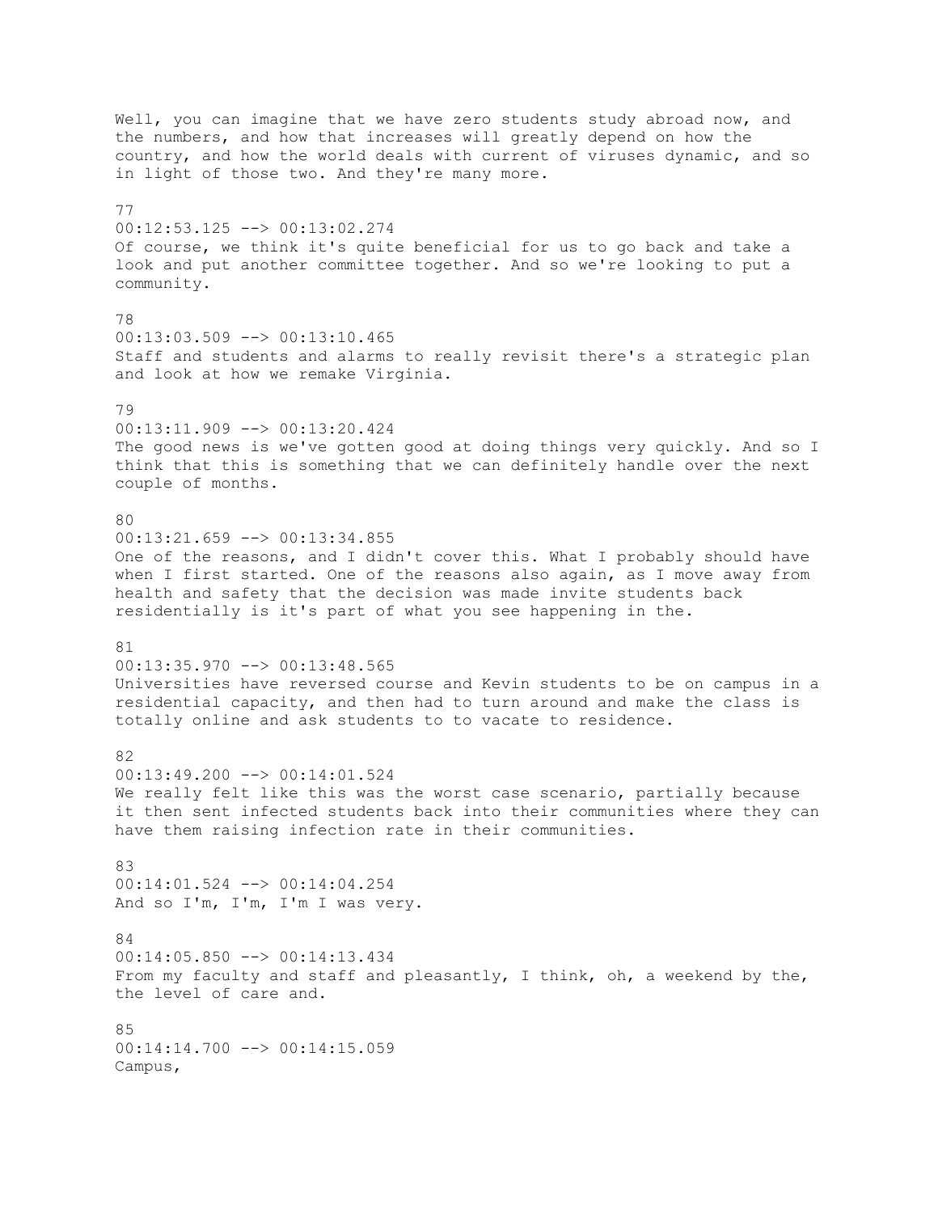Well, you can imagine that we have zero students study abroad now, and the numbers, and how that increases will greatly depend on how the country, and how the world deals with current of viruses dynamic, and so in light of those two. And they're many more.

77
00:12:53.125 --> 00:13:02.274
Of course, we think it's quite beneficial for us to go back and take a look and put another committee together. And so we're looking to put a community.

78
00:13:03.509 --> 00:13:10.465
Staff and students and alarms to really revisit there's a strategic plan and look at how we remake Virginia.

79
00:13:11.909 --> 00:13:20.424
The good news is we've gotten good at doing things very quickly. And so I think that this is something that we can definitely handle over the next couple of months.

80
00:13:21.659 --> 00:13:34.855
One of the reasons, and I didn't cover this. What I probably should have when I first started. One of the reasons also again, as I move away from health and safety that the decision was made invite students back residentially is it's part of what you see happening in the.

81
00:13:35.970 --> 00:13:48.565
Universities have reversed course and Kevin students to be on campus in a residential capacity, and then had to turn around and make the class is totally online and ask students to to vacate to residence.

82
00:13:49.200 --> 00:14:01.524
We really felt like this was the worst case scenario, partially because it then sent infected students back into their communities where they can have them raising infection rate in their communities.

83
00:14:01.524 --> 00:14:04.254
And so I'm, I'm, I'm I was very.

84
00:14:05.850 --> 00:14:13.434
From my faculty and staff and pleasantly, I think, oh, a weekend by the, the level of care and.

85
00:14:14.700 --> 00:14:15.059
Campus,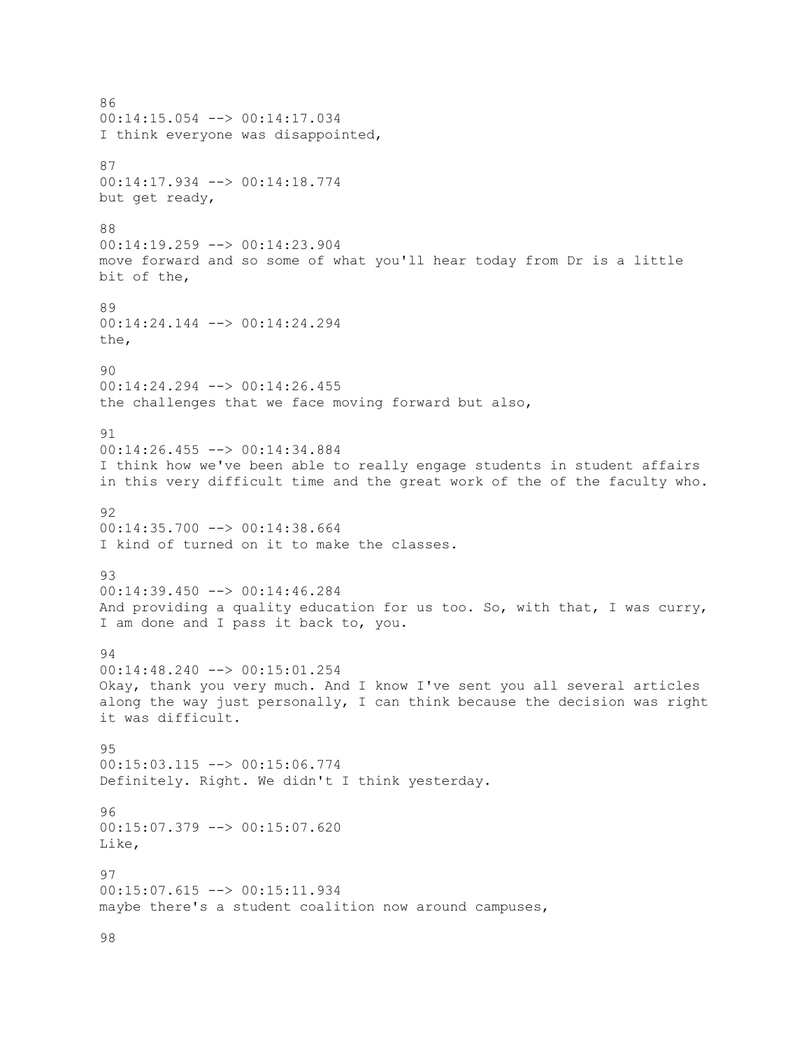86
00:14:15.054 --> 00:14:17.034
I think everyone was disappointed,

87
00:14:17.934 --> 00:14:18.774
but get ready,

88
00:14:19.259 --> 00:14:23.904
move forward and so some of what you'll hear today from Dr is a little bit of the,

89
00:14:24.144 --> 00:14:24.294
the,

90
00:14:24.294 --> 00:14:26.455
the challenges that we face moving forward but also,

91
00:14:26.455 --> 00:14:34.884
I think how we've been able to really engage students in student affairs in this very difficult time and the great work of the of the faculty who.

92
00:14:35.700 --> 00:14:38.664
I kind of turned on it to make the classes.

93
00:14:39.450 --> 00:14:46.284
And providing a quality education for us too. So, with that, I was curry, I am done and I pass it back to, you.

94
00:14:48.240 --> 00:15:01.254
Okay, thank you very much. And I know I've sent you all several articles along the way just personally, I can think because the decision was right it was difficult.

95
00:15:03.115 --> 00:15:06.774
Definitely. Right. We didn't I think yesterday.

96
00:15:07.379 --> 00:15:07.620
Like,

97
00:15:07.615 --> 00:15:11.934
maybe there's a student coalition now around campuses,

98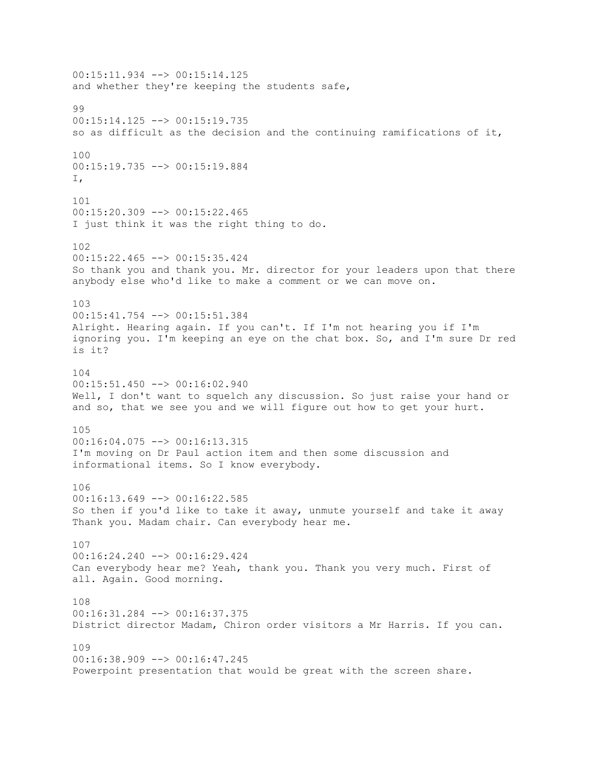00:15:11.934 --> 00:15:14.125
and whether they're keeping the students safe,

99
00:15:14.125 --> 00:15:19.735
so as difficult as the decision and the continuing ramifications of it,

100
00:15:19.735 --> 00:15:19.884
I,

101
00:15:20.309 --> 00:15:22.465
I just think it was the right thing to do.

102
00:15:22.465 --> 00:15:35.424
So thank you and thank you. Mr. director for your leaders upon that there anybody else who'd like to make a comment or we can move on.

103
00:15:41.754 --> 00:15:51.384
Alright. Hearing again. If you can't. If I'm not hearing you if I'm ignoring you. I'm keeping an eye on the chat box. So, and I'm sure Dr red is it?

104
00:15:51.450 --> 00:16:02.940
Well, I don't want to squelch any discussion. So just raise your hand or and so, that we see you and we will figure out how to get your hurt.

105
00:16:04.075 --> 00:16:13.315
I'm moving on Dr Paul action item and then some discussion and informational items. So I know everybody.

106
00:16:13.649 --> 00:16:22.585
So then if you'd like to take it away, unmute yourself and take it away Thank you. Madam chair. Can everybody hear me.

107
00:16:24.240 --> 00:16:29.424
Can everybody hear me? Yeah, thank you. Thank you very much. First of all. Again. Good morning.

108
00:16:31.284 --> 00:16:37.375
District director Madam, Chiron order visitors a Mr Harris. If you can.

109
00:16:38.909 --> 00:16:47.245
Powerpoint presentation that would be great with the screen share.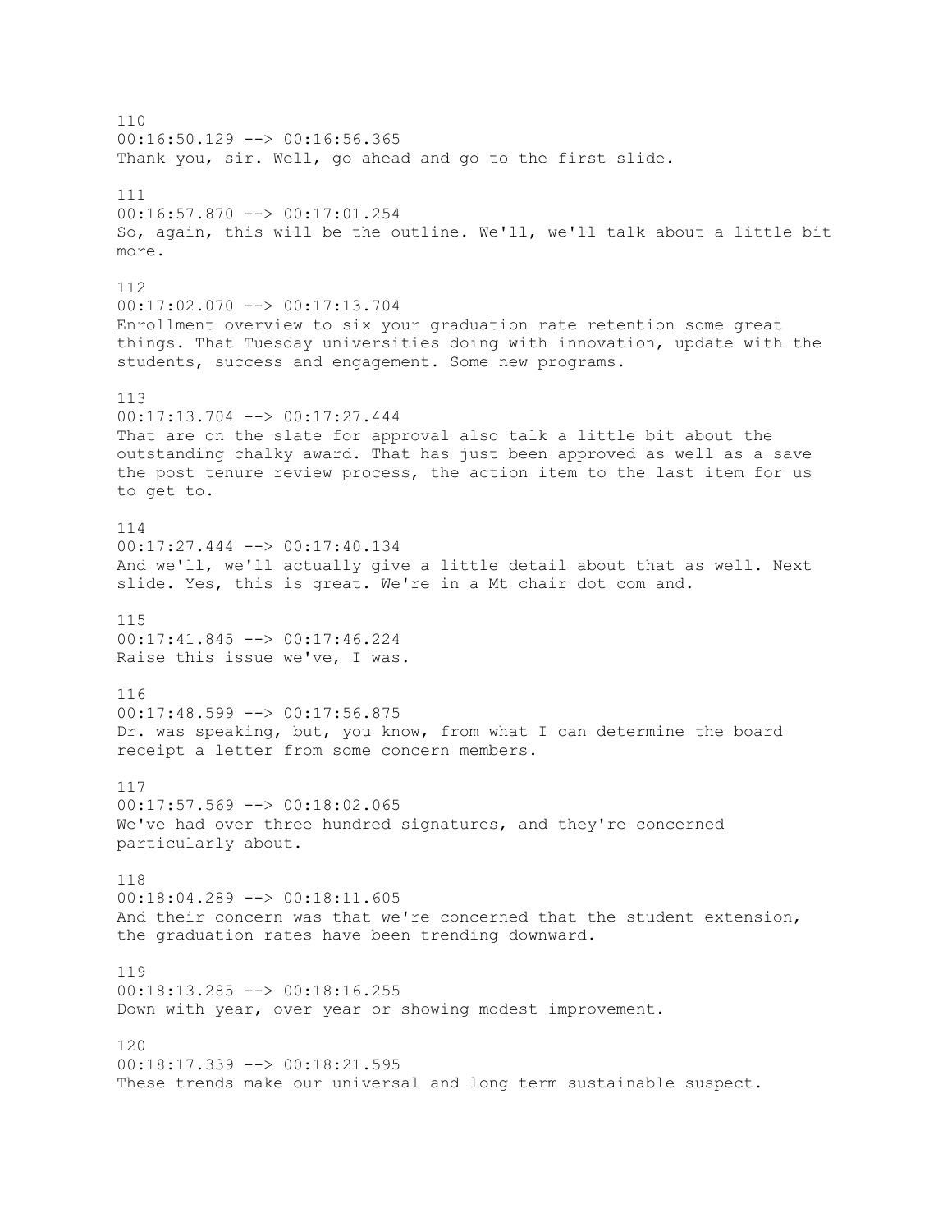110
00:16:50.129 --> 00:16:56.365
Thank you, sir. Well, go ahead and go to the first slide.

111
00:16:57.870 --> 00:17:01.254
So, again, this will be the outline. We'll, we'll talk about a little bit more.

112
00:17:02.070 --> 00:17:13.704
Enrollment overview to six your graduation rate retention some great things. That Tuesday universities doing with innovation, update with the students, success and engagement. Some new programs.

113
00:17:13.704 --> 00:17:27.444
That are on the slate for approval also talk a little bit about the outstanding chalky award. That has just been approved as well as a save the post tenure review process, the action item to the last item for us to get to.

114
00:17:27.444 --> 00:17:40.134
And we'll, we'll actually give a little detail about that as well. Next slide. Yes, this is great. We're in a Mt chair dot com and.

115
00:17:41.845 --> 00:17:46.224
Raise this issue we've, I was.

116
00:17:48.599 --> 00:17:56.875
Dr. was speaking, but, you know, from what I can determine the board receipt a letter from some concern members.

117
00:17:57.569 --> 00:18:02.065
We've had over three hundred signatures, and they're concerned particularly about.

118
00:18:04.289 --> 00:18:11.605
And their concern was that we're concerned that the student extension, the graduation rates have been trending downward.

119
00:18:13.285 --> 00:18:16.255
Down with year, over year or showing modest improvement.

120
00:18:17.339 --> 00:18:21.595
These trends make our universal and long term sustainable suspect.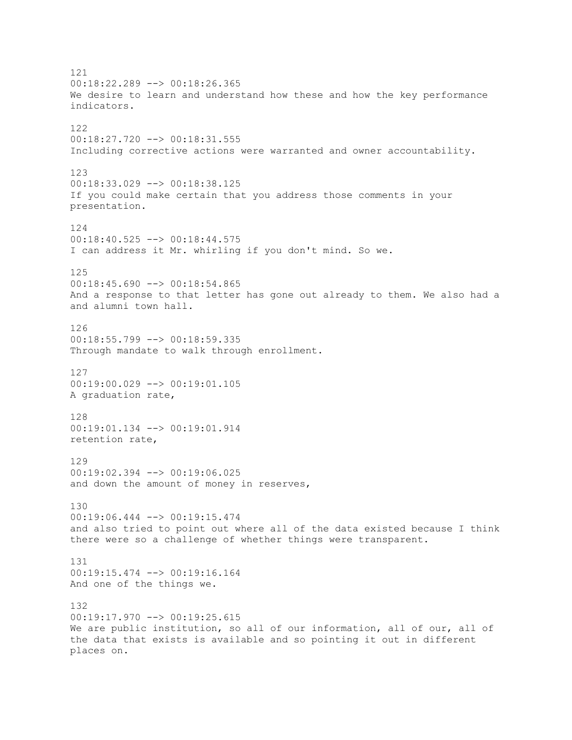121
00:18:22.289 --> 00:18:26.365
We desire to learn and understand how these and how the key performance indicators.

122
00:18:27.720 --> 00:18:31.555
Including corrective actions were warranted and owner accountability.

123
00:18:33.029 --> 00:18:38.125
If you could make certain that you address those comments in your presentation.

124
00:18:40.525 --> 00:18:44.575
I can address it Mr. whirling if you don't mind. So we.

125
00:18:45.690 --> 00:18:54.865
And a response to that letter has gone out already to them. We also had a and alumni town hall.

126
00:18:55.799 --> 00:18:59.335
Through mandate to walk through enrollment.

127
00:19:00.029 --> 00:19:01.105
A graduation rate,

128
00:19:01.134 --> 00:19:01.914
retention rate,

129
00:19:02.394 --> 00:19:06.025
and down the amount of money in reserves,

130
00:19:06.444 --> 00:19:15.474
and also tried to point out where all of the data existed because I think there were so a challenge of whether things were transparent.

131
00:19:15.474 --> 00:19:16.164
And one of the things we.

132
00:19:17.970 --> 00:19:25.615
We are public institution, so all of our information, all of our, all of the data that exists is available and so pointing it out in different places on.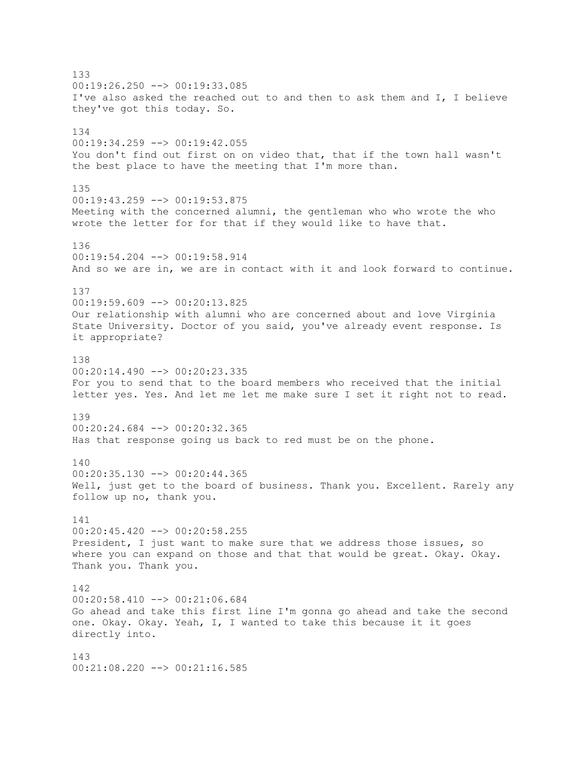133
00:19:26.250 --> 00:19:33.085
I've also asked the reached out to and then to ask them and I, I believe they've got this today. So.

134
00:19:34.259 --> 00:19:42.055
You don't find out first on on video that, that if the town hall wasn't the best place to have the meeting that I'm more than.

135
00:19:43.259 --> 00:19:53.875
Meeting with the concerned alumni, the gentleman who who wrote the who wrote the letter for for that if they would like to have that.

136
00:19:54.204 --> 00:19:58.914
And so we are in, we are in contact with it and look forward to continue.

137
00:19:59.609 --> 00:20:13.825
Our relationship with alumni who are concerned about and love Virginia State University. Doctor of you said, you've already event response. Is it appropriate?

138
00:20:14.490 --> 00:20:23.335
For you to send that to the board members who received that the initial letter yes. Yes. And let me let me make sure I set it right not to read.

139
00:20:24.684 --> 00:20:32.365
Has that response going us back to red must be on the phone.

140
00:20:35.130 --> 00:20:44.365
Well, just get to the board of business. Thank you. Excellent. Rarely any follow up no, thank you.

141
00:20:45.420 --> 00:20:58.255
President, I just want to make sure that we address those issues, so where you can expand on those and that that would be great. Okay. Okay. Thank you. Thank you.

142
00:20:58.410 --> 00:21:06.684
Go ahead and take this first line I'm gonna go ahead and take the second one. Okay. Okay. Yeah, I, I wanted to take this because it it goes directly into.

143
00:21:08.220 --> 00:21:16.585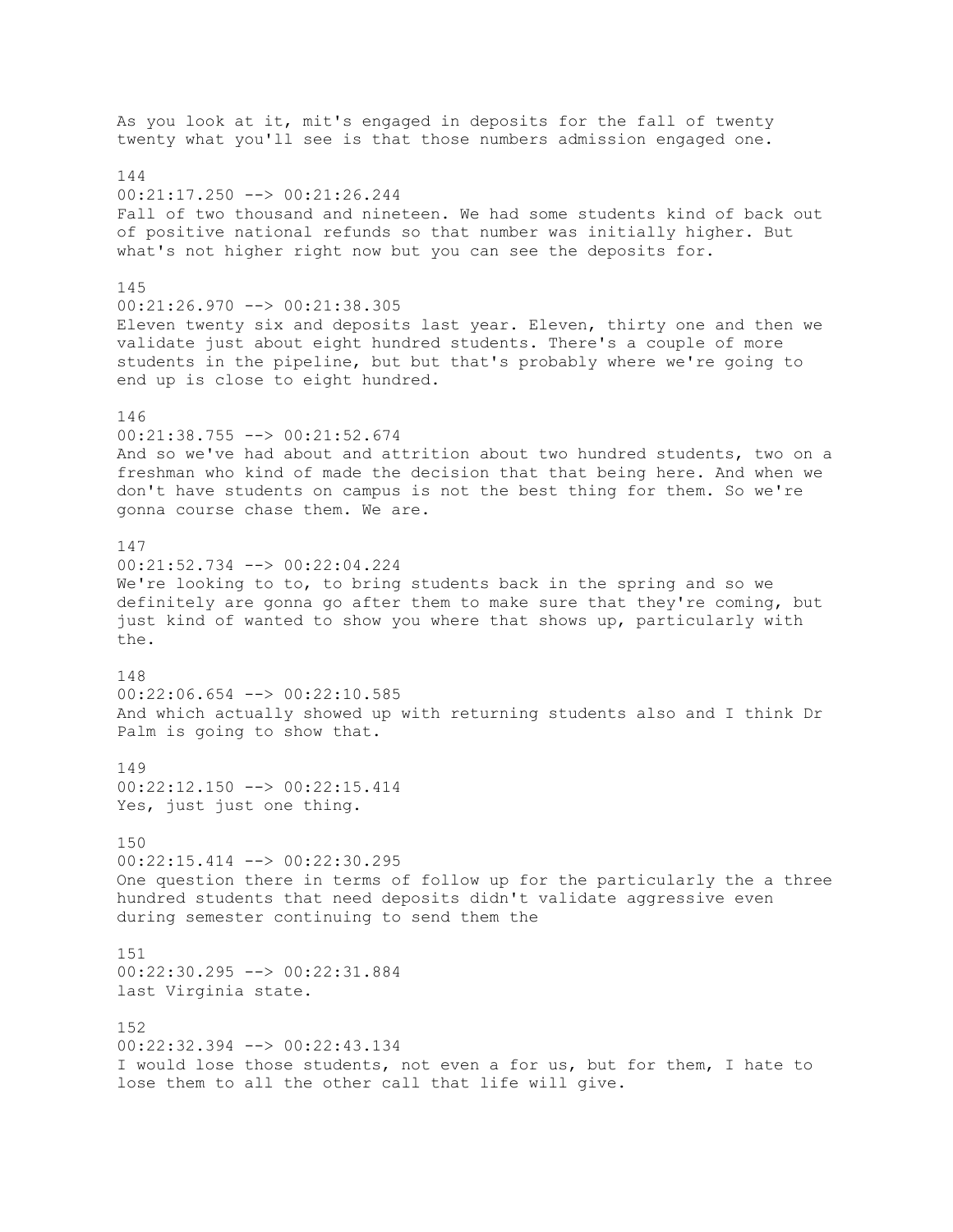As you look at it, mit's engaged in deposits for the fall of twenty twenty what you'll see is that those numbers admission engaged one.

144
00:21:17.250 --> 00:21:26.244
Fall of two thousand and nineteen. We had some students kind of back out of positive national refunds so that number was initially higher. But what's not higher right now but you can see the deposits for.

145
00:21:26.970 --> 00:21:38.305
Eleven twenty six and deposits last year. Eleven, thirty one and then we validate just about eight hundred students. There's a couple of more students in the pipeline, but but that's probably where we're going to end up is close to eight hundred.

146
00:21:38.755 --> 00:21:52.674
And so we've had about and attrition about two hundred students, two on a freshman who kind of made the decision that that being here. And when we don't have students on campus is not the best thing for them. So we're gonna course chase them. We are.

147
00:21:52.734 --> 00:22:04.224
We're looking to to, to bring students back in the spring and so we definitely are gonna go after them to make sure that they're coming, but just kind of wanted to show you where that shows up, particularly with the.

148
00:22:06.654 --> 00:22:10.585
And which actually showed up with returning students also and I think Dr Palm is going to show that.

149
00:22:12.150 --> 00:22:15.414
Yes, just just one thing.

150
00:22:15.414 --> 00:22:30.295
One question there in terms of follow up for the particularly the a three hundred students that need deposits didn't validate aggressive even during semester continuing to send them the

151
00:22:30.295 --> 00:22:31.884
last Virginia state.

152
00:22:32.394 --> 00:22:43.134
I would lose those students, not even a for us, but for them, I hate to lose them to all the other call that life will give.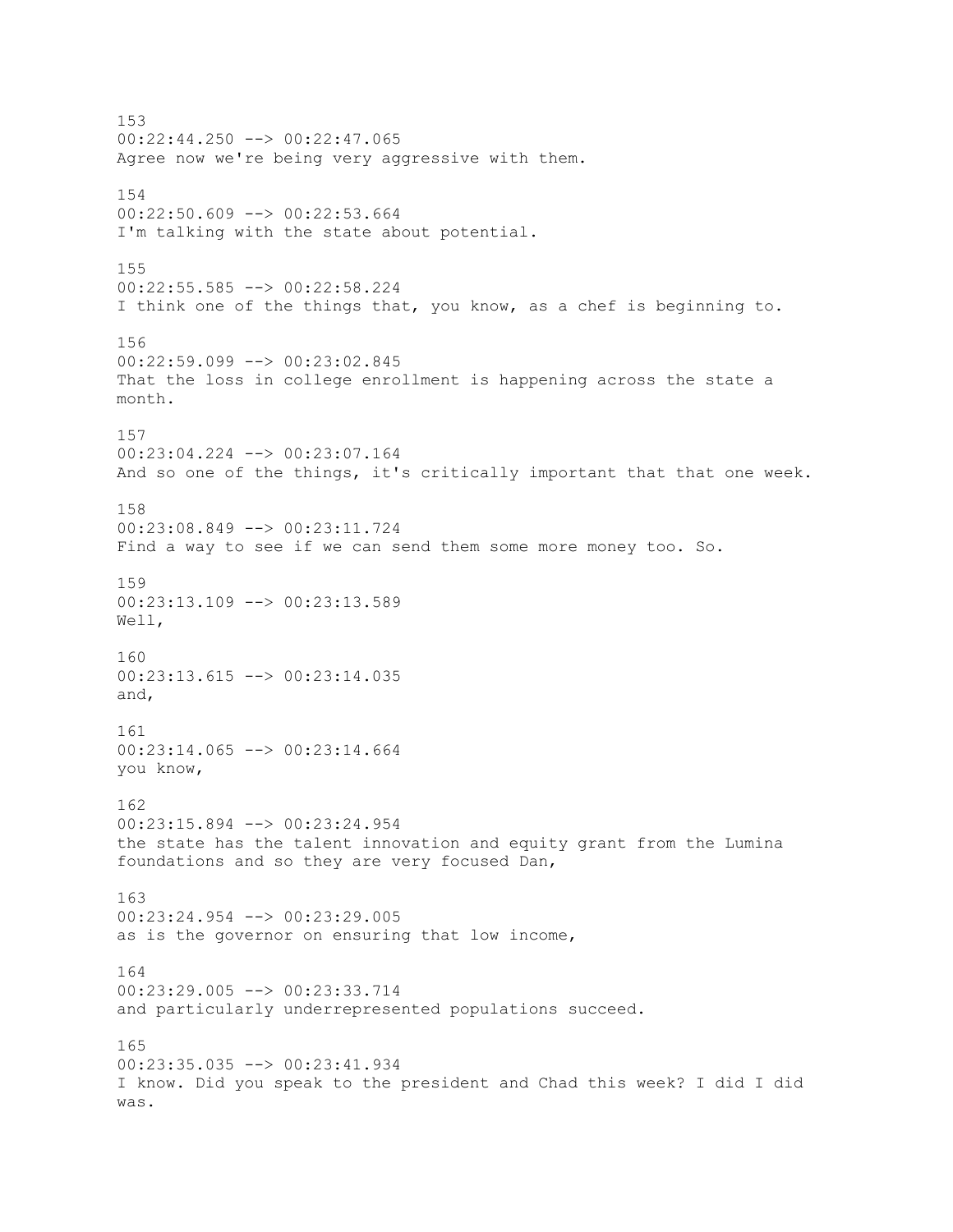153
00:22:44.250 --> 00:22:47.065
Agree now we're being very aggressive with them.

154
00:22:50.609 --> 00:22:53.664
I'm talking with the state about potential.

155
00:22:55.585 --> 00:22:58.224
I think one of the things that, you know, as a chef is beginning to.

156
00:22:59.099 --> 00:23:02.845
That the loss in college enrollment is happening across the state a month.

157
00:23:04.224 --> 00:23:07.164
And so one of the things, it's critically important that that one week.

158
00:23:08.849 --> 00:23:11.724
Find a way to see if we can send them some more money too. So.

159
00:23:13.109 --> 00:23:13.589
Well,

160
00:23:13.615 --> 00:23:14.035
and,

161
00:23:14.065 --> 00:23:14.664
you know,

162
00:23:15.894 --> 00:23:24.954
the state has the talent innovation and equity grant from the Lumina foundations and so they are very focused Dan,

163
00:23:24.954 --> 00:23:29.005
as is the governor on ensuring that low income,

164
00:23:29.005 --> 00:23:33.714
and particularly underrepresented populations succeed.

165
00:23:35.035 --> 00:23:41.934
I know. Did you speak to the president and Chad this week? I did I did was.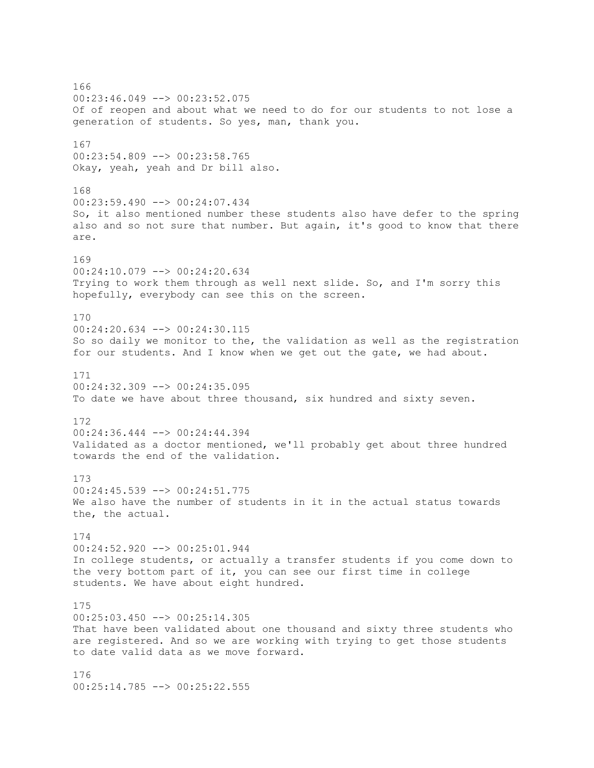166
00:23:46.049 --> 00:23:52.075
Of of reopen and about what we need to do for our students to not lose a generation of students. So yes, man, thank you.

167
00:23:54.809 --> 00:23:58.765
Okay, yeah, yeah and Dr bill also.

168
00:23:59.490 --> 00:24:07.434
So, it also mentioned number these students also have defer to the spring also and so not sure that number. But again, it's good to know that there are.

169
00:24:10.079 --> 00:24:20.634
Trying to work them through as well next slide. So, and I'm sorry this hopefully, everybody can see this on the screen.

170
00:24:20.634 --> 00:24:30.115
So so daily we monitor to the, the validation as well as the registration for our students. And I know when we get out the gate, we had about.

171
00:24:32.309 --> 00:24:35.095
To date we have about three thousand, six hundred and sixty seven.

172
00:24:36.444 --> 00:24:44.394
Validated as a doctor mentioned, we'll probably get about three hundred towards the end of the validation.

173
00:24:45.539 --> 00:24:51.775
We also have the number of students in it in the actual status towards the, the actual.

174
00:24:52.920 --> 00:25:01.944
In college students, or actually a transfer students if you come down to the very bottom part of it, you can see our first time in college students. We have about eight hundred.

175
00:25:03.450 --> 00:25:14.305
That have been validated about one thousand and sixty three students who are registered. And so we are working with trying to get those students to date valid data as we move forward.

176
00:25:14.785 --> 00:25:22.555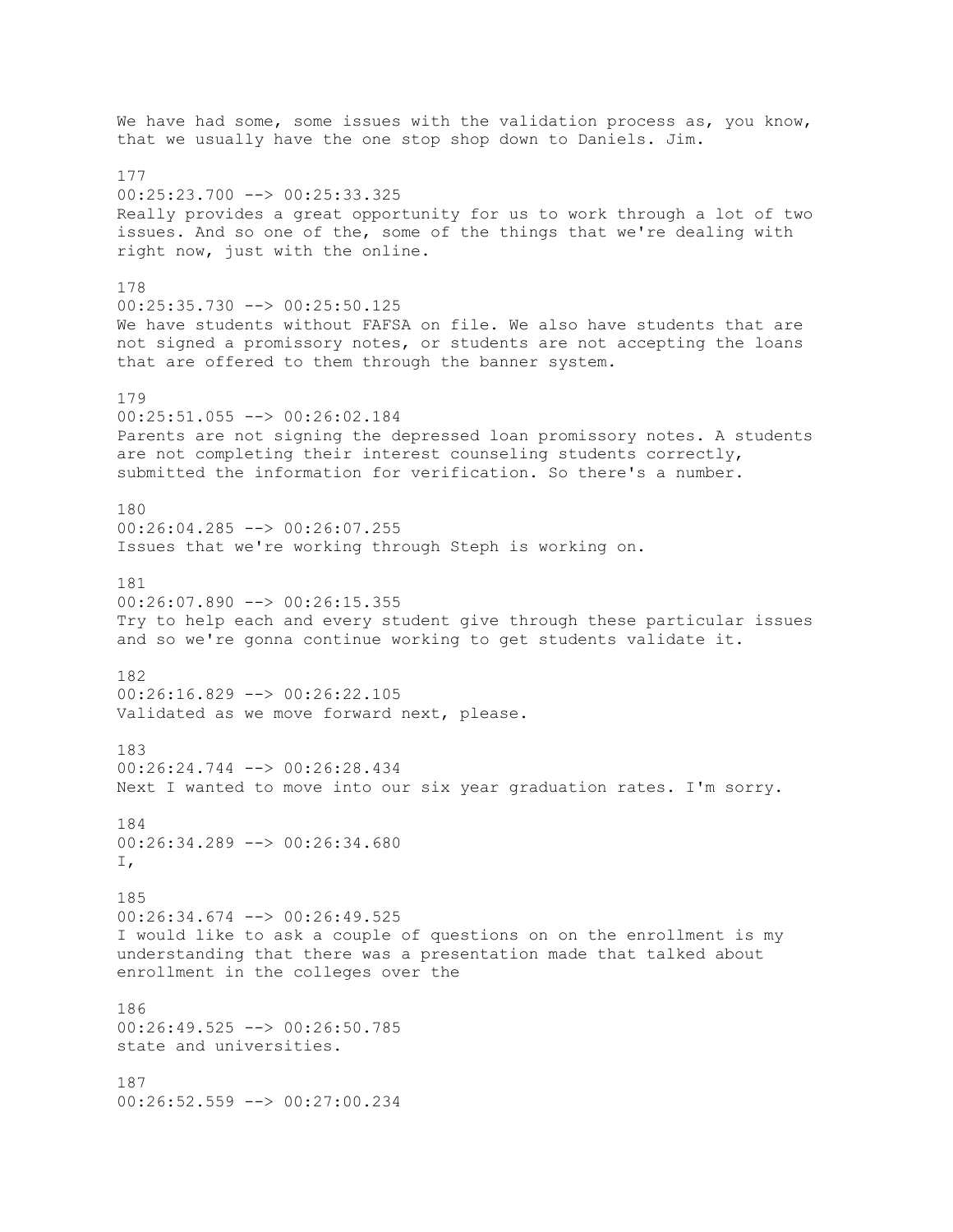We have had some, some issues with the validation process as, you know, that we usually have the one stop shop down to Daniels. Jim.

177
00:25:23.700 --> 00:25:33.325
Really provides a great opportunity for us to work through a lot of two issues. And so one of the, some of the things that we're dealing with right now, just with the online.

178
00:25:35.730 --> 00:25:50.125
We have students without FAFSA on file. We also have students that are not signed a promissory notes, or students are not accepting the loans that are offered to them through the banner system.

179
00:25:51.055 --> 00:26:02.184
Parents are not signing the depressed loan promissory notes. A students are not completing their interest counseling students correctly, submitted the information for verification. So there's a number.

180
00:26:04.285 --> 00:26:07.255
Issues that we're working through Steph is working on.

181
00:26:07.890 --> 00:26:15.355
Try to help each and every student give through these particular issues and so we're gonna continue working to get students validate it.

182
00:26:16.829 --> 00:26:22.105
Validated as we move forward next, please.

183
00:26:24.744 --> 00:26:28.434
Next I wanted to move into our six year graduation rates. I'm sorry.

184
00:26:34.289 --> 00:26:34.680
I,

185
00:26:34.674 --> 00:26:49.525
I would like to ask a couple of questions on on the enrollment is my understanding that there was a presentation made that talked about enrollment in the colleges over the

186
00:26:49.525 --> 00:26:50.785
state and universities.

187
00:26:52.559 --> 00:27:00.234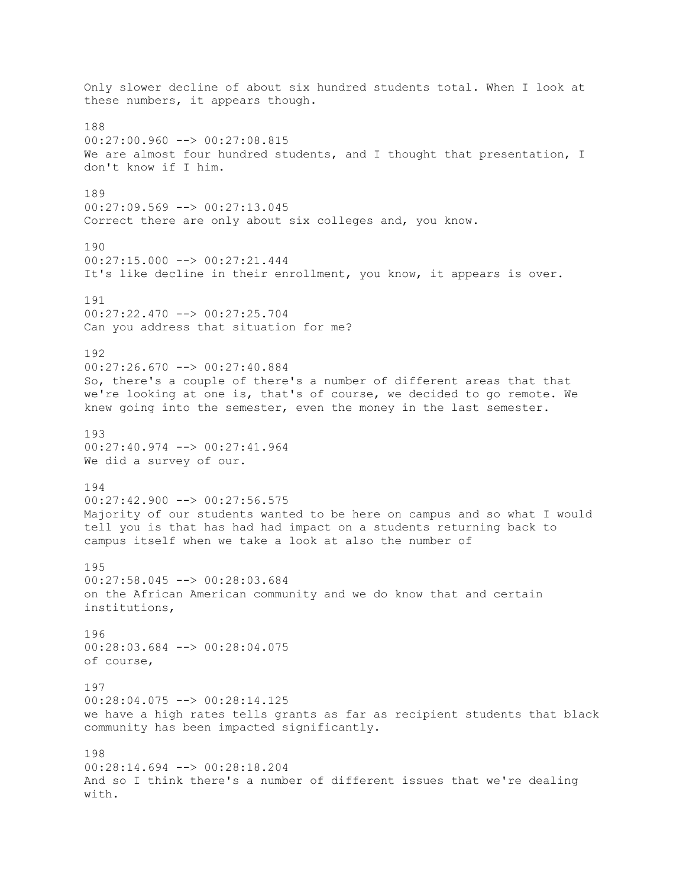Only slower decline of about six hundred students total. When I look at these numbers, it appears though.

188
00:27:00.960 --> 00:27:08.815
We are almost four hundred students, and I thought that presentation, I don't know if I him.

189
00:27:09.569 --> 00:27:13.045
Correct there are only about six colleges and, you know.

190
00:27:15.000 --> 00:27:21.444
It's like decline in their enrollment, you know, it appears is over.

191
00:27:22.470 --> 00:27:25.704
Can you address that situation for me?

192
00:27:26.670 --> 00:27:40.884
So, there's a couple of there's a number of different areas that that we're looking at one is, that's of course, we decided to go remote. We knew going into the semester, even the money in the last semester.

193
00:27:40.974 --> 00:27:41.964
We did a survey of our.

194
00:27:42.900 --> 00:27:56.575
Majority of our students wanted to be here on campus and so what I would tell you is that has had had impact on a students returning back to campus itself when we take a look at also the number of

195
00:27:58.045 --> 00:28:03.684
on the African American community and we do know that and certain institutions,

196
00:28:03.684 --> 00:28:04.075
of course,

197
00:28:04.075 --> 00:28:14.125
we have a high rates tells grants as far as recipient students that black community has been impacted significantly.

198
00:28:14.694 --> 00:28:18.204
And so I think there's a number of different issues that we're dealing with.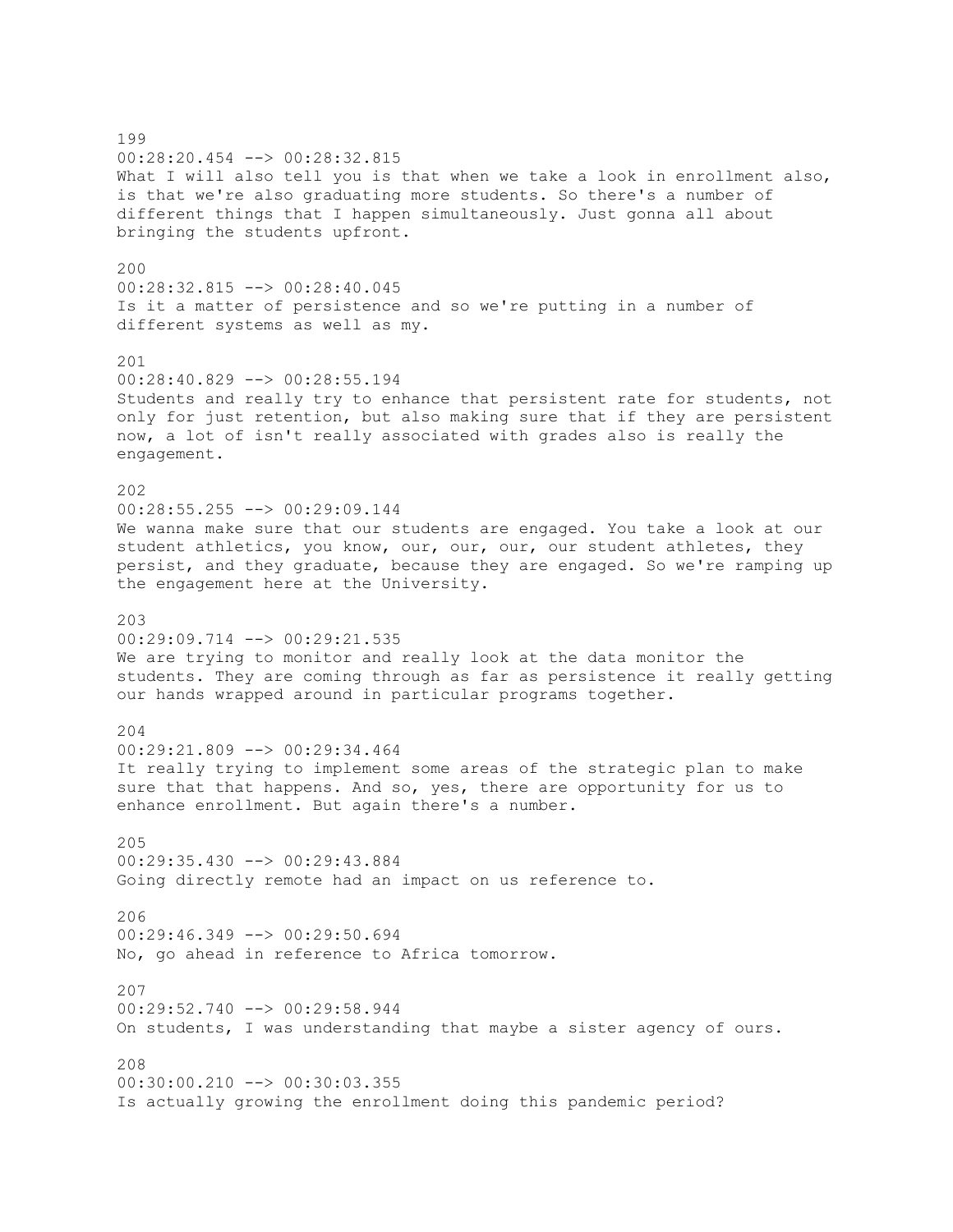199
00:28:20.454 --> 00:28:32.815
What I will also tell you is that when we take a look in enrollment also, is that we're also graduating more students. So there's a number of different things that I happen simultaneously. Just gonna all about bringing the students upfront.

200
00:28:32.815 --> 00:28:40.045
Is it a matter of persistence and so we're putting in a number of different systems as well as my.

201
00:28:40.829 --> 00:28:55.194
Students and really try to enhance that persistent rate for students, not only for just retention, but also making sure that if they are persistent now, a lot of isn't really associated with grades also is really the engagement.

202
00:28:55.255 --> 00:29:09.144
We wanna make sure that our students are engaged. You take a look at our student athletics, you know, our, our, our, our student athletes, they persist, and they graduate, because they are engaged. So we're ramping up the engagement here at the University.

203
00:29:09.714 --> 00:29:21.535
We are trying to monitor and really look at the data monitor the students. They are coming through as far as persistence it really getting our hands wrapped around in particular programs together.

204
00:29:21.809 --> 00:29:34.464
It really trying to implement some areas of the strategic plan to make sure that that happens. And so, yes, there are opportunity for us to enhance enrollment. But again there's a number.

205
00:29:35.430 --> 00:29:43.884
Going directly remote had an impact on us reference to.

206
00:29:46.349 --> 00:29:50.694
No, go ahead in reference to Africa tomorrow.

207
00:29:52.740 --> 00:29:58.944
On students, I was understanding that maybe a sister agency of ours.

208
00:30:00.210 --> 00:30:03.355
Is actually growing the enrollment doing this pandemic period?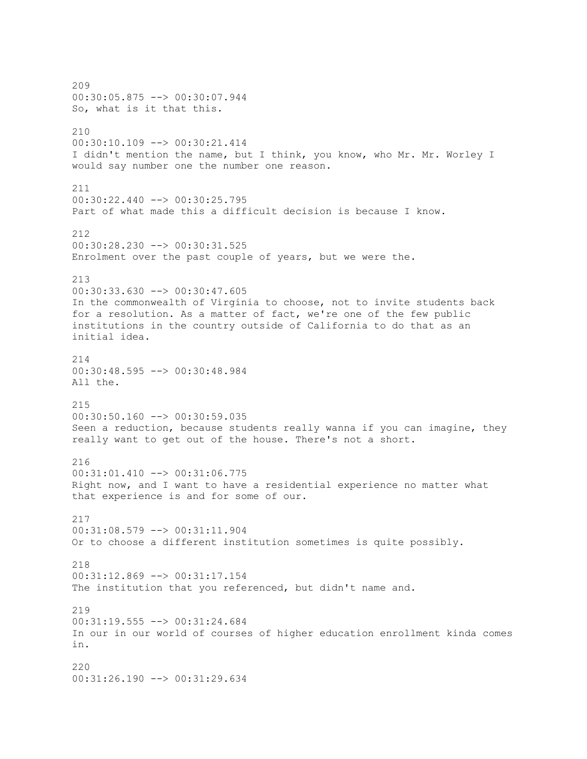209
00:30:05.875 --> 00:30:07.944
So, what is it that this.

210
00:30:10.109 --> 00:30:21.414
I didn't mention the name, but I think, you know, who Mr. Mr. Worley I would say number one the number one reason.

211
00:30:22.440 --> 00:30:25.795
Part of what made this a difficult decision is because I know.

212
00:30:28.230 --> 00:30:31.525
Enrolment over the past couple of years, but we were the.

213
00:30:33.630 --> 00:30:47.605
In the commonwealth of Virginia to choose, not to invite students back for a resolution. As a matter of fact, we're one of the few public institutions in the country outside of California to do that as an initial idea.

214
00:30:48.595 --> 00:30:48.984
All the.

215
00:30:50.160 --> 00:30:59.035
Seen a reduction, because students really wanna if you can imagine, they really want to get out of the house. There's not a short.

216
00:31:01.410 --> 00:31:06.775
Right now, and I want to have a residential experience no matter what that experience is and for some of our.

217
00:31:08.579 --> 00:31:11.904
Or to choose a different institution sometimes is quite possibly.

218
00:31:12.869 --> 00:31:17.154
The institution that you referenced, but didn't name and.

219
00:31:19.555 --> 00:31:24.684
In our in our world of courses of higher education enrollment kinda comes in.

220
00:31:26.190 --> 00:31:29.634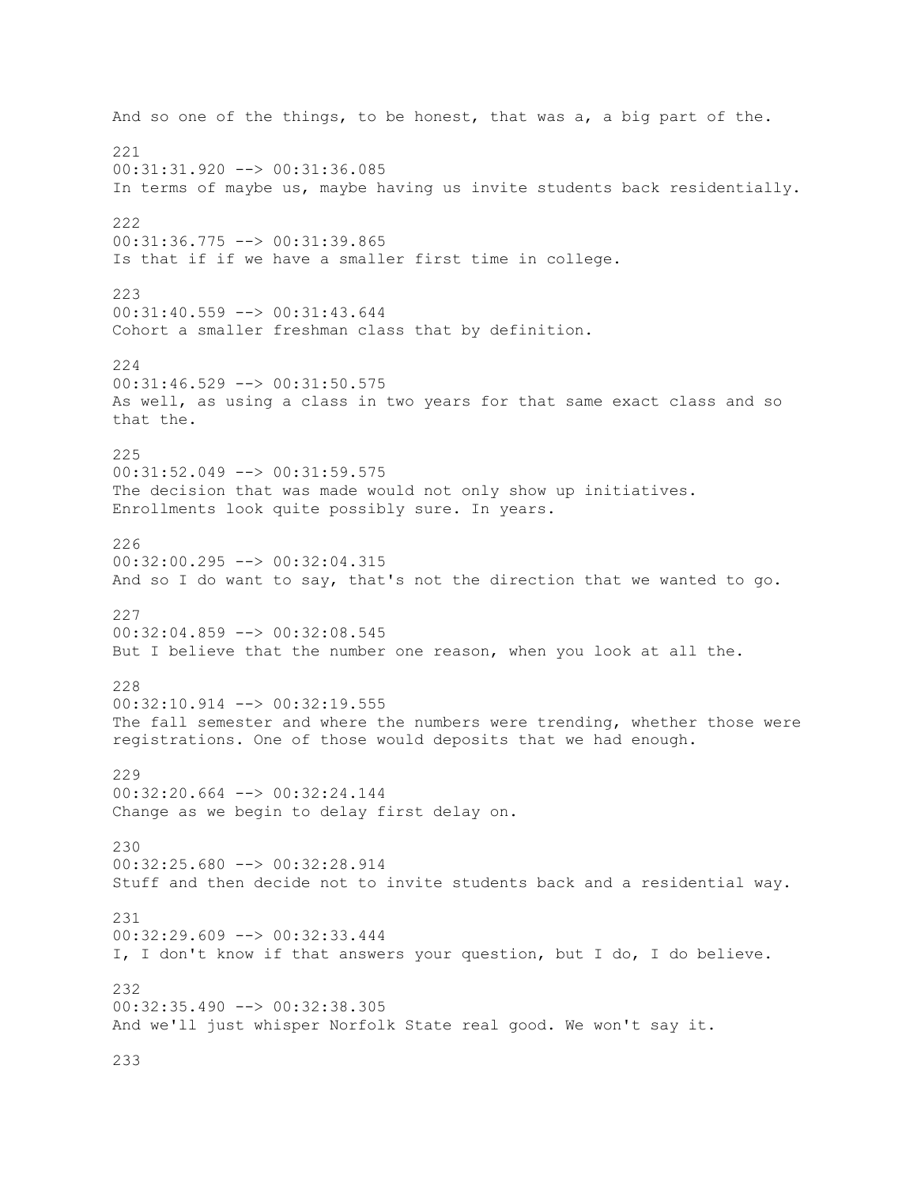And so one of the things, to be honest, that was a, a big part of the.

221
00:31:31.920 --> 00:31:36.085
In terms of maybe us, maybe having us invite students back residentially.

222
00:31:36.775 --> 00:31:39.865
Is that if if we have a smaller first time in college.

223
00:31:40.559 --> 00:31:43.644
Cohort a smaller freshman class that by definition.

224
00:31:46.529 --> 00:31:50.575
As well, as using a class in two years for that same exact class and so that the.

225
00:31:52.049 --> 00:31:59.575
The decision that was made would not only show up initiatives. Enrollments look quite possibly sure. In years.

226
00:32:00.295 --> 00:32:04.315
And so I do want to say, that's not the direction that we wanted to go.

227
00:32:04.859 --> 00:32:08.545
But I believe that the number one reason, when you look at all the.

228
00:32:10.914 --> 00:32:19.555
The fall semester and where the numbers were trending, whether those were registrations. One of those would deposits that we had enough.

229
00:32:20.664 --> 00:32:24.144
Change as we begin to delay first delay on.

230
00:32:25.680 --> 00:32:28.914
Stuff and then decide not to invite students back and a residential way.

231
00:32:29.609 --> 00:32:33.444
I, I don't know if that answers your question, but I do, I do believe.

232
00:32:35.490 --> 00:32:38.305
And we'll just whisper Norfolk State real good. We won't say it.

233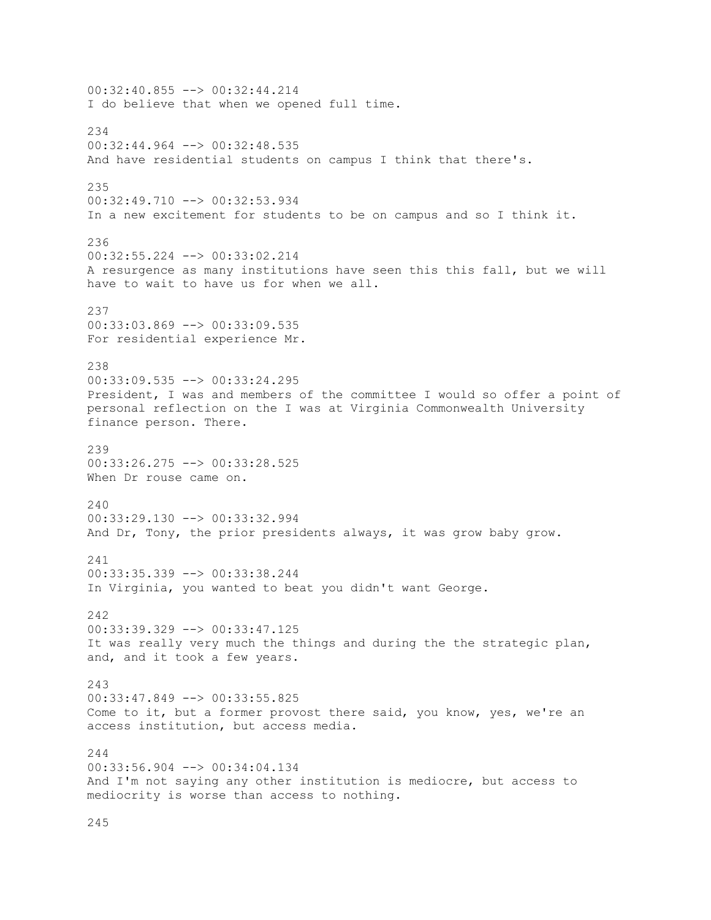00:32:40.855 --> 00:32:44.214
I do believe that when we opened full time.

234
00:32:44.964 --> 00:32:48.535
And have residential students on campus I think that there's.

235
00:32:49.710 --> 00:32:53.934
In a new excitement for students to be on campus and so I think it.

236
00:32:55.224 --> 00:33:02.214
A resurgence as many institutions have seen this this fall, but we will have to wait to have us for when we all.

237
00:33:03.869 --> 00:33:09.535
For residential experience Mr.

238
00:33:09.535 --> 00:33:24.295
President, I was and members of the committee I would so offer a point of personal reflection on the I was at Virginia Commonwealth University finance person. There.

239
00:33:26.275 --> 00:33:28.525
When Dr rouse came on.

240
00:33:29.130 --> 00:33:32.994
And Dr, Tony, the prior presidents always, it was grow baby grow.

241
00:33:35.339 --> 00:33:38.244
In Virginia, you wanted to beat you didn't want George.

242
00:33:39.329 --> 00:33:47.125
It was really very much the things and during the the strategic plan, and, and it took a few years.

243
00:33:47.849 --> 00:33:55.825
Come to it, but a former provost there said, you know, yes, we're an access institution, but access media.

244
00:33:56.904 --> 00:34:04.134
And I'm not saying any other institution is mediocre, but access to mediocrity is worse than access to nothing.

245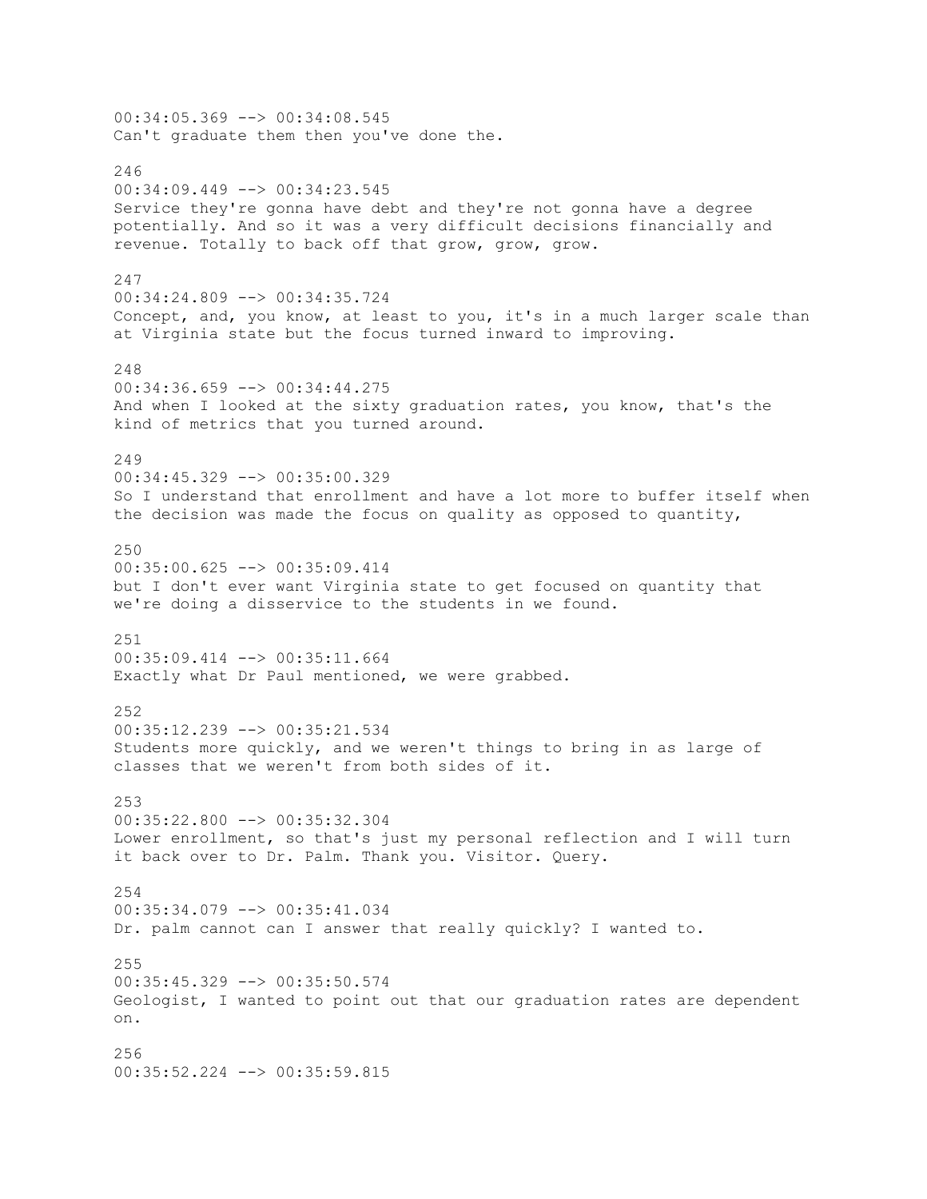00:34:05.369 --> 00:34:08.545
Can't graduate them then you've done the.

246
00:34:09.449 --> 00:34:23.545
Service they're gonna have debt and they're not gonna have a degree potentially. And so it was a very difficult decisions financially and revenue. Totally to back off that grow, grow, grow.

247
00:34:24.809 --> 00:34:35.724
Concept, and, you know, at least to you, it's in a much larger scale than at Virginia state but the focus turned inward to improving.

248
00:34:36.659 --> 00:34:44.275
And when I looked at the sixty graduation rates, you know, that's the kind of metrics that you turned around.

249
00:34:45.329 --> 00:35:00.329
So I understand that enrollment and have a lot more to buffer itself when the decision was made the focus on quality as opposed to quantity,

250
00:35:00.625 --> 00:35:09.414
but I don't ever want Virginia state to get focused on quantity that we're doing a disservice to the students in we found.

251
00:35:09.414 --> 00:35:11.664
Exactly what Dr Paul mentioned, we were grabbed.

252
00:35:12.239 --> 00:35:21.534
Students more quickly, and we weren't things to bring in as large of classes that we weren't from both sides of it.

253
00:35:22.800 --> 00:35:32.304
Lower enrollment, so that's just my personal reflection and I will turn it back over to Dr. Palm. Thank you. Visitor. Query.

254
00:35:34.079 --> 00:35:41.034
Dr. palm cannot can I answer that really quickly? I wanted to.

255
00:35:45.329 --> 00:35:50.574
Geologist, I wanted to point out that our graduation rates are dependent on.

256
00:35:52.224 --> 00:35:59.815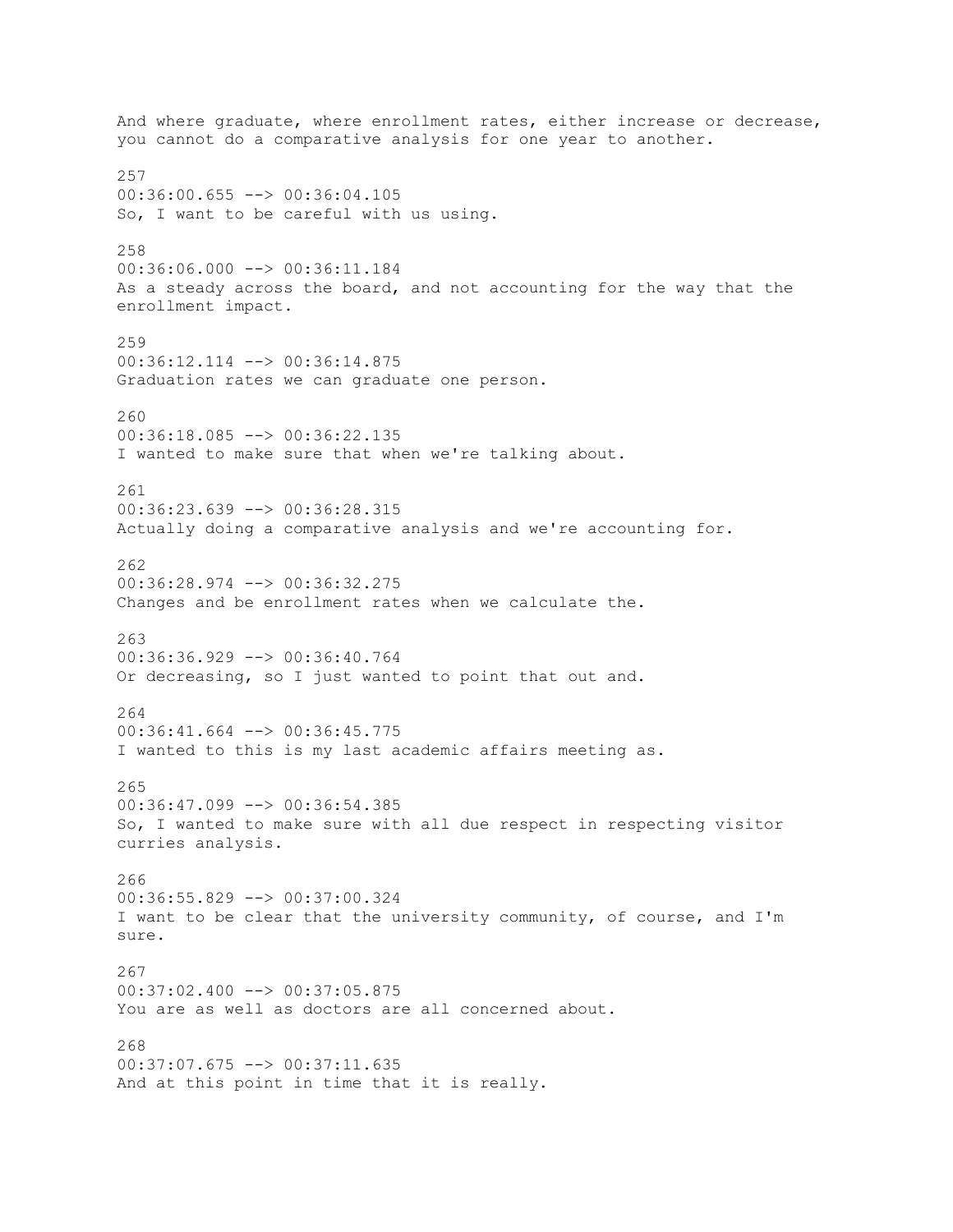And where graduate, where enrollment rates, either increase or decrease, you cannot do a comparative analysis for one year to another.

257
00:36:00.655 --> 00:36:04.105
So, I want to be careful with us using.

258
00:36:06.000 --> 00:36:11.184
As a steady across the board, and not accounting for the way that the enrollment impact.

259
00:36:12.114 --> 00:36:14.875
Graduation rates we can graduate one person.

260
00:36:18.085 --> 00:36:22.135
I wanted to make sure that when we're talking about.

261
00:36:23.639 --> 00:36:28.315
Actually doing a comparative analysis and we're accounting for.

262
00:36:28.974 --> 00:36:32.275
Changes and be enrollment rates when we calculate the.

263
00:36:36.929 --> 00:36:40.764
Or decreasing, so I just wanted to point that out and.

264
00:36:41.664 --> 00:36:45.775
I wanted to this is my last academic affairs meeting as.

265
00:36:47.099 --> 00:36:54.385
So, I wanted to make sure with all due respect in respecting visitor curries analysis.

266
00:36:55.829 --> 00:37:00.324
I want to be clear that the university community, of course, and I'm sure.

267
00:37:02.400 --> 00:37:05.875
You are as well as doctors are all concerned about.

268
00:37:07.675 --> 00:37:11.635
And at this point in time that it is really.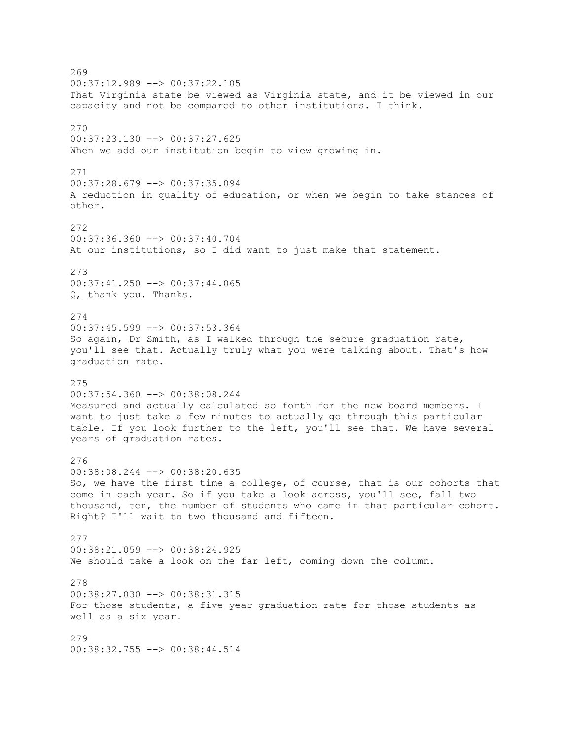269
00:37:12.989 --> 00:37:22.105
That Virginia state be viewed as Virginia state, and it be viewed in our capacity and not be compared to other institutions. I think.

270
00:37:23.130 --> 00:37:27.625
When we add our institution begin to view growing in.

271
00:37:28.679 --> 00:37:35.094
A reduction in quality of education, or when we begin to take stances of other.

272
00:37:36.360 --> 00:37:40.704
At our institutions, so I did want to just make that statement.

273
00:37:41.250 --> 00:37:44.065
Q, thank you. Thanks.

274
00:37:45.599 --> 00:37:53.364
So again, Dr Smith, as I walked through the secure graduation rate, you'll see that. Actually truly what you were talking about. That's how graduation rate.

275
00:37:54.360 --> 00:38:08.244
Measured and actually calculated so forth for the new board members. I want to just take a few minutes to actually go through this particular table. If you look further to the left, you'll see that. We have several years of graduation rates.

276
00:38:08.244 --> 00:38:20.635
So, we have the first time a college, of course, that is our cohorts that come in each year. So if you take a look across, you'll see, fall two thousand, ten, the number of students who came in that particular cohort. Right? I'll wait to two thousand and fifteen.

277
00:38:21.059 --> 00:38:24.925
We should take a look on the far left, coming down the column.

278
00:38:27.030 --> 00:38:31.315
For those students, a five year graduation rate for those students as well as a six year.

279
00:38:32.755 --> 00:38:44.514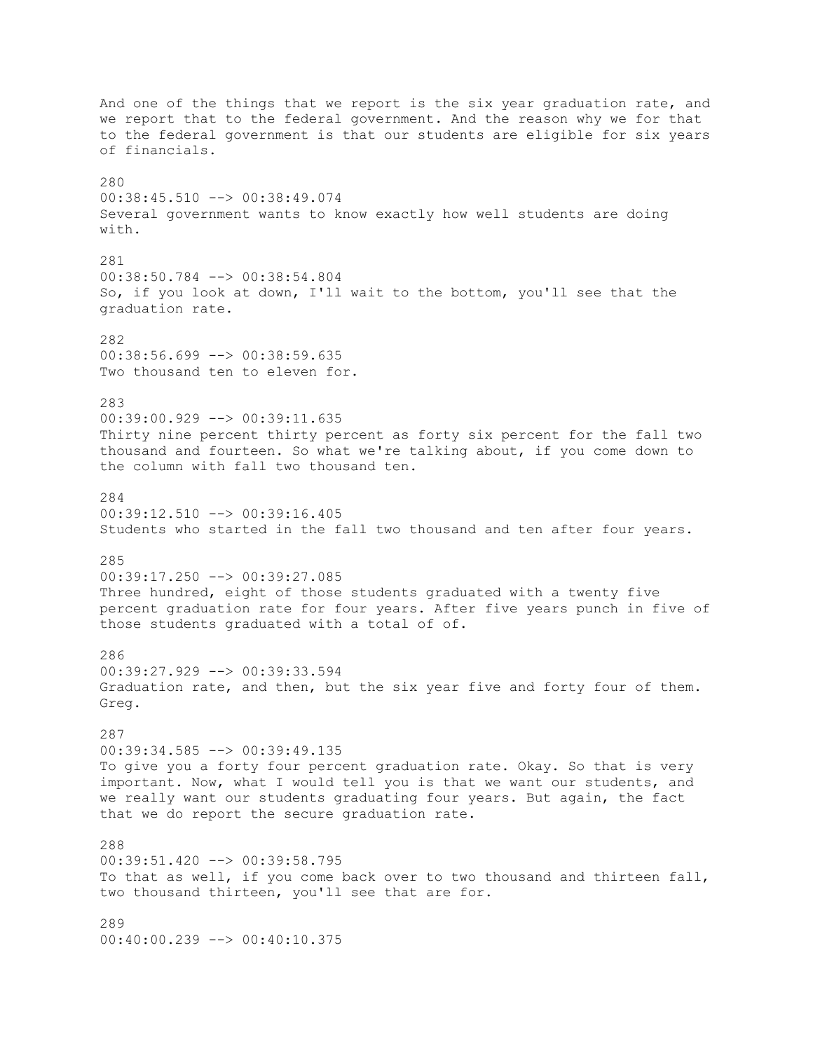And one of the things that we report is the six year graduation rate, and we report that to the federal government. And the reason why we for that to the federal government is that our students are eligible for six years of financials.

280
00:38:45.510 --> 00:38:49.074
Several government wants to know exactly how well students are doing with.

281
00:38:50.784 --> 00:38:54.804
So, if you look at down, I'll wait to the bottom, you'll see that the graduation rate.

282
00:38:56.699 --> 00:38:59.635
Two thousand ten to eleven for.

283
00:39:00.929 --> 00:39:11.635
Thirty nine percent thirty percent as forty six percent for the fall two thousand and fourteen. So what we're talking about, if you come down to the column with fall two thousand ten.

284
00:39:12.510 --> 00:39:16.405
Students who started in the fall two thousand and ten after four years.

285
00:39:17.250 --> 00:39:27.085
Three hundred, eight of those students graduated with a twenty five percent graduation rate for four years. After five years punch in five of those students graduated with a total of of.

286
00:39:27.929 --> 00:39:33.594
Graduation rate, and then, but the six year five and forty four of them. Greg.

287
00:39:34.585 --> 00:39:49.135
To give you a forty four percent graduation rate. Okay. So that is very important. Now, what I would tell you is that we want our students, and we really want our students graduating four years. But again, the fact that we do report the secure graduation rate.

288
00:39:51.420 --> 00:39:58.795
To that as well, if you come back over to two thousand and thirteen fall, two thousand thirteen, you'll see that are for.

289
00:40:00.239 --> 00:40:10.375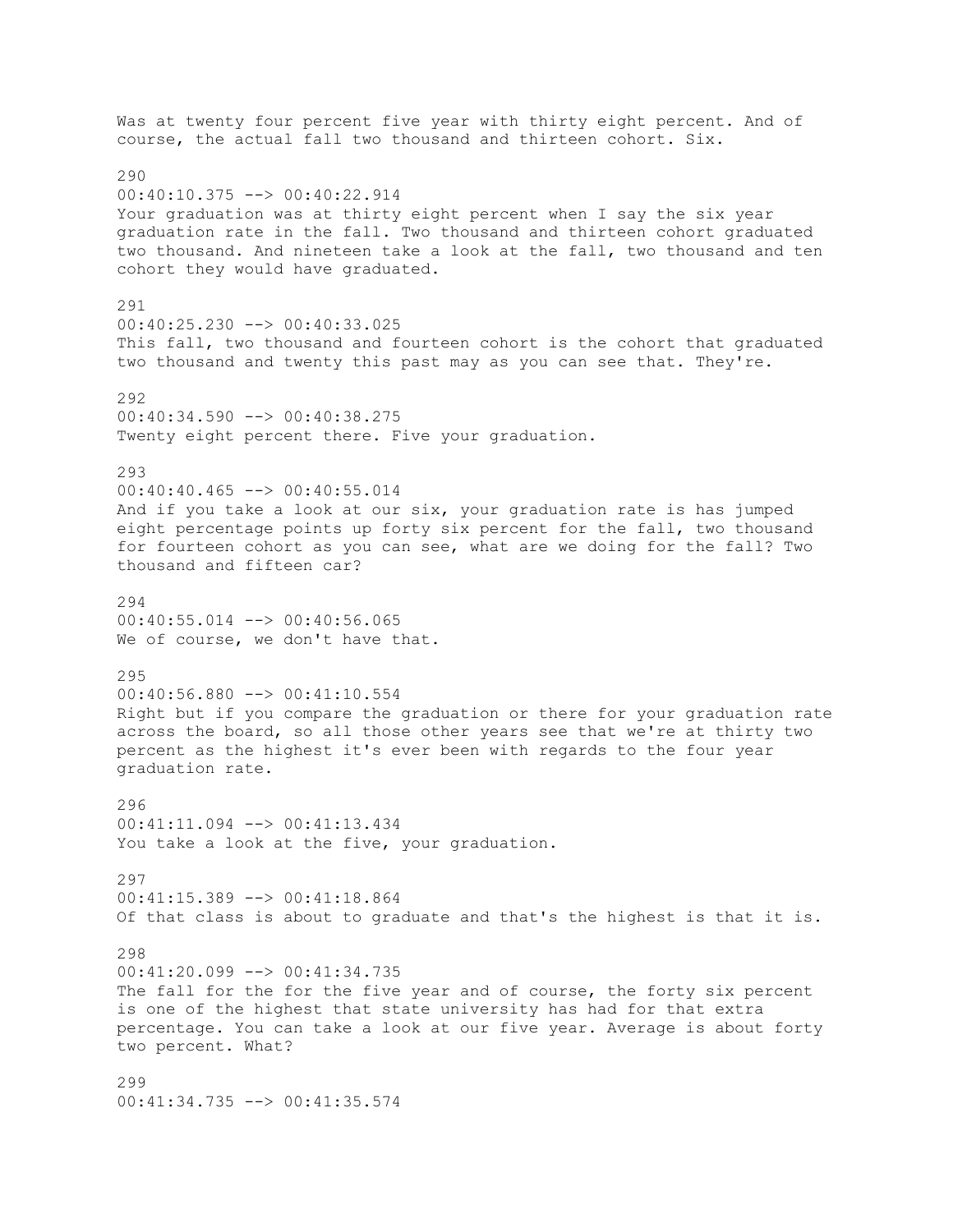Was at twenty four percent five year with thirty eight percent. And of course, the actual fall two thousand and thirteen cohort. Six.

290
00:40:10.375 --> 00:40:22.914
Your graduation was at thirty eight percent when I say the six year graduation rate in the fall. Two thousand and thirteen cohort graduated two thousand. And nineteen take a look at the fall, two thousand and ten cohort they would have graduated.

291
00:40:25.230 --> 00:40:33.025
This fall, two thousand and fourteen cohort is the cohort that graduated two thousand and twenty this past may as you can see that. They're.

292
00:40:34.590 --> 00:40:38.275
Twenty eight percent there. Five your graduation.

293
00:40:40.465 --> 00:40:55.014
And if you take a look at our six, your graduation rate is has jumped eight percentage points up forty six percent for the fall, two thousand for fourteen cohort as you can see, what are we doing for the fall? Two thousand and fifteen car?

294
00:40:55.014 --> 00:40:56.065
We of course, we don't have that.

295
00:40:56.880 --> 00:41:10.554
Right but if you compare the graduation or there for your graduation rate across the board, so all those other years see that we're at thirty two percent as the highest it's ever been with regards to the four year graduation rate.

296
00:41:11.094 --> 00:41:13.434
You take a look at the five, your graduation.

297
00:41:15.389 --> 00:41:18.864
Of that class is about to graduate and that's the highest is that it is.

298
00:41:20.099 --> 00:41:34.735
The fall for the for the five year and of course, the forty six percent is one of the highest that state university has had for that extra percentage. You can take a look at our five year. Average is about forty two percent. What?

299
00:41:34.735 --> 00:41:35.574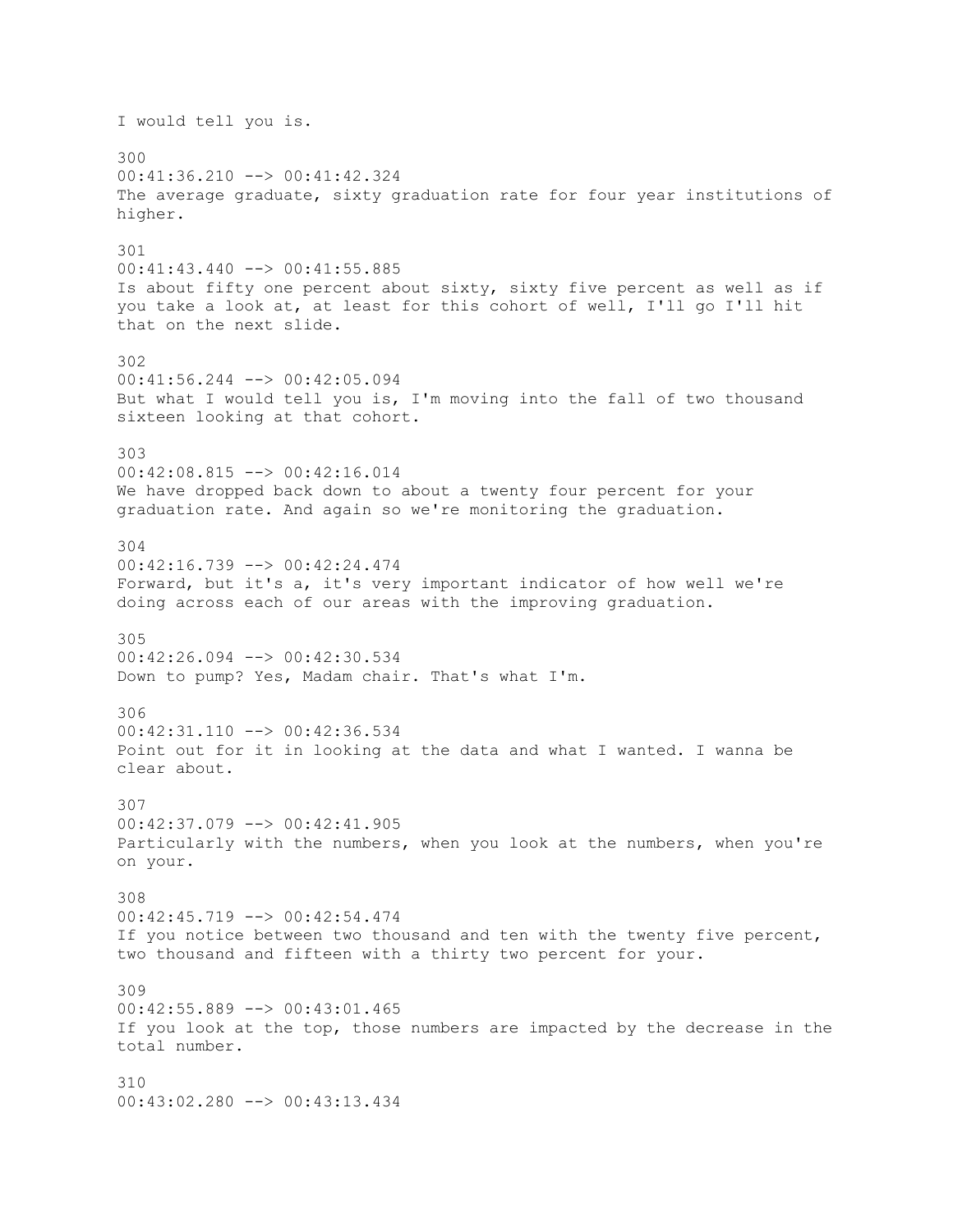I would tell you is.

300
00:41:36.210 --> 00:41:42.324
The average graduate, sixty graduation rate for four year institutions of higher.

301
00:41:43.440 --> 00:41:55.885
Is about fifty one percent about sixty, sixty five percent as well as if you take a look at, at least for this cohort of well, I'll go I'll hit that on the next slide.

302
00:41:56.244 --> 00:42:05.094
But what I would tell you is, I'm moving into the fall of two thousand sixteen looking at that cohort.

303
00:42:08.815 --> 00:42:16.014
We have dropped back down to about a twenty four percent for your graduation rate. And again so we're monitoring the graduation.

304
00:42:16.739 --> 00:42:24.474
Forward, but it's a, it's very important indicator of how well we're doing across each of our areas with the improving graduation.

305
00:42:26.094 --> 00:42:30.534
Down to pump? Yes, Madam chair. That's what I'm.

306
00:42:31.110 --> 00:42:36.534
Point out for it in looking at the data and what I wanted. I wanna be clear about.

307
00:42:37.079 --> 00:42:41.905
Particularly with the numbers, when you look at the numbers, when you're on your.

308
00:42:45.719 --> 00:42:54.474
If you notice between two thousand and ten with the twenty five percent, two thousand and fifteen with a thirty two percent for your.

309
00:42:55.889 --> 00:43:01.465
If you look at the top, those numbers are impacted by the decrease in the total number.

310
00:43:02.280 --> 00:43:13.434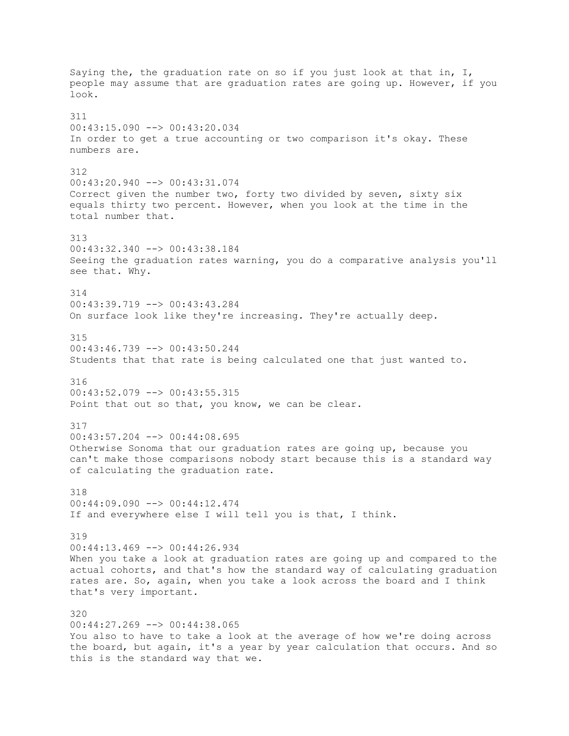Saying the, the graduation rate on so if you just look at that in, I, people may assume that are graduation rates are going up. However, if you look.

311
00:43:15.090 --> 00:43:20.034
In order to get a true accounting or two comparison it's okay. These numbers are.

312
00:43:20.940 --> 00:43:31.074
Correct given the number two, forty two divided by seven, sixty six equals thirty two percent. However, when you look at the time in the total number that.

313
00:43:32.340 --> 00:43:38.184
Seeing the graduation rates warning, you do a comparative analysis you'll see that. Why.

314
00:43:39.719 --> 00:43:43.284
On surface look like they're increasing. They're actually deep.

315
00:43:46.739 --> 00:43:50.244
Students that that rate is being calculated one that just wanted to.

316
00:43:52.079 --> 00:43:55.315
Point that out so that, you know, we can be clear.

317
00:43:57.204 --> 00:44:08.695
Otherwise Sonoma that our graduation rates are going up, because you can't make those comparisons nobody start because this is a standard way of calculating the graduation rate.

318
00:44:09.090 --> 00:44:12.474
If and everywhere else I will tell you is that, I think.

319
00:44:13.469 --> 00:44:26.934
When you take a look at graduation rates are going up and compared to the actual cohorts, and that's how the standard way of calculating graduation rates are. So, again, when you take a look across the board and I think that's very important.

320
00:44:27.269 --> 00:44:38.065
You also to have to take a look at the average of how we're doing across the board, but again, it's a year by year calculation that occurs. And so this is the standard way that we.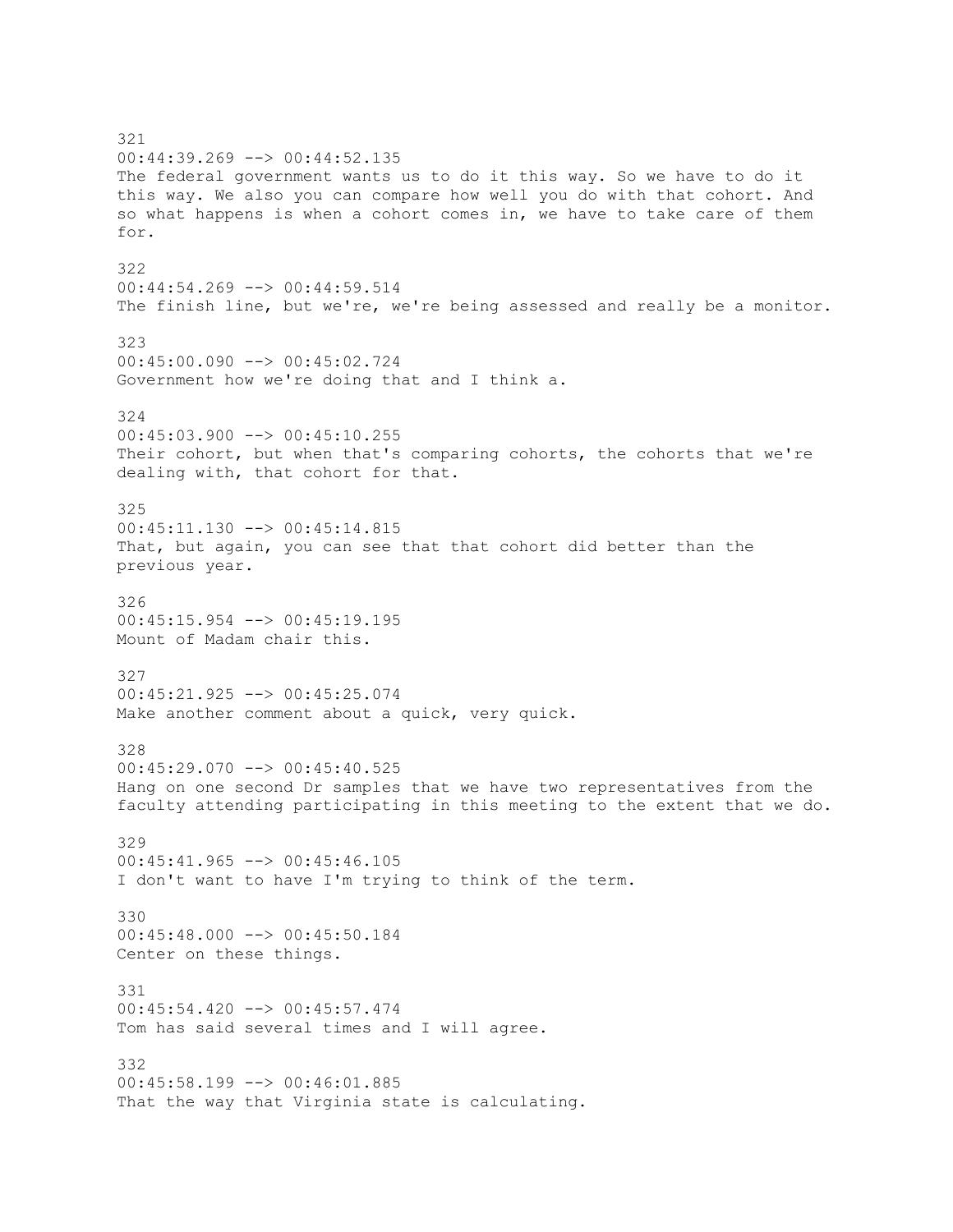321
00:44:39.269 --> 00:44:52.135
The federal government wants us to do it this way. So we have to do it this way. We also you can compare how well you do with that cohort. And so what happens is when a cohort comes in, we have to take care of them for.

322
00:44:54.269 --> 00:44:59.514
The finish line, but we're, we're being assessed and really be a monitor.

323
00:45:00.090 --> 00:45:02.724
Government how we're doing that and I think a.

324
00:45:03.900 --> 00:45:10.255
Their cohort, but when that's comparing cohorts, the cohorts that we're dealing with, that cohort for that.

325
00:45:11.130 --> 00:45:14.815
That, but again, you can see that that cohort did better than the previous year.

326
00:45:15.954 --> 00:45:19.195
Mount of Madam chair this.

327
00:45:21.925 --> 00:45:25.074
Make another comment about a quick, very quick.

328
00:45:29.070 --> 00:45:40.525
Hang on one second Dr samples that we have two representatives from the faculty attending participating in this meeting to the extent that we do.

329
00:45:41.965 --> 00:45:46.105
I don't want to have I'm trying to think of the term.

330
00:45:48.000 --> 00:45:50.184
Center on these things.

331
00:45:54.420 --> 00:45:57.474
Tom has said several times and I will agree.

332
00:45:58.199 --> 00:46:01.885
That the way that Virginia state is calculating.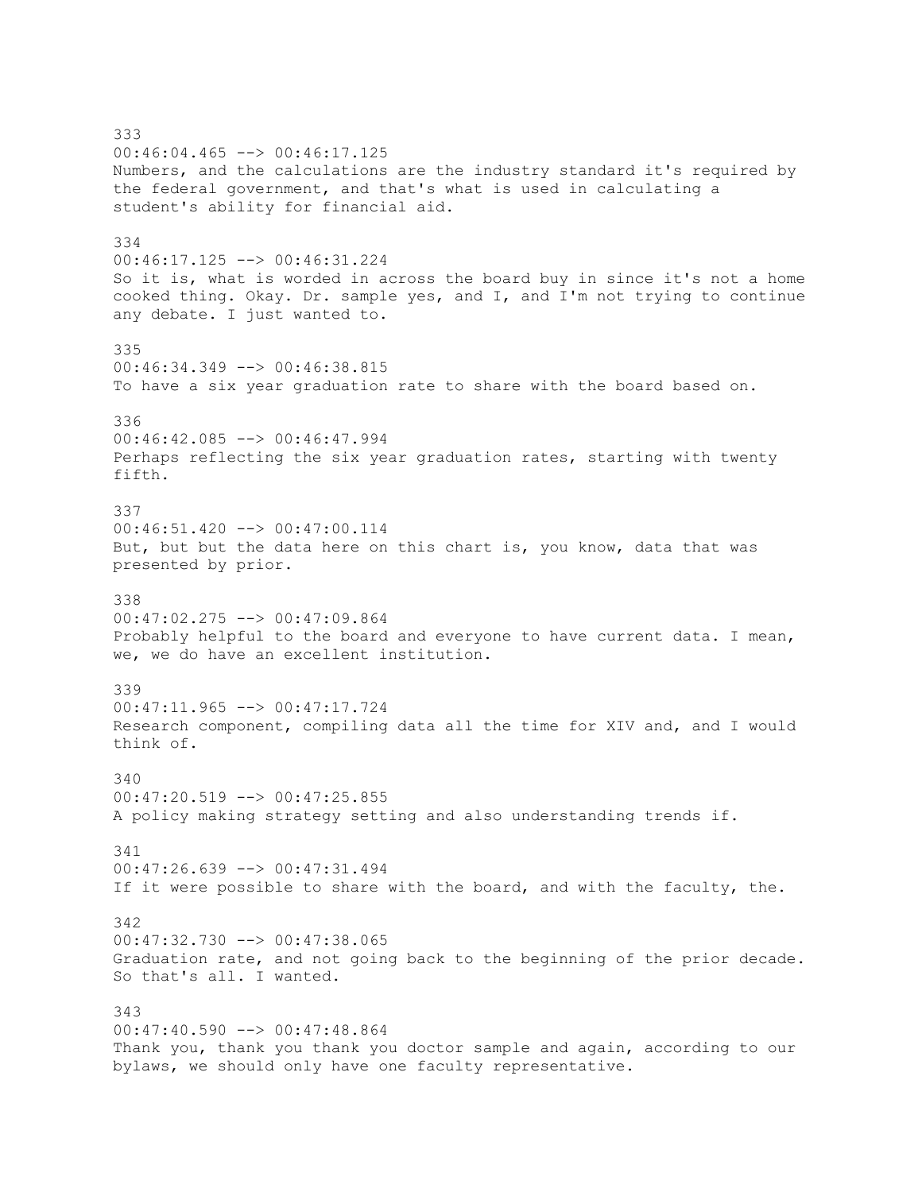333
00:46:04.465 --> 00:46:17.125
Numbers, and the calculations are the industry standard it's required by the federal government, and that's what is used in calculating a student's ability for financial aid.

334
00:46:17.125 --> 00:46:31.224
So it is, what is worded in across the board buy in since it's not a home cooked thing. Okay. Dr. sample yes, and I, and I'm not trying to continue any debate. I just wanted to.

335
00:46:34.349 --> 00:46:38.815
To have a six year graduation rate to share with the board based on.

336
00:46:42.085 --> 00:46:47.994
Perhaps reflecting the six year graduation rates, starting with twenty fifth.

337
00:46:51.420 --> 00:47:00.114
But, but but the data here on this chart is, you know, data that was presented by prior.

338
00:47:02.275 --> 00:47:09.864
Probably helpful to the board and everyone to have current data. I mean, we, we do have an excellent institution.

339
00:47:11.965 --> 00:47:17.724
Research component, compiling data all the time for XIV and, and I would think of.

340
00:47:20.519 --> 00:47:25.855
A policy making strategy setting and also understanding trends if.

341
00:47:26.639 --> 00:47:31.494
If it were possible to share with the board, and with the faculty, the.

342
00:47:32.730 --> 00:47:38.065
Graduation rate, and not going back to the beginning of the prior decade. So that's all. I wanted.

343
00:47:40.590 --> 00:47:48.864
Thank you, thank you thank you doctor sample and again, according to our bylaws, we should only have one faculty representative.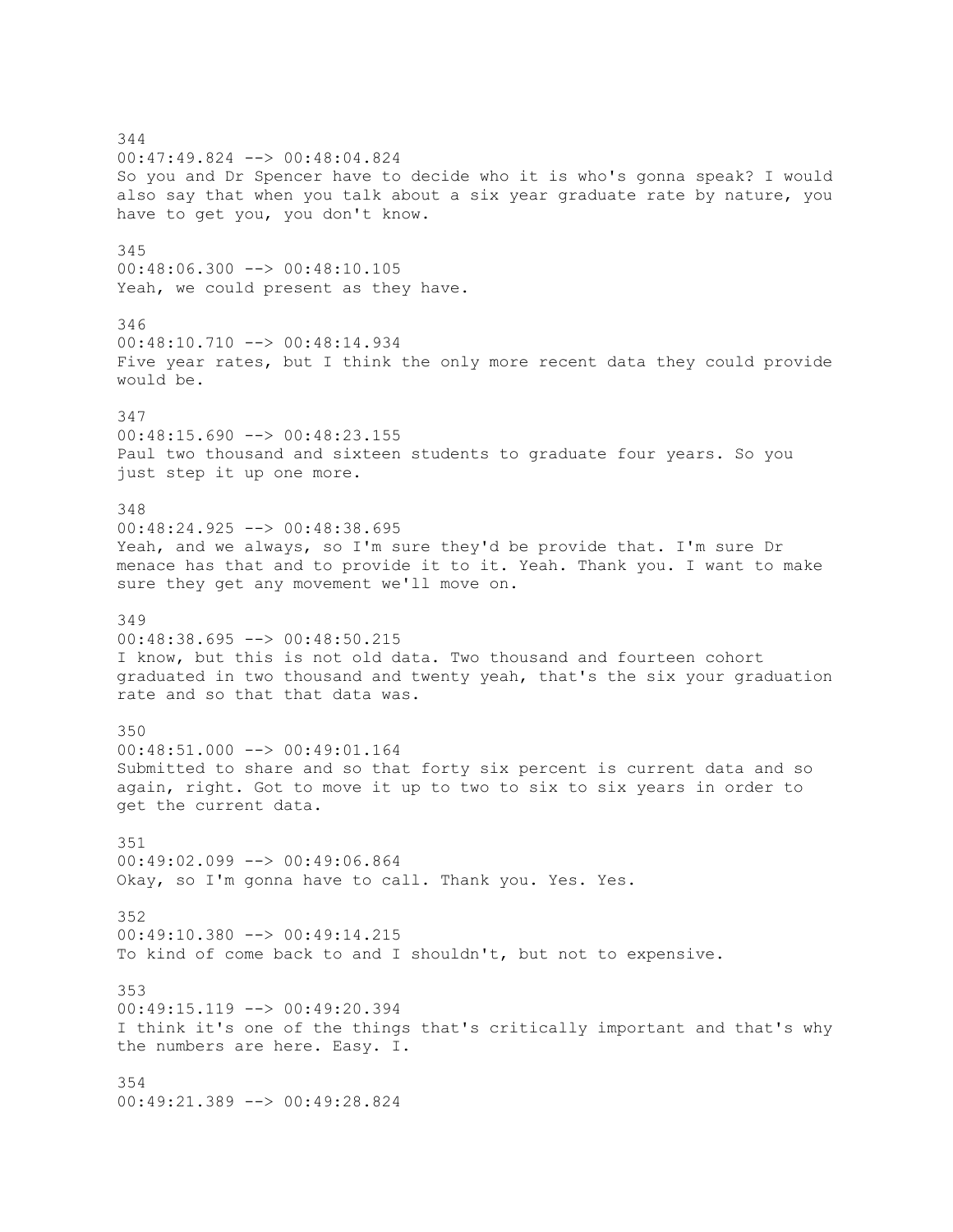344
00:47:49.824 --> 00:48:04.824
So you and Dr Spencer have to decide who it is who's gonna speak? I would also say that when you talk about a six year graduate rate by nature, you have to get you, you don't know.

345
00:48:06.300 --> 00:48:10.105
Yeah, we could present as they have.

346
00:48:10.710 --> 00:48:14.934
Five year rates, but I think the only more recent data they could provide would be.

347
00:48:15.690 --> 00:48:23.155
Paul two thousand and sixteen students to graduate four years. So you just step it up one more.

348
00:48:24.925 --> 00:48:38.695
Yeah, and we always, so I'm sure they'd be provide that. I'm sure Dr menace has that and to provide it to it. Yeah. Thank you. I want to make sure they get any movement we'll move on.

349
00:48:38.695 --> 00:48:50.215
I know, but this is not old data. Two thousand and fourteen cohort graduated in two thousand and twenty yeah, that's the six your graduation rate and so that that data was.

350
00:48:51.000 --> 00:49:01.164
Submitted to share and so that forty six percent is current data and so again, right. Got to move it up to two to six to six years in order to get the current data.

351
00:49:02.099 --> 00:49:06.864
Okay, so I'm gonna have to call. Thank you. Yes. Yes.

352
00:49:10.380 --> 00:49:14.215
To kind of come back to and I shouldn't, but not to expensive.

353
00:49:15.119 --> 00:49:20.394
I think it's one of the things that's critically important and that's why the numbers are here. Easy. I.

354
00:49:21.389 --> 00:49:28.824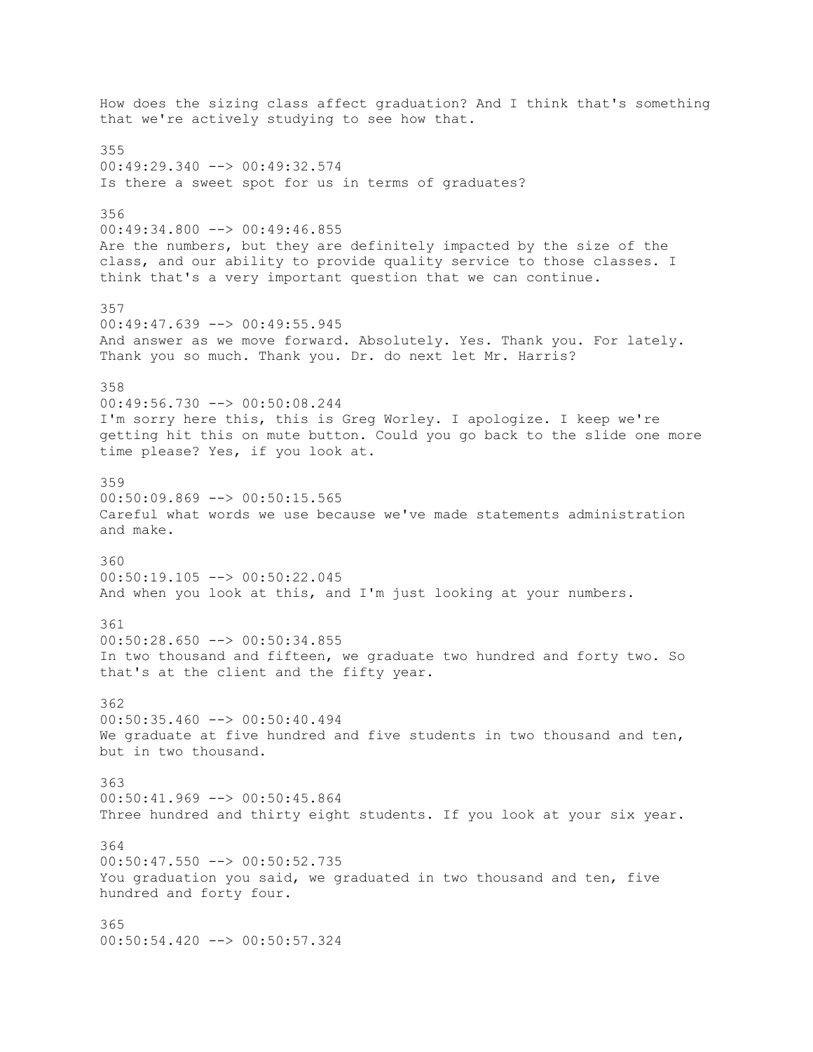How does the sizing class affect graduation? And I think that's something that we're actively studying to see how that.

355
00:49:29.340 --> 00:49:32.574
Is there a sweet spot for us in terms of graduates?

356
00:49:34.800 --> 00:49:46.855
Are the numbers, but they are definitely impacted by the size of the class, and our ability to provide quality service to those classes. I think that's a very important question that we can continue.

357
00:49:47.639 --> 00:49:55.945
And answer as we move forward. Absolutely. Yes. Thank you. For lately. Thank you so much. Thank you. Dr. do next let Mr. Harris?

358
00:49:56.730 --> 00:50:08.244
I'm sorry here this, this is Greg Worley. I apologize. I keep we're getting hit this on mute button. Could you go back to the slide one more time please? Yes, if you look at.

359
00:50:09.869 --> 00:50:15.565
Careful what words we use because we've made statements administration and make.

360
00:50:19.105 --> 00:50:22.045
And when you look at this, and I'm just looking at your numbers.

361
00:50:28.650 --> 00:50:34.855
In two thousand and fifteen, we graduate two hundred and forty two. So that's at the client and the fifty year.

362
00:50:35.460 --> 00:50:40.494
We graduate at five hundred and five students in two thousand and ten, but in two thousand.

363
00:50:41.969 --> 00:50:45.864
Three hundred and thirty eight students. If you look at your six year.

364
00:50:47.550 --> 00:50:52.735
You graduation you said, we graduated in two thousand and ten, five hundred and forty four.

365
00:50:54.420 --> 00:50:57.324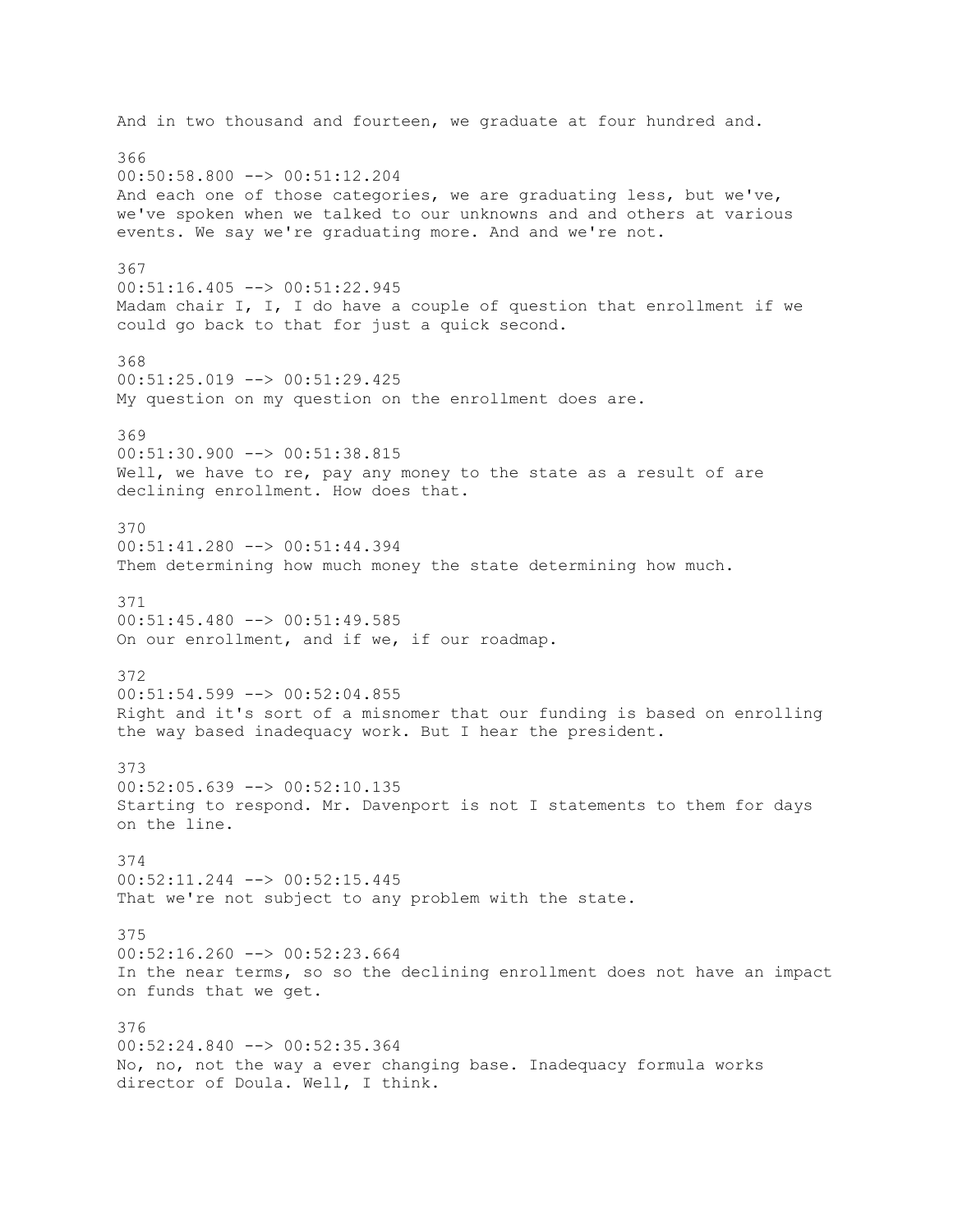And in two thousand and fourteen, we graduate at four hundred and.

366
00:50:58.800 --> 00:51:12.204
And each one of those categories, we are graduating less, but we've, we've spoken when we talked to our unknowns and and others at various events. We say we're graduating more. And and we're not.

367
00:51:16.405 --> 00:51:22.945
Madam chair I, I, I do have a couple of question that enrollment if we could go back to that for just a quick second.

368
00:51:25.019 --> 00:51:29.425
My question on my question on the enrollment does are.

369
00:51:30.900 --> 00:51:38.815
Well, we have to re, pay any money to the state as a result of are declining enrollment. How does that.

370
00:51:41.280 --> 00:51:44.394
Them determining how much money the state determining how much.

371
00:51:45.480 --> 00:51:49.585
On our enrollment, and if we, if our roadmap.

372
00:51:54.599 --> 00:52:04.855
Right and it's sort of a misnomer that our funding is based on enrolling the way based inadequacy work. But I hear the president.

373
00:52:05.639 --> 00:52:10.135
Starting to respond. Mr. Davenport is not I statements to them for days on the line.

374
00:52:11.244 --> 00:52:15.445
That we're not subject to any problem with the state.

375
00:52:16.260 --> 00:52:23.664
In the near terms, so so the declining enrollment does not have an impact on funds that we get.

376
00:52:24.840 --> 00:52:35.364
No, no, not the way a ever changing base. Inadequacy formula works director of Doula. Well, I think.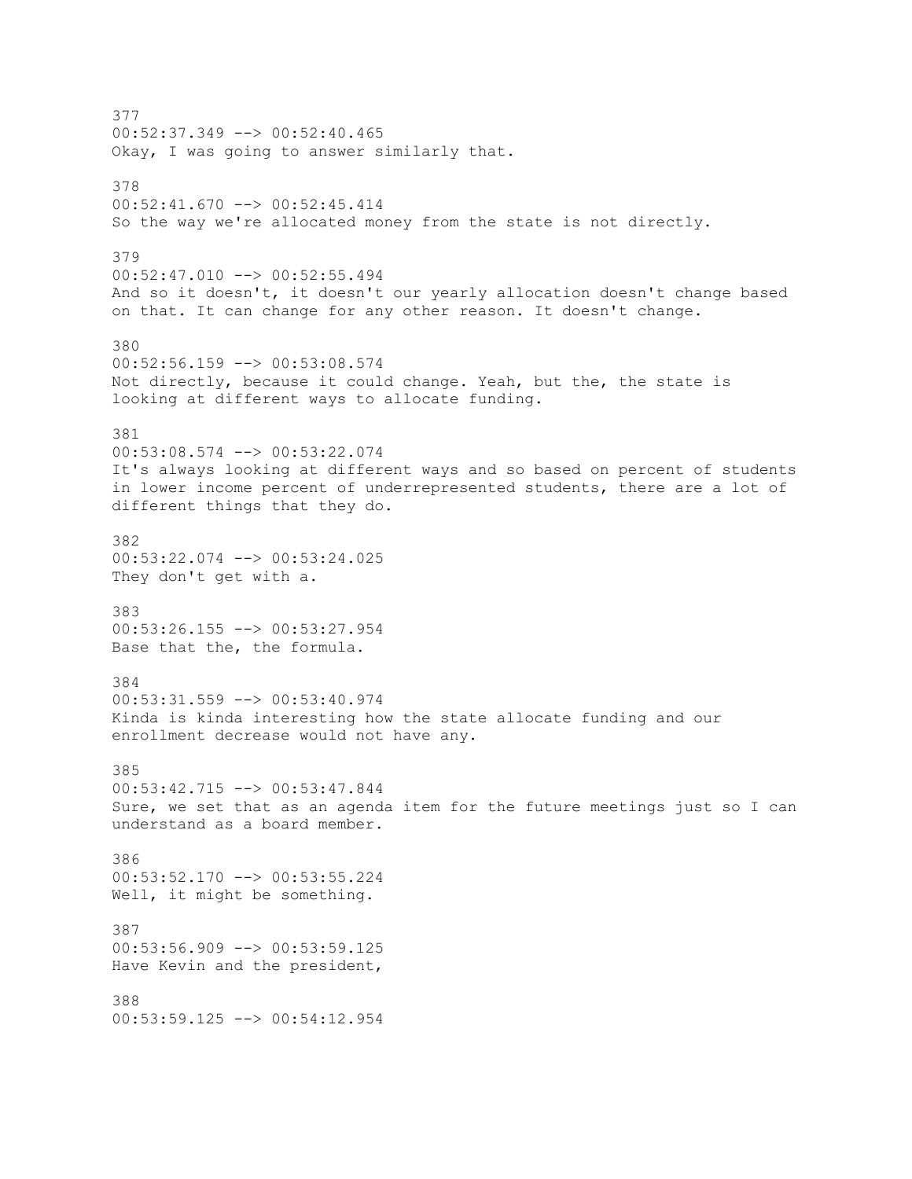377
00:52:37.349 --> 00:52:40.465
Okay, I was going to answer similarly that.

378
00:52:41.670 --> 00:52:45.414
So the way we're allocated money from the state is not directly.

379
00:52:47.010 --> 00:52:55.494
And so it doesn't, it doesn't our yearly allocation doesn't change based on that. It can change for any other reason. It doesn't change.

380
00:52:56.159 --> 00:53:08.574
Not directly, because it could change. Yeah, but the, the state is looking at different ways to allocate funding.

381
00:53:08.574 --> 00:53:22.074
It's always looking at different ways and so based on percent of students in lower income percent of underrepresented students, there are a lot of different things that they do.

382
00:53:22.074 --> 00:53:24.025
They don't get with a.

383
00:53:26.155 --> 00:53:27.954
Base that the, the formula.

384
00:53:31.559 --> 00:53:40.974
Kinda is kinda interesting how the state allocate funding and our enrollment decrease would not have any.

385
00:53:42.715 --> 00:53:47.844
Sure, we set that as an agenda item for the future meetings just so I can understand as a board member.

386
00:53:52.170 --> 00:53:55.224
Well, it might be something.

387
00:53:56.909 --> 00:53:59.125
Have Kevin and the president,

388
00:53:59.125 --> 00:54:12.954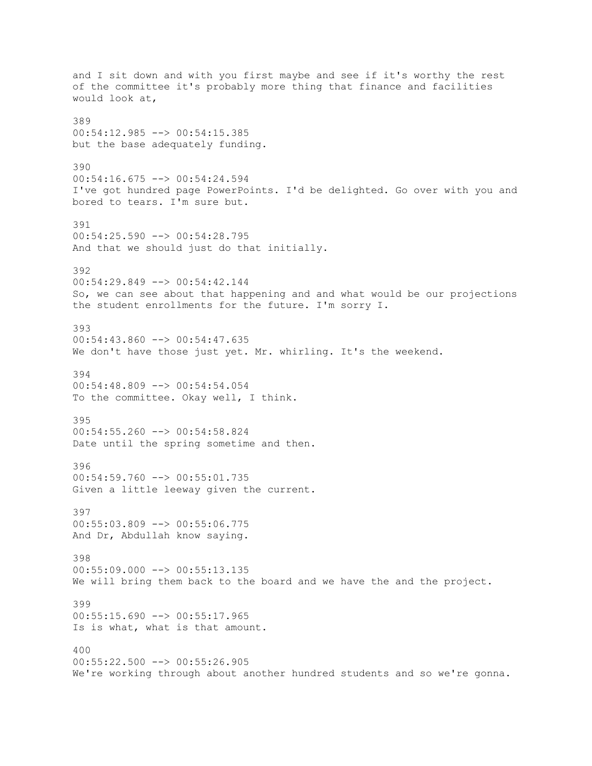and I sit down and with you first maybe and see if it's worthy the rest of the committee it's probably more thing that finance and facilities would look at,

389
00:54:12.985 --> 00:54:15.385
but the base adequately funding.

390
00:54:16.675 --> 00:54:24.594
I've got hundred page PowerPoints. I'd be delighted. Go over with you and bored to tears. I'm sure but.

391
00:54:25.590 --> 00:54:28.795
And that we should just do that initially.

392
00:54:29.849 --> 00:54:42.144
So, we can see about that happening and and what would be our projections the student enrollments for the future. I'm sorry I.

393
00:54:43.860 --> 00:54:47.635
We don't have those just yet. Mr. whirling. It's the weekend.

394
00:54:48.809 --> 00:54:54.054
To the committee. Okay well, I think.

395
00:54:55.260 --> 00:54:58.824
Date until the spring sometime and then.

396
00:54:59.760 --> 00:55:01.735
Given a little leeway given the current.

397
00:55:03.809 --> 00:55:06.775
And Dr, Abdullah know saying.

398
00:55:09.000 --> 00:55:13.135
We will bring them back to the board and we have the and the project.

399
00:55:15.690 --> 00:55:17.965
Is is what, what is that amount.

400
00:55:22.500 --> 00:55:26.905
We're working through about another hundred students and so we're gonna.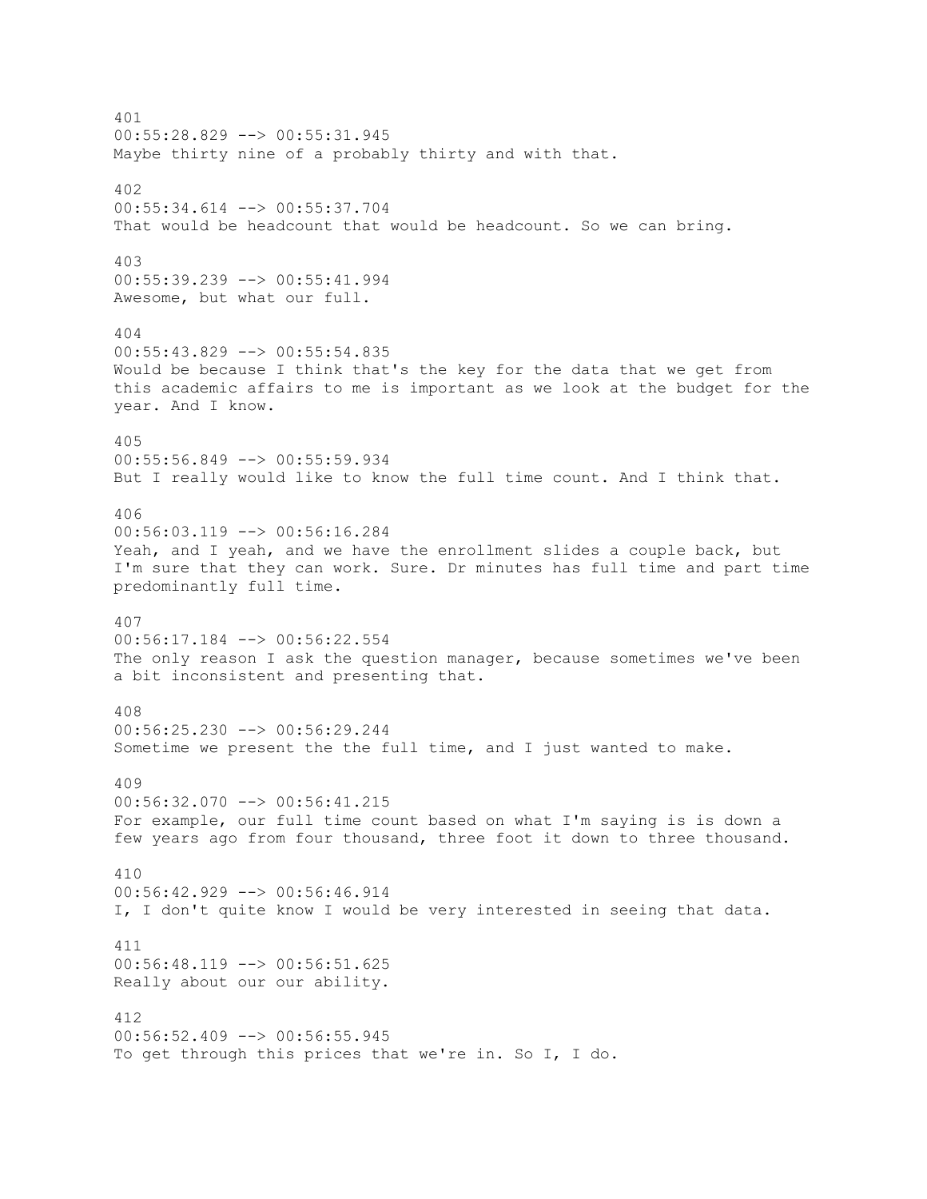401
00:55:28.829 --> 00:55:31.945
Maybe thirty nine of a probably thirty and with that.

402
00:55:34.614 --> 00:55:37.704
That would be headcount that would be headcount. So we can bring.

403
00:55:39.239 --> 00:55:41.994
Awesome, but what our full.

404
00:55:43.829 --> 00:55:54.835
Would be because I think that's the key for the data that we get from this academic affairs to me is important as we look at the budget for the year. And I know.

405
00:55:56.849 --> 00:55:59.934
But I really would like to know the full time count. And I think that.

406
00:56:03.119 --> 00:56:16.284
Yeah, and I yeah, and we have the enrollment slides a couple back, but I'm sure that they can work. Sure. Dr minutes has full time and part time predominantly full time.

407
00:56:17.184 --> 00:56:22.554
The only reason I ask the question manager, because sometimes we've been a bit inconsistent and presenting that.

408
00:56:25.230 --> 00:56:29.244
Sometime we present the the full time, and I just wanted to make.

409
00:56:32.070 --> 00:56:41.215
For example, our full time count based on what I'm saying is is down a few years ago from four thousand, three foot it down to three thousand.

410
00:56:42.929 --> 00:56:46.914
I, I don't quite know I would be very interested in seeing that data.

411
00:56:48.119 --> 00:56:51.625
Really about our our ability.

412
00:56:52.409 --> 00:56:55.945
To get through this prices that we're in. So I, I do.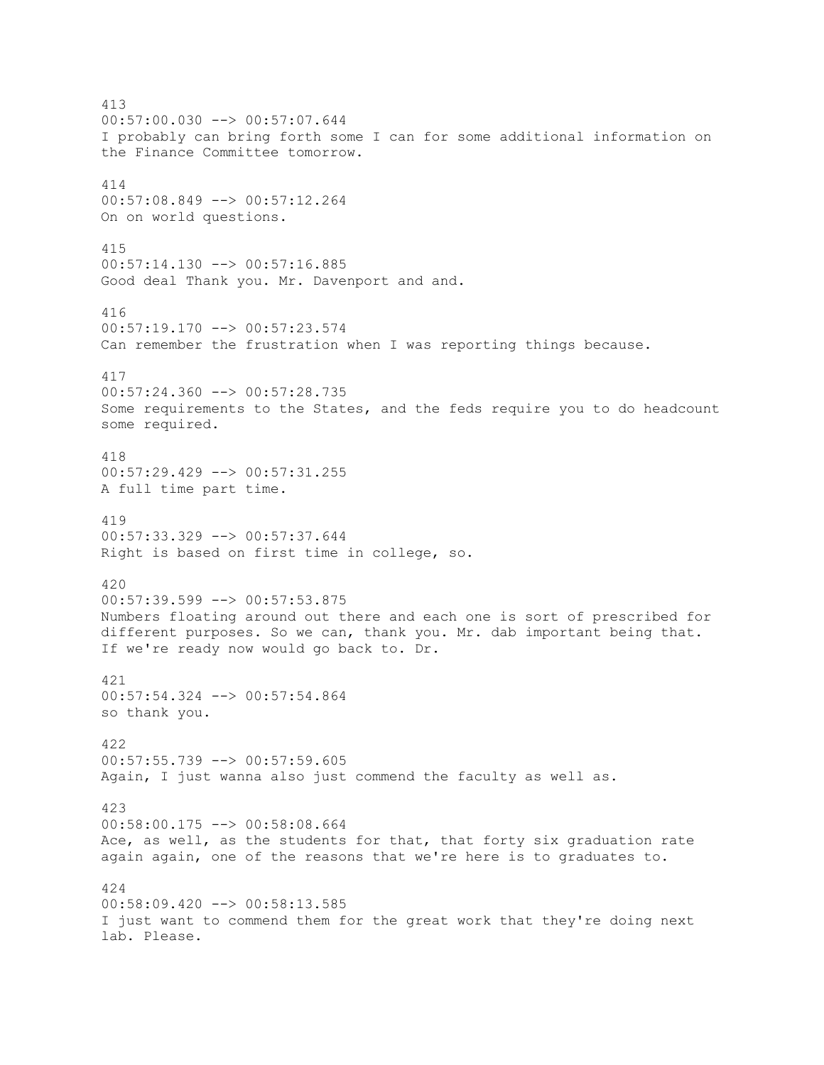413
00:57:00.030 --> 00:57:07.644
I probably can bring forth some I can for some additional information on the Finance Committee tomorrow.

414
00:57:08.849 --> 00:57:12.264
On on world questions.

415
00:57:14.130 --> 00:57:16.885
Good deal Thank you. Mr. Davenport and and.

416
00:57:19.170 --> 00:57:23.574
Can remember the frustration when I was reporting things because.

417
00:57:24.360 --> 00:57:28.735
Some requirements to the States, and the feds require you to do headcount some required.

418
00:57:29.429 --> 00:57:31.255
A full time part time.

419
00:57:33.329 --> 00:57:37.644
Right is based on first time in college, so.

420
00:57:39.599 --> 00:57:53.875
Numbers floating around out there and each one is sort of prescribed for different purposes. So we can, thank you. Mr. dab important being that. If we're ready now would go back to. Dr.

421
00:57:54.324 --> 00:57:54.864
so thank you.

422
00:57:55.739 --> 00:57:59.605
Again, I just wanna also just commend the faculty as well as.

423
00:58:00.175 --> 00:58:08.664
Ace, as well, as the students for that, that forty six graduation rate again again, one of the reasons that we're here is to graduates to.

424
00:58:09.420 --> 00:58:13.585
I just want to commend them for the great work that they're doing next lab. Please.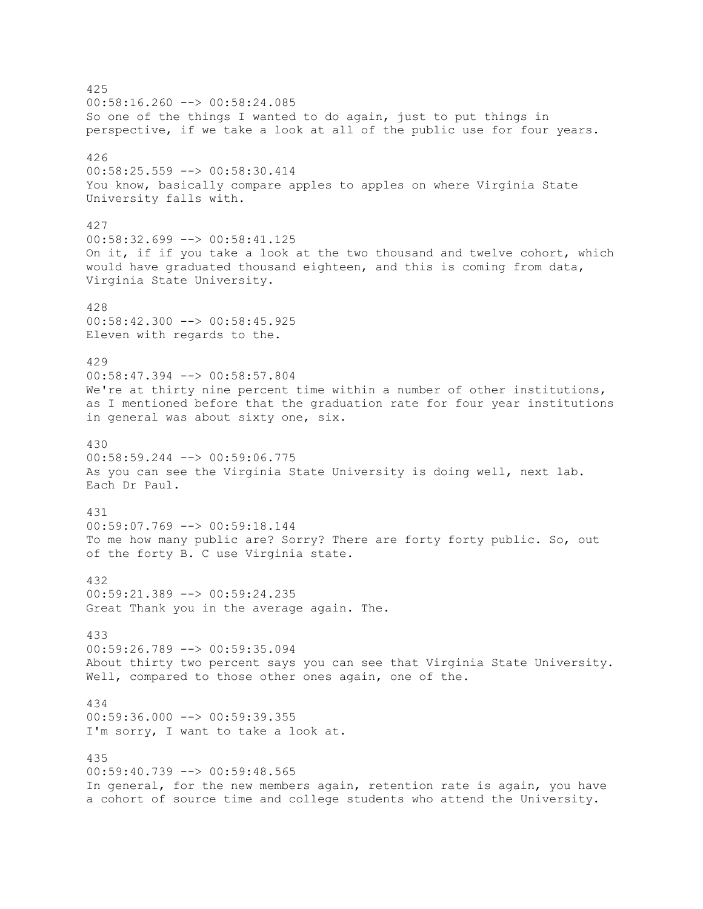425
00:58:16.260 --> 00:58:24.085
So one of the things I wanted to do again, just to put things in perspective, if we take a look at all of the public use for four years.

426
00:58:25.559 --> 00:58:30.414
You know, basically compare apples to apples on where Virginia State University falls with.

427
00:58:32.699 --> 00:58:41.125
On it, if if you take a look at the two thousand and twelve cohort, which would have graduated thousand eighteen, and this is coming from data, Virginia State University.

428
00:58:42.300 --> 00:58:45.925
Eleven with regards to the.

429
00:58:47.394 --> 00:58:57.804
We're at thirty nine percent time within a number of other institutions, as I mentioned before that the graduation rate for four year institutions in general was about sixty one, six.

430
00:58:59.244 --> 00:59:06.775
As you can see the Virginia State University is doing well, next lab. Each Dr Paul.

431
00:59:07.769 --> 00:59:18.144
To me how many public are? Sorry? There are forty forty public. So, out of the forty B. C use Virginia state.

432
00:59:21.389 --> 00:59:24.235
Great Thank you in the average again. The.

433
00:59:26.789 --> 00:59:35.094
About thirty two percent says you can see that Virginia State University. Well, compared to those other ones again, one of the.

434
00:59:36.000 --> 00:59:39.355
I'm sorry, I want to take a look at.

435
00:59:40.739 --> 00:59:48.565
In general, for the new members again, retention rate is again, you have a cohort of source time and college students who attend the University.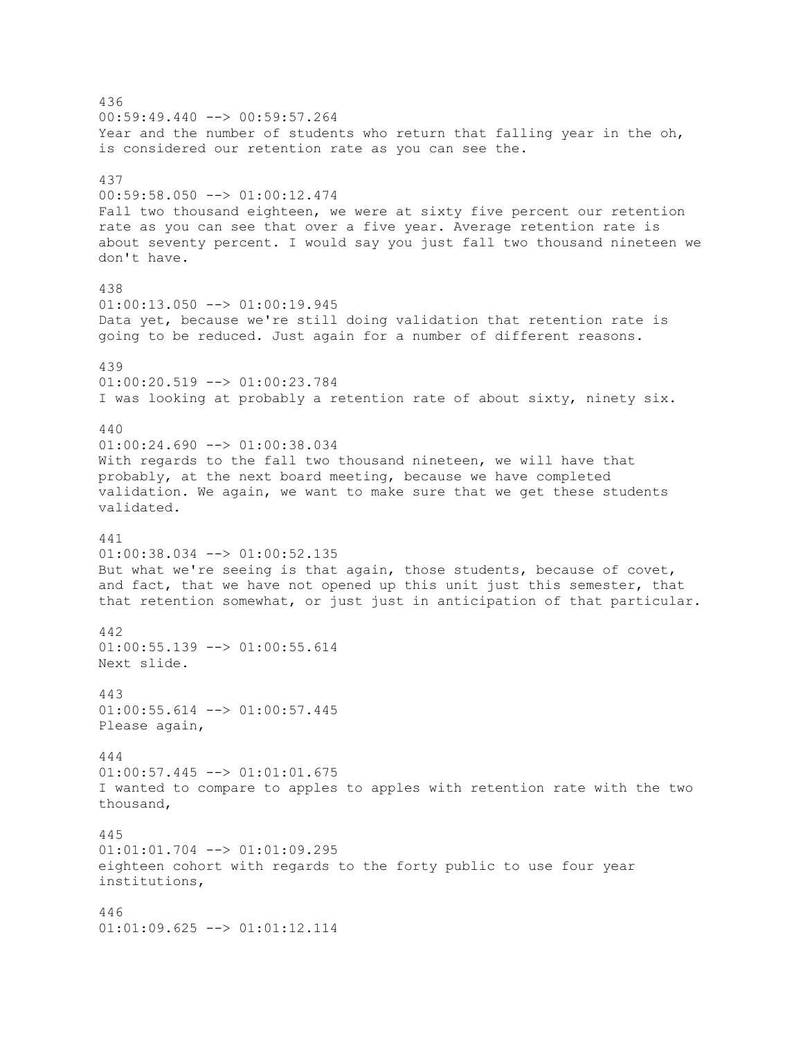436
00:59:49.440 --> 00:59:57.264
Year and the number of students who return that falling year in the oh, is considered our retention rate as you can see the.

437
00:59:58.050 --> 01:00:12.474
Fall two thousand eighteen, we were at sixty five percent our retention rate as you can see that over a five year. Average retention rate is about seventy percent. I would say you just fall two thousand nineteen we don't have.

438
01:00:13.050 --> 01:00:19.945
Data yet, because we're still doing validation that retention rate is going to be reduced. Just again for a number of different reasons.

439
01:00:20.519 --> 01:00:23.784
I was looking at probably a retention rate of about sixty, ninety six.

440
01:00:24.690 --> 01:00:38.034
With regards to the fall two thousand nineteen, we will have that probably, at the next board meeting, because we have completed validation. We again, we want to make sure that we get these students validated.

441
01:00:38.034 --> 01:00:52.135
But what we're seeing is that again, those students, because of covet, and fact, that we have not opened up this unit just this semester, that that retention somewhat, or just just in anticipation of that particular.

442
01:00:55.139 --> 01:00:55.614
Next slide.

443
01:00:55.614 --> 01:00:57.445
Please again,

444
01:00:57.445 --> 01:01:01.675
I wanted to compare to apples to apples with retention rate with the two thousand,

445
01:01:01.704 --> 01:01:09.295
eighteen cohort with regards to the forty public to use four year institutions,

446
01:01:09.625 --> 01:01:12.114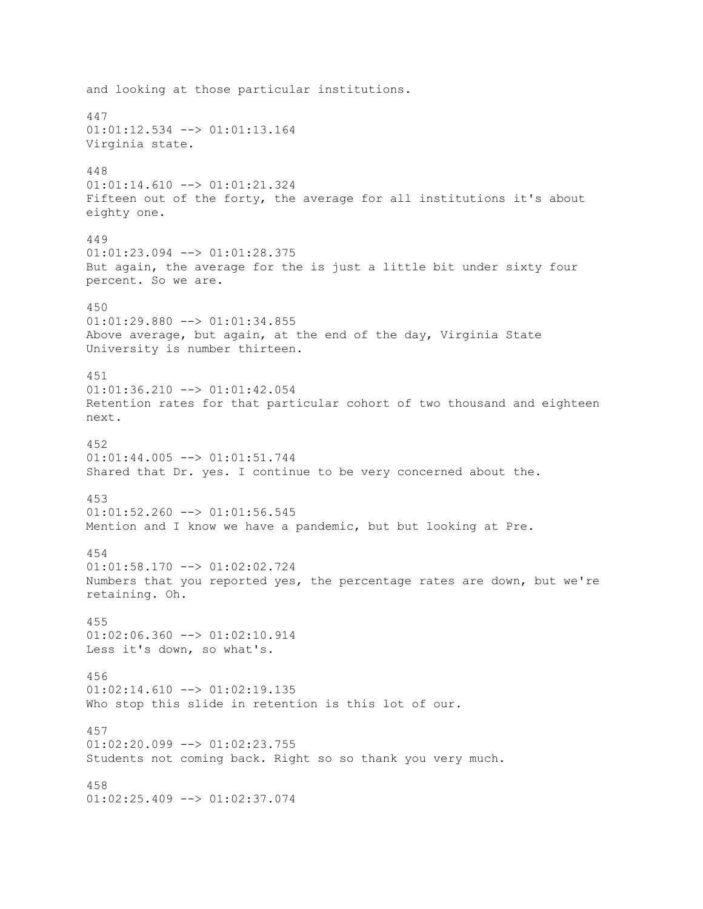and looking at those particular institutions.

447
01:01:12.534 --> 01:01:13.164
Virginia state.

448
01:01:14.610 --> 01:01:21.324
Fifteen out of the forty, the average for all institutions it's about eighty one.

449
01:01:23.094 --> 01:01:28.375
But again, the average for the is just a little bit under sixty four percent. So we are.

450
01:01:29.880 --> 01:01:34.855
Above average, but again, at the end of the day, Virginia State University is number thirteen.

451
01:01:36.210 --> 01:01:42.054
Retention rates for that particular cohort of two thousand and eighteen next.

452
01:01:44.005 --> 01:01:51.744
Shared that Dr. yes. I continue to be very concerned about the.

453
01:01:52.260 --> 01:01:56.545
Mention and I know we have a pandemic, but but looking at Pre.

454
01:01:58.170 --> 01:02:02.724
Numbers that you reported yes, the percentage rates are down, but we're retaining. Oh.

455
01:02:06.360 --> 01:02:10.914
Less it's down, so what's.

456
01:02:14.610 --> 01:02:19.135
Who stop this slide in retention is this lot of our.

457
01:02:20.099 --> 01:02:23.755
Students not coming back. Right so so thank you very much.

458
01:02:25.409 --> 01:02:37.074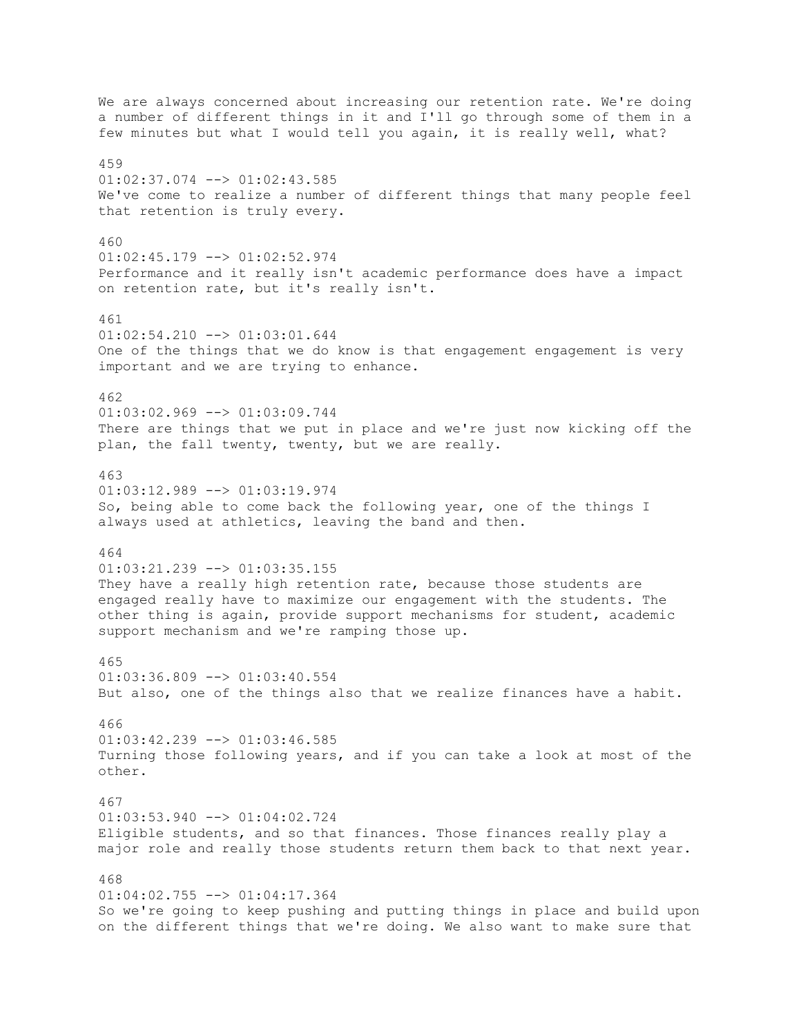We are always concerned about increasing our retention rate. We're doing a number of different things in it and I'll go through some of them in a few minutes but what I would tell you again, it is really well, what?

459
01:02:37.074 --> 01:02:43.585
We've come to realize a number of different things that many people feel that retention is truly every.

460
01:02:45.179 --> 01:02:52.974
Performance and it really isn't academic performance does have a impact on retention rate, but it's really isn't.

461
01:02:54.210 --> 01:03:01.644
One of the things that we do know is that engagement engagement is very important and we are trying to enhance.

462
01:03:02.969 --> 01:03:09.744
There are things that we put in place and we're just now kicking off the plan, the fall twenty, twenty, but we are really.

463
01:03:12.989 --> 01:03:19.974
So, being able to come back the following year, one of the things I always used at athletics, leaving the band and then.

464
01:03:21.239 --> 01:03:35.155
They have a really high retention rate, because those students are engaged really have to maximize our engagement with the students. The other thing is again, provide support mechanisms for student, academic support mechanism and we're ramping those up.

465
01:03:36.809 --> 01:03:40.554
But also, one of the things also that we realize finances have a habit.

466
01:03:42.239 --> 01:03:46.585
Turning those following years, and if you can take a look at most of the other.

467
01:03:53.940 --> 01:04:02.724
Eligible students, and so that finances. Those finances really play a major role and really those students return them back to that next year.

468
01:04:02.755 --> 01:04:17.364
So we're going to keep pushing and putting things in place and build upon on the different things that we're doing. We also want to make sure that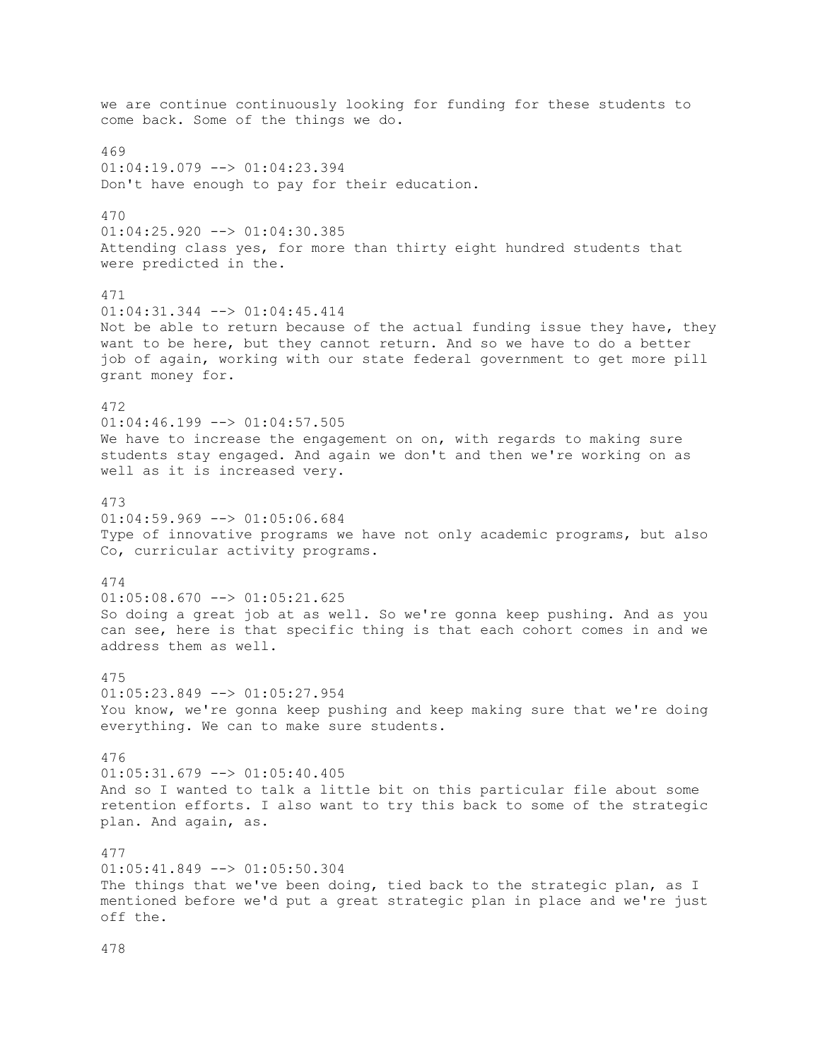we are continue continuously looking for funding for these students to come back. Some of the things we do.

469
01:04:19.079 --> 01:04:23.394
Don't have enough to pay for their education.

470
01:04:25.920 --> 01:04:30.385
Attending class yes, for more than thirty eight hundred students that were predicted in the.

471
01:04:31.344 --> 01:04:45.414
Not be able to return because of the actual funding issue they have, they want to be here, but they cannot return. And so we have to do a better job of again, working with our state federal government to get more pill grant money for.

472
01:04:46.199 --> 01:04:57.505
We have to increase the engagement on on, with regards to making sure students stay engaged. And again we don't and then we're working on as well as it is increased very.

473
01:04:59.969 --> 01:05:06.684
Type of innovative programs we have not only academic programs, but also Co, curricular activity programs.

474
01:05:08.670 --> 01:05:21.625
So doing a great job at as well. So we're gonna keep pushing. And as you can see, here is that specific thing is that each cohort comes in and we address them as well.

475
01:05:23.849 --> 01:05:27.954
You know, we're gonna keep pushing and keep making sure that we're doing everything. We can to make sure students.

476
01:05:31.679 --> 01:05:40.405
And so I wanted to talk a little bit on this particular file about some retention efforts. I also want to try this back to some of the strategic plan. And again, as.

477
01:05:41.849 --> 01:05:50.304
The things that we've been doing, tied back to the strategic plan, as I mentioned before we'd put a great strategic plan in place and we're just off the.

478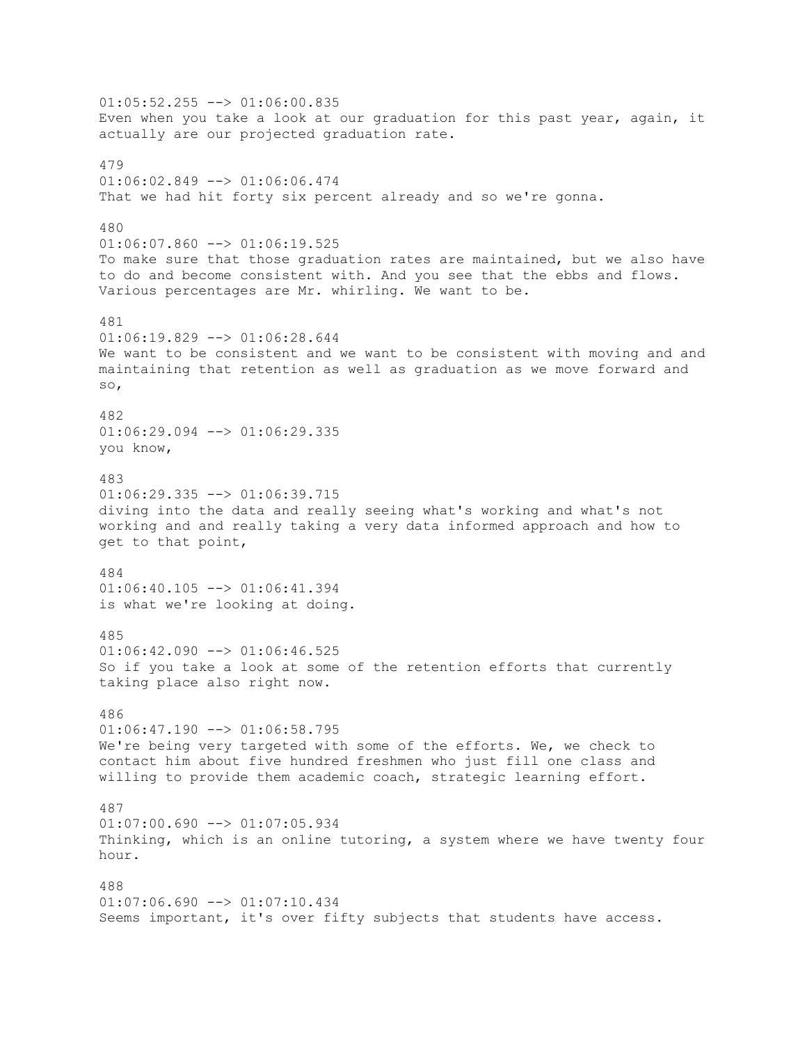01:05:52.255 --> 01:06:00.835
Even when you take a look at our graduation for this past year, again, it actually are our projected graduation rate.

479
01:06:02.849 --> 01:06:06.474
That we had hit forty six percent already and so we're gonna.

480
01:06:07.860 --> 01:06:19.525
To make sure that those graduation rates are maintained, but we also have to do and become consistent with. And you see that the ebbs and flows. Various percentages are Mr. whirling. We want to be.

481
01:06:19.829 --> 01:06:28.644
We want to be consistent and we want to be consistent with moving and and maintaining that retention as well as graduation as we move forward and so,

482
01:06:29.094 --> 01:06:29.335
you know,

483
01:06:29.335 --> 01:06:39.715
diving into the data and really seeing what's working and what's not working and and really taking a very data informed approach and how to get to that point,

484
01:06:40.105 --> 01:06:41.394
is what we're looking at doing.

485
01:06:42.090 --> 01:06:46.525
So if you take a look at some of the retention efforts that currently taking place also right now.

486
01:06:47.190 --> 01:06:58.795
We're being very targeted with some of the efforts. We, we check to contact him about five hundred freshmen who just fill one class and willing to provide them academic coach, strategic learning effort.

487
01:07:00.690 --> 01:07:05.934
Thinking, which is an online tutoring, a system where we have twenty four hour.

488
01:07:06.690 --> 01:07:10.434
Seems important, it's over fifty subjects that students have access.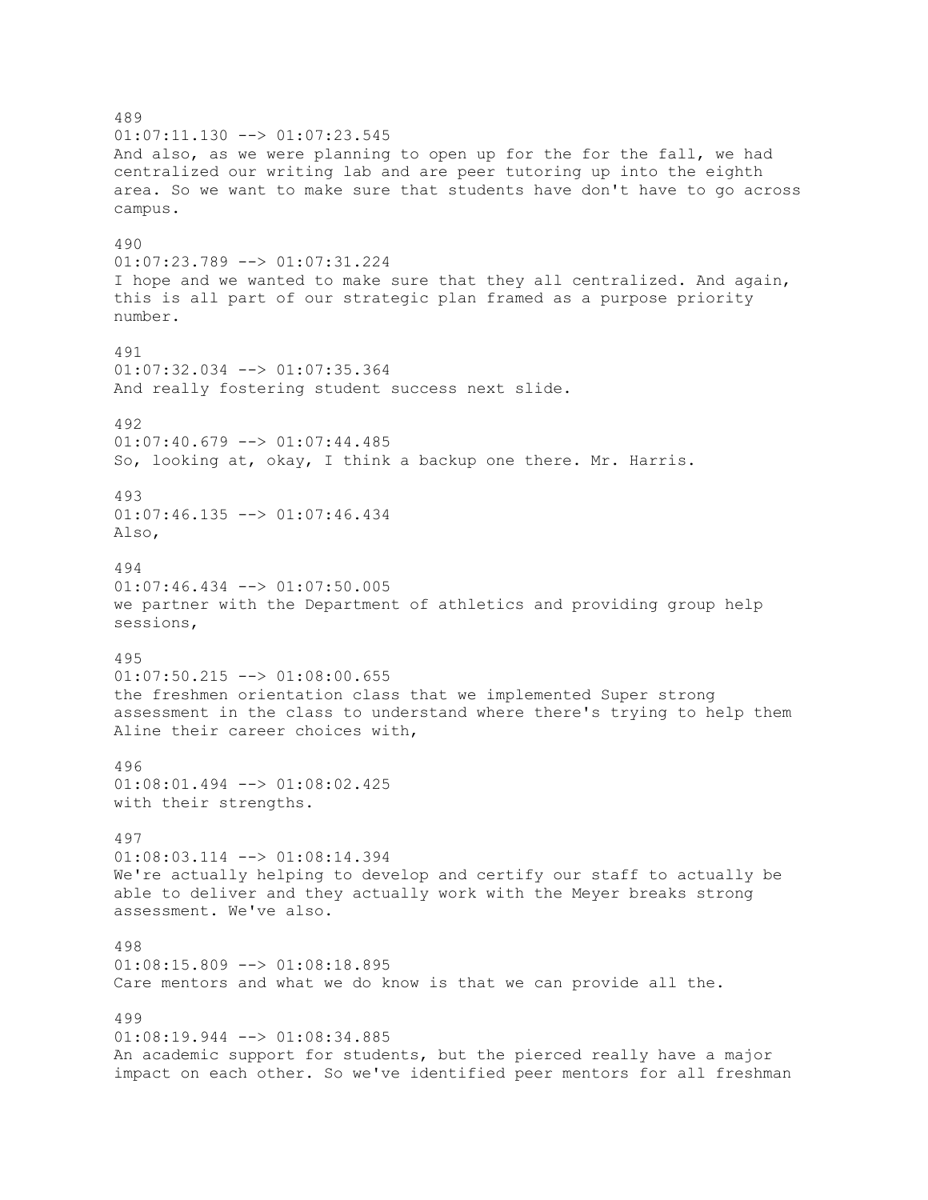489
01:07:11.130 --> 01:07:23.545
And also, as we were planning to open up for the for the fall, we had centralized our writing lab and are peer tutoring up into the eighth area. So we want to make sure that students have don't have to go across campus.

490
01:07:23.789 --> 01:07:31.224
I hope and we wanted to make sure that they all centralized. And again, this is all part of our strategic plan framed as a purpose priority number.

491
01:07:32.034 --> 01:07:35.364
And really fostering student success next slide.

492
01:07:40.679 --> 01:07:44.485
So, looking at, okay, I think a backup one there. Mr. Harris.

493
01:07:46.135 --> 01:07:46.434
Also,

494
01:07:46.434 --> 01:07:50.005
we partner with the Department of athletics and providing group help sessions,

495
01:07:50.215 --> 01:08:00.655
the freshmen orientation class that we implemented Super strong assessment in the class to understand where there's trying to help them Aline their career choices with,

496
01:08:01.494 --> 01:08:02.425
with their strengths.

497
01:08:03.114 --> 01:08:14.394
We're actually helping to develop and certify our staff to actually be able to deliver and they actually work with the Meyer breaks strong assessment. We've also.

498
01:08:15.809 --> 01:08:18.895
Care mentors and what we do know is that we can provide all the.

499
01:08:19.944 --> 01:08:34.885
An academic support for students, but the pierced really have a major impact on each other. So we've identified peer mentors for all freshman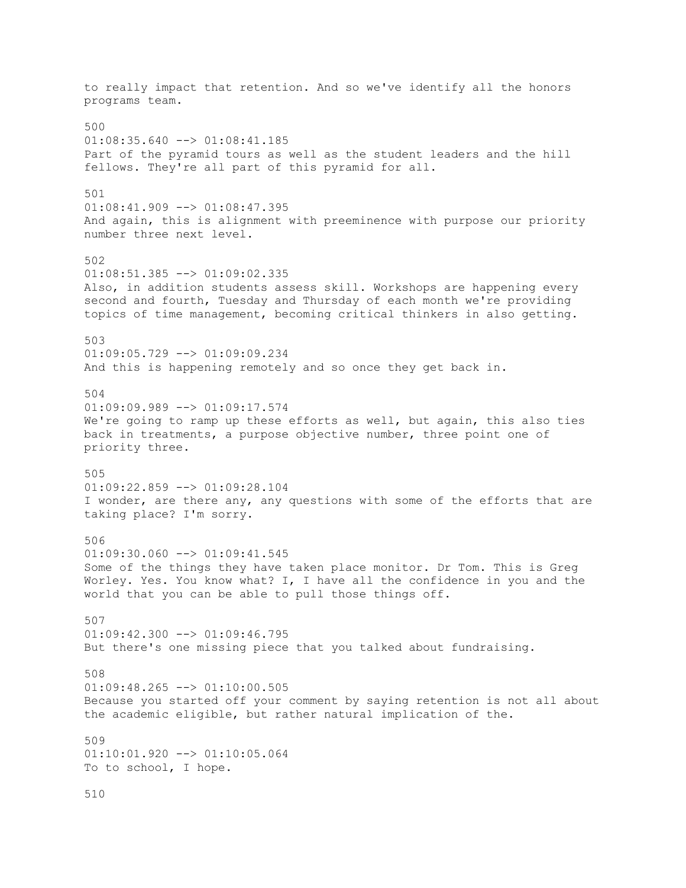to really impact that retention. And so we've identify all the honors programs team.

500
01:08:35.640 --> 01:08:41.185
Part of the pyramid tours as well as the student leaders and the hill fellows. They're all part of this pyramid for all.

501
01:08:41.909 --> 01:08:47.395
And again, this is alignment with preeminence with purpose our priority number three next level.

502
01:08:51.385 --> 01:09:02.335
Also, in addition students assess skill. Workshops are happening every second and fourth, Tuesday and Thursday of each month we're providing topics of time management, becoming critical thinkers in also getting.

503
01:09:05.729 --> 01:09:09.234
And this is happening remotely and so once they get back in.

504
01:09:09.989 --> 01:09:17.574
We're going to ramp up these efforts as well, but again, this also ties back in treatments, a purpose objective number, three point one of priority three.

505
01:09:22.859 --> 01:09:28.104
I wonder, are there any, any questions with some of the efforts that are taking place? I'm sorry.

506
01:09:30.060 --> 01:09:41.545
Some of the things they have taken place monitor. Dr Tom. This is Greg Worley. Yes. You know what? I, I have all the confidence in you and the world that you can be able to pull those things off.

507
01:09:42.300 --> 01:09:46.795
But there's one missing piece that you talked about fundraising.

508
01:09:48.265 --> 01:10:00.505
Because you started off your comment by saying retention is not all about the academic eligible, but rather natural implication of the.

509
01:10:01.920 --> 01:10:05.064
To to school, I hope.

510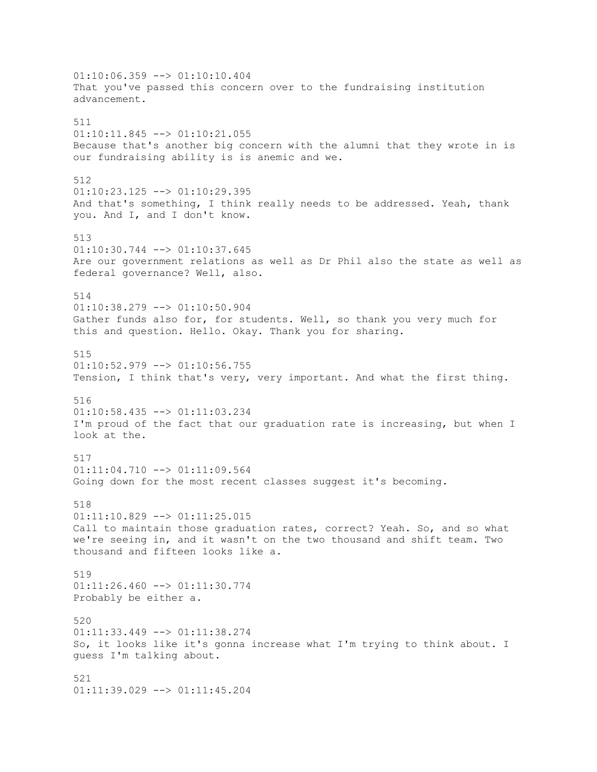01:10:06.359 --> 01:10:10.404
That you've passed this concern over to the fundraising institution advancement.

511
01:10:11.845 --> 01:10:21.055
Because that's another big concern with the alumni that they wrote in is our fundraising ability is is anemic and we.

512
01:10:23.125 --> 01:10:29.395
And that's something, I think really needs to be addressed. Yeah, thank you. And I, and I don't know.

513
01:10:30.744 --> 01:10:37.645
Are our government relations as well as Dr Phil also the state as well as federal governance? Well, also.

514
01:10:38.279 --> 01:10:50.904
Gather funds also for, for students. Well, so thank you very much for this and question. Hello. Okay. Thank you for sharing.

515
01:10:52.979 --> 01:10:56.755
Tension, I think that's very, very important. And what the first thing.

516
01:10:58.435 --> 01:11:03.234
I'm proud of the fact that our graduation rate is increasing, but when I look at the.

517
01:11:04.710 --> 01:11:09.564
Going down for the most recent classes suggest it's becoming.

518
01:11:10.829 --> 01:11:25.015
Call to maintain those graduation rates, correct? Yeah. So, and so what we're seeing in, and it wasn't on the two thousand and shift team. Two thousand and fifteen looks like a.

519
01:11:26.460 --> 01:11:30.774
Probably be either a.

520
01:11:33.449 --> 01:11:38.274
So, it looks like it's gonna increase what I'm trying to think about. I guess I'm talking about.

521
01:11:39.029 --> 01:11:45.204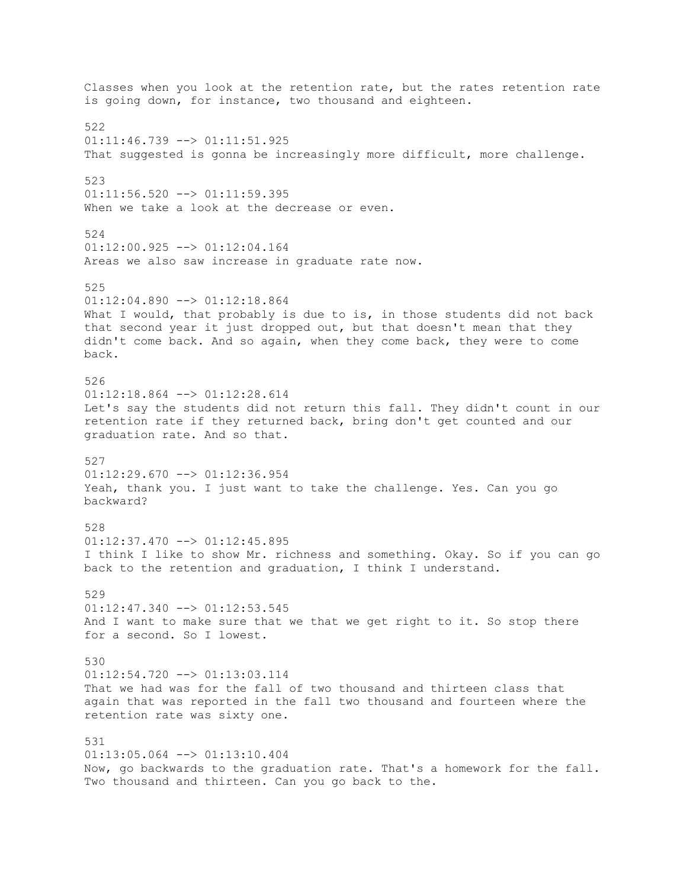Classes when you look at the retention rate, but the rates retention rate is going down, for instance, two thousand and eighteen.

522
01:11:46.739 --> 01:11:51.925
That suggested is gonna be increasingly more difficult, more challenge.

523
01:11:56.520 --> 01:11:59.395
When we take a look at the decrease or even.

524
01:12:00.925 --> 01:12:04.164
Areas we also saw increase in graduate rate now.

525
01:12:04.890 --> 01:12:18.864
What I would, that probably is due to is, in those students did not back that second year it just dropped out, but that doesn't mean that they didn't come back. And so again, when they come back, they were to come back.

526
01:12:18.864 --> 01:12:28.614
Let's say the students did not return this fall. They didn't count in our retention rate if they returned back, bring don't get counted and our graduation rate. And so that.

527
01:12:29.670 --> 01:12:36.954
Yeah, thank you. I just want to take the challenge. Yes. Can you go backward?

528
01:12:37.470 --> 01:12:45.895
I think I like to show Mr. richness and something. Okay. So if you can go back to the retention and graduation, I think I understand.

529
01:12:47.340 --> 01:12:53.545
And I want to make sure that we that we get right to it. So stop there for a second. So I lowest.

530
01:12:54.720 --> 01:13:03.114
That we had was for the fall of two thousand and thirteen class that again that was reported in the fall two thousand and fourteen where the retention rate was sixty one.

531
01:13:05.064 --> 01:13:10.404
Now, go backwards to the graduation rate. That's a homework for the fall. Two thousand and thirteen. Can you go back to the.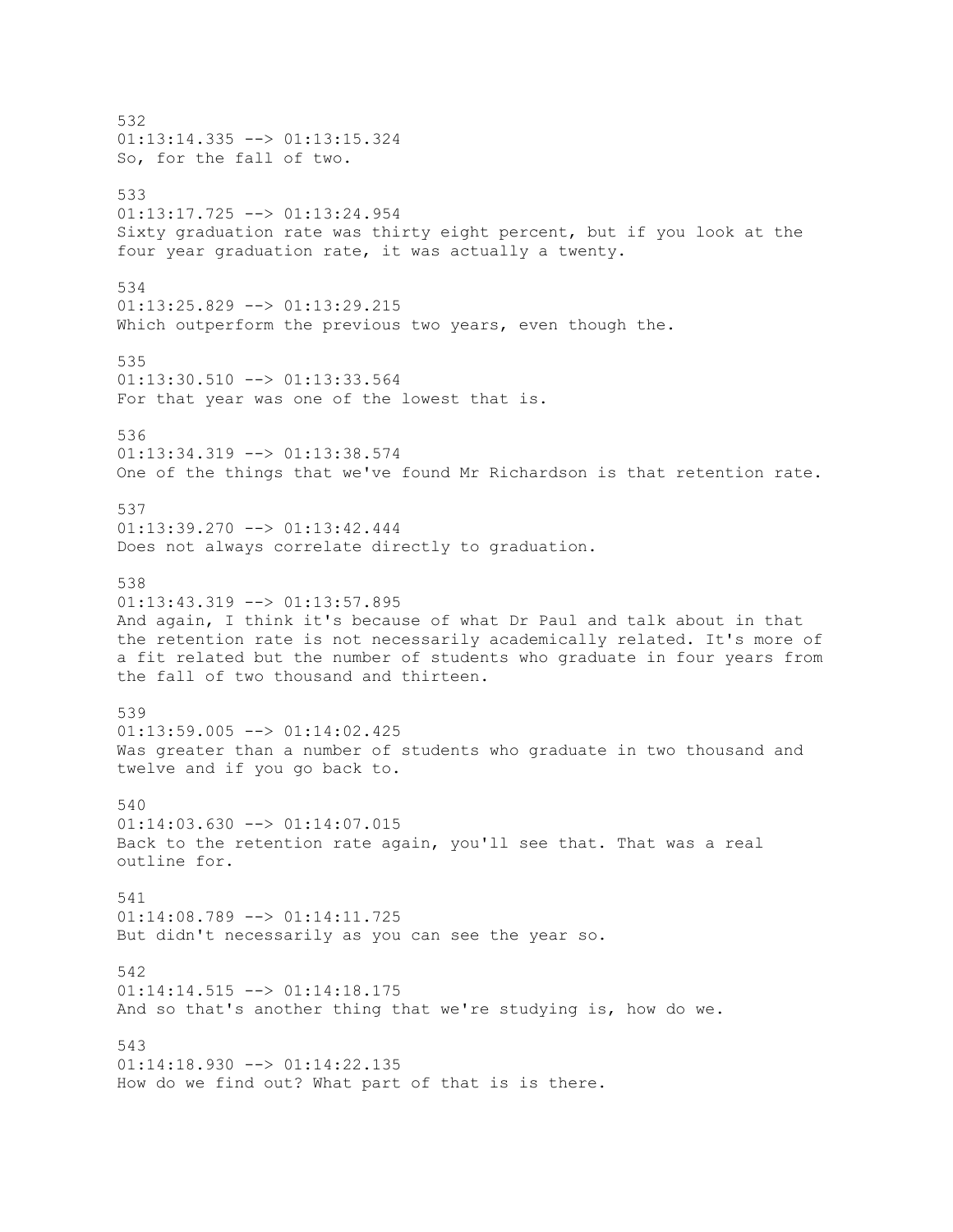532
01:13:14.335 --> 01:13:15.324
So, for the fall of two.

533
01:13:17.725 --> 01:13:24.954
Sixty graduation rate was thirty eight percent, but if you look at the four year graduation rate, it was actually a twenty.

534
01:13:25.829 --> 01:13:29.215
Which outperform the previous two years, even though the.

535
01:13:30.510 --> 01:13:33.564
For that year was one of the lowest that is.

536
01:13:34.319 --> 01:13:38.574
One of the things that we've found Mr Richardson is that retention rate.

537
01:13:39.270 --> 01:13:42.444
Does not always correlate directly to graduation.

538
01:13:43.319 --> 01:13:57.895
And again, I think it's because of what Dr Paul and talk about in that the retention rate is not necessarily academically related. It's more of a fit related but the number of students who graduate in four years from the fall of two thousand and thirteen.

539
01:13:59.005 --> 01:14:02.425
Was greater than a number of students who graduate in two thousand and twelve and if you go back to.

540
01:14:03.630 --> 01:14:07.015
Back to the retention rate again, you'll see that. That was a real outline for.

541
01:14:08.789 --> 01:14:11.725
But didn't necessarily as you can see the year so.

542
01:14:14.515 --> 01:14:18.175
And so that's another thing that we're studying is, how do we.

543
01:14:18.930 --> 01:14:22.135
How do we find out? What part of that is is there.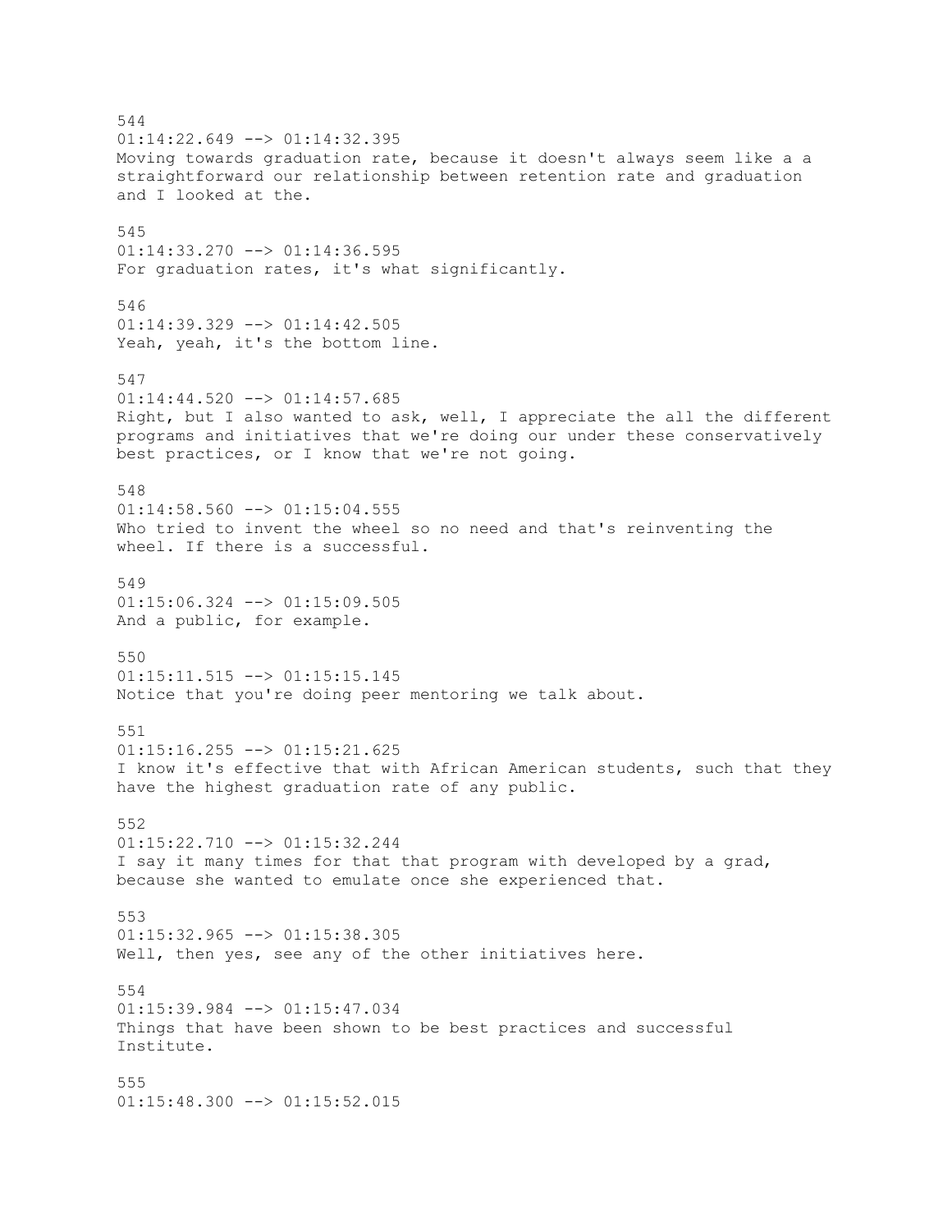544
01:14:22.649 --> 01:14:32.395
Moving towards graduation rate, because it doesn't always seem like a a straightforward our relationship between retention rate and graduation and I looked at the.

545
01:14:33.270 --> 01:14:36.595
For graduation rates, it's what significantly.

546
01:14:39.329 --> 01:14:42.505
Yeah, yeah, it's the bottom line.

547
01:14:44.520 --> 01:14:57.685
Right, but I also wanted to ask, well, I appreciate the all the different programs and initiatives that we're doing our under these conservatively best practices, or I know that we're not going.

548
01:14:58.560 --> 01:15:04.555
Who tried to invent the wheel so no need and that's reinventing the wheel. If there is a successful.

549
01:15:06.324 --> 01:15:09.505
And a public, for example.

550
01:15:11.515 --> 01:15:15.145
Notice that you're doing peer mentoring we talk about.

551
01:15:16.255 --> 01:15:21.625
I know it's effective that with African American students, such that they have the highest graduation rate of any public.

552
01:15:22.710 --> 01:15:32.244
I say it many times for that that program with developed by a grad, because she wanted to emulate once she experienced that.

553
01:15:32.965 --> 01:15:38.305
Well, then yes, see any of the other initiatives here.

554
01:15:39.984 --> 01:15:47.034
Things that have been shown to be best practices and successful Institute.

555
01:15:48.300 --> 01:15:52.015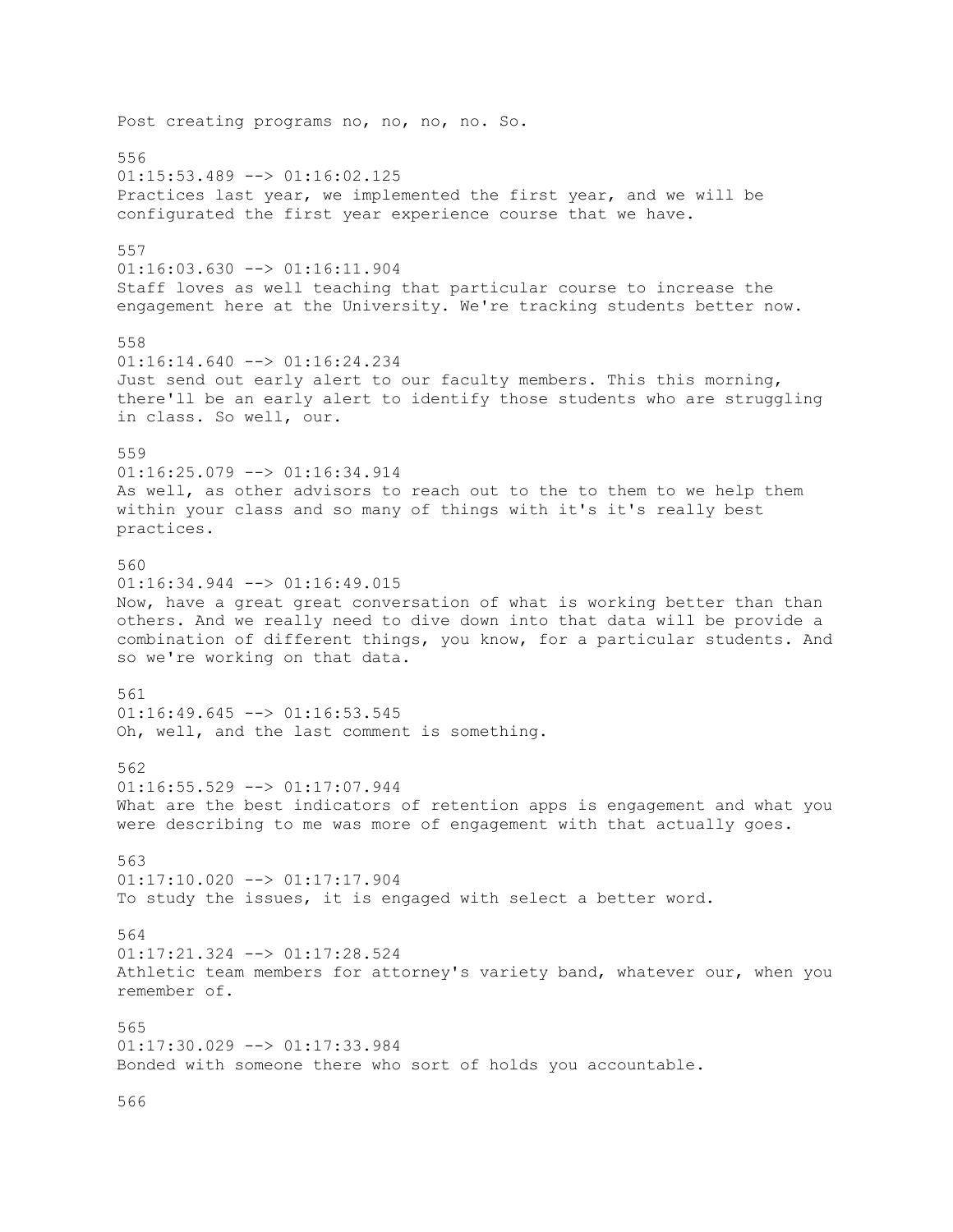Post creating programs no, no, no, no. So.

556
01:15:53.489 --> 01:16:02.125
Practices last year, we implemented the first year, and we will be configurated the first year experience course that we have.

557
01:16:03.630 --> 01:16:11.904
Staff loves as well teaching that particular course to increase the engagement here at the University. We're tracking students better now.

558
01:16:14.640 --> 01:16:24.234
Just send out early alert to our faculty members. This this morning, there'll be an early alert to identify those students who are struggling in class. So well, our.

559
01:16:25.079 --> 01:16:34.914
As well, as other advisors to reach out to the to them to we help them within your class and so many of things with it's it's really best practices.

560
01:16:34.944 --> 01:16:49.015
Now, have a great great conversation of what is working better than than others. And we really need to dive down into that data will be provide a combination of different things, you know, for a particular students. And so we're working on that data.

561
01:16:49.645 --> 01:16:53.545
Oh, well, and the last comment is something.

562
01:16:55.529 --> 01:17:07.944
What are the best indicators of retention apps is engagement and what you were describing to me was more of engagement with that actually goes.

563
01:17:10.020 --> 01:17:17.904
To study the issues, it is engaged with select a better word.

564
01:17:21.324 --> 01:17:28.524
Athletic team members for attorney's variety band, whatever our, when you remember of.

565
01:17:30.029 --> 01:17:33.984
Bonded with someone there who sort of holds you accountable.

566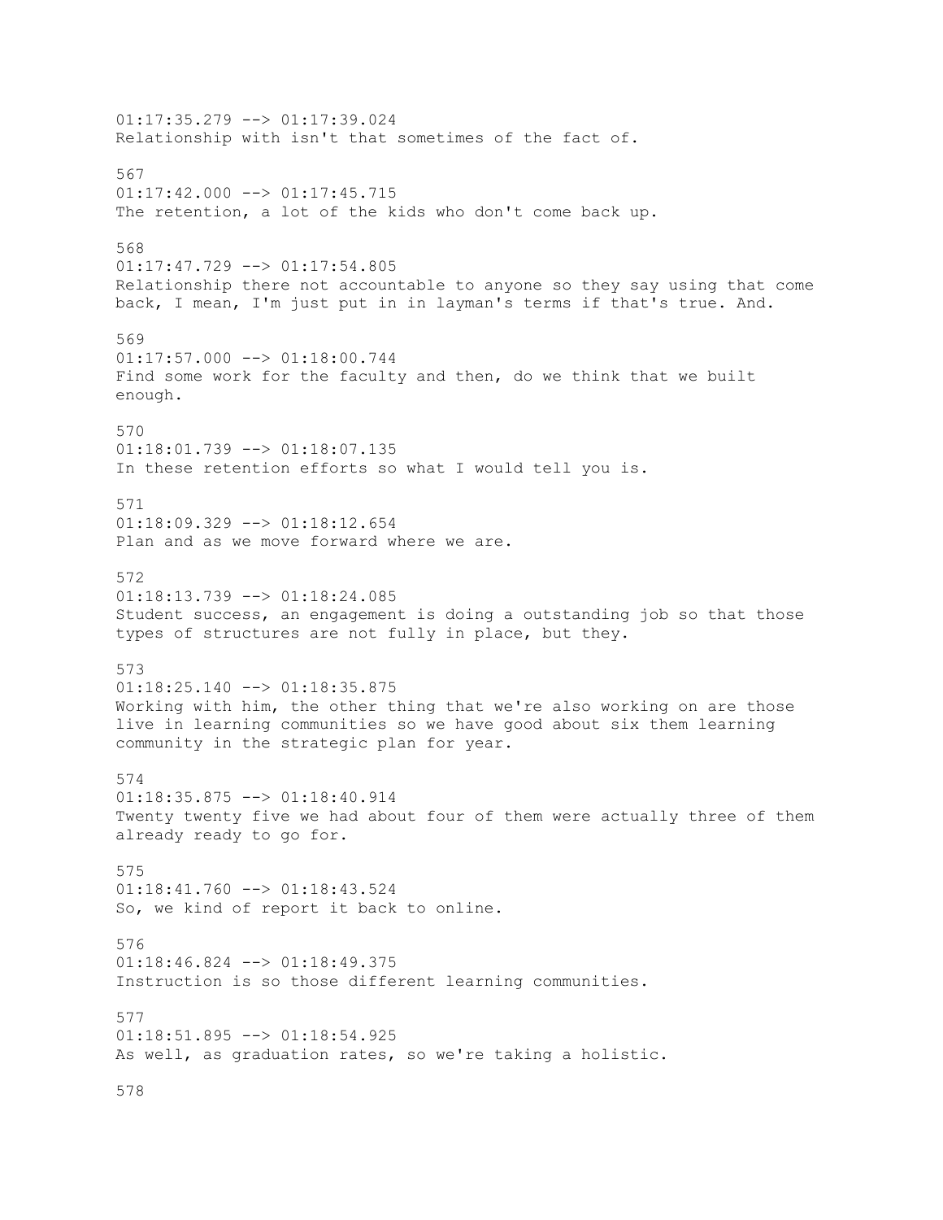01:17:35.279 --> 01:17:39.024
Relationship with isn't that sometimes of the fact of.

567
01:17:42.000 --> 01:17:45.715
The retention, a lot of the kids who don't come back up.

568
01:17:47.729 --> 01:17:54.805
Relationship there not accountable to anyone so they say using that come back, I mean, I'm just put in in layman's terms if that's true. And.

569
01:17:57.000 --> 01:18:00.744
Find some work for the faculty and then, do we think that we built enough.

570
01:18:01.739 --> 01:18:07.135
In these retention efforts so what I would tell you is.

571
01:18:09.329 --> 01:18:12.654
Plan and as we move forward where we are.

572
01:18:13.739 --> 01:18:24.085
Student success, an engagement is doing a outstanding job so that those types of structures are not fully in place, but they.

573
01:18:25.140 --> 01:18:35.875
Working with him, the other thing that we're also working on are those live in learning communities so we have good about six them learning community in the strategic plan for year.

574
01:18:35.875 --> 01:18:40.914
Twenty twenty five we had about four of them were actually three of them already ready to go for.

575
01:18:41.760 --> 01:18:43.524
So, we kind of report it back to online.

576
01:18:46.824 --> 01:18:49.375
Instruction is so those different learning communities.

577
01:18:51.895 --> 01:18:54.925
As well, as graduation rates, so we're taking a holistic.

578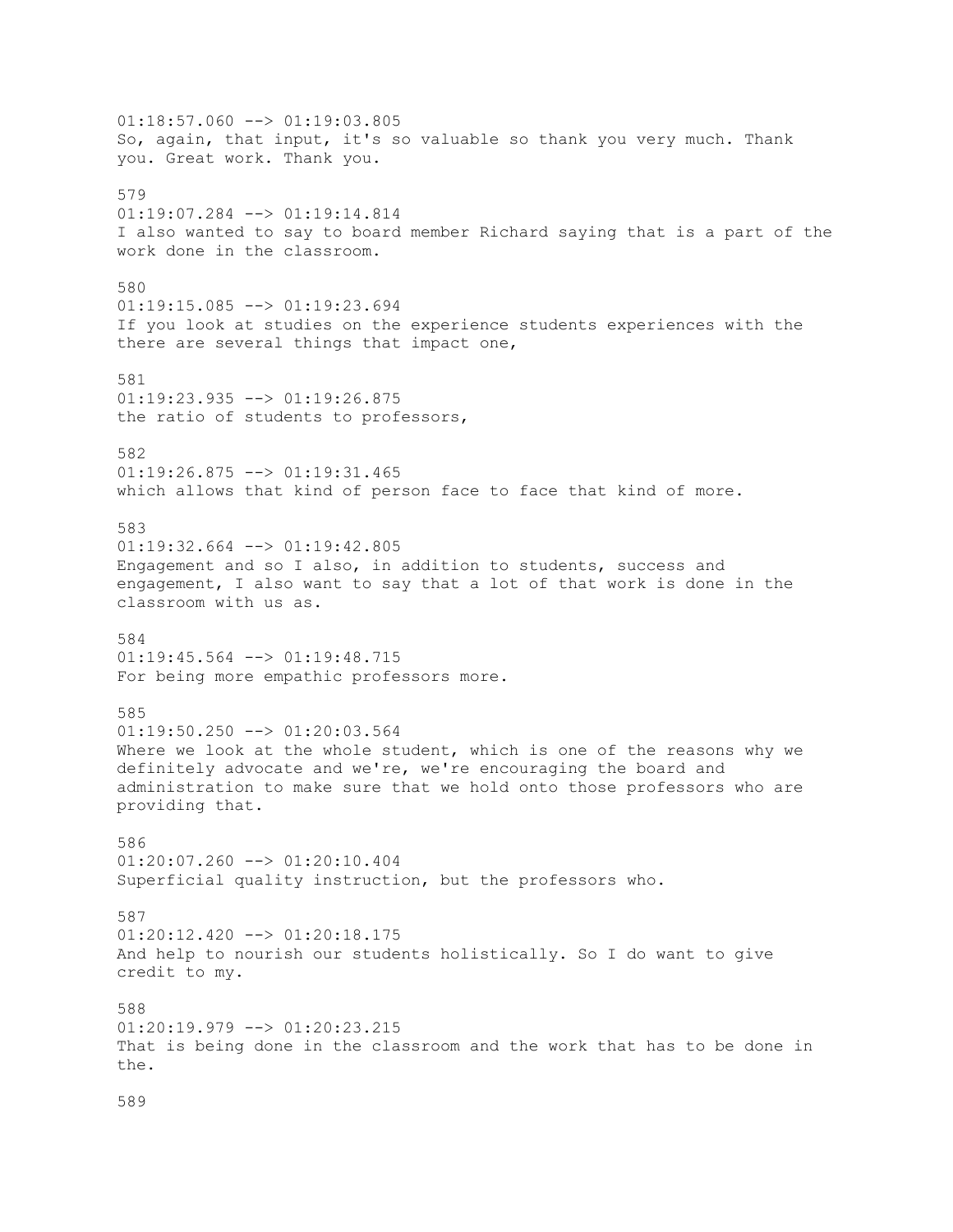01:18:57.060 --> 01:19:03.805
So, again, that input, it's so valuable so thank you very much. Thank you. Great work. Thank you.

579
01:19:07.284 --> 01:19:14.814
I also wanted to say to board member Richard saying that is a part of the work done in the classroom.

580
01:19:15.085 --> 01:19:23.694
If you look at studies on the experience students experiences with the there are several things that impact one,

581
01:19:23.935 --> 01:19:26.875
the ratio of students to professors,

582
01:19:26.875 --> 01:19:31.465
which allows that kind of person face to face that kind of more.

583
01:19:32.664 --> 01:19:42.805
Engagement and so I also, in addition to students, success and engagement, I also want to say that a lot of that work is done in the classroom with us as.

584
01:19:45.564 --> 01:19:48.715
For being more empathic professors more.

585
01:19:50.250 --> 01:20:03.564
Where we look at the whole student, which is one of the reasons why we definitely advocate and we're, we're encouraging the board and administration to make sure that we hold onto those professors who are providing that.

586
01:20:07.260 --> 01:20:10.404
Superficial quality instruction, but the professors who.

587
01:20:12.420 --> 01:20:18.175
And help to nourish our students holistically. So I do want to give credit to my.

588
01:20:19.979 --> 01:20:23.215
That is being done in the classroom and the work that has to be done in the.

589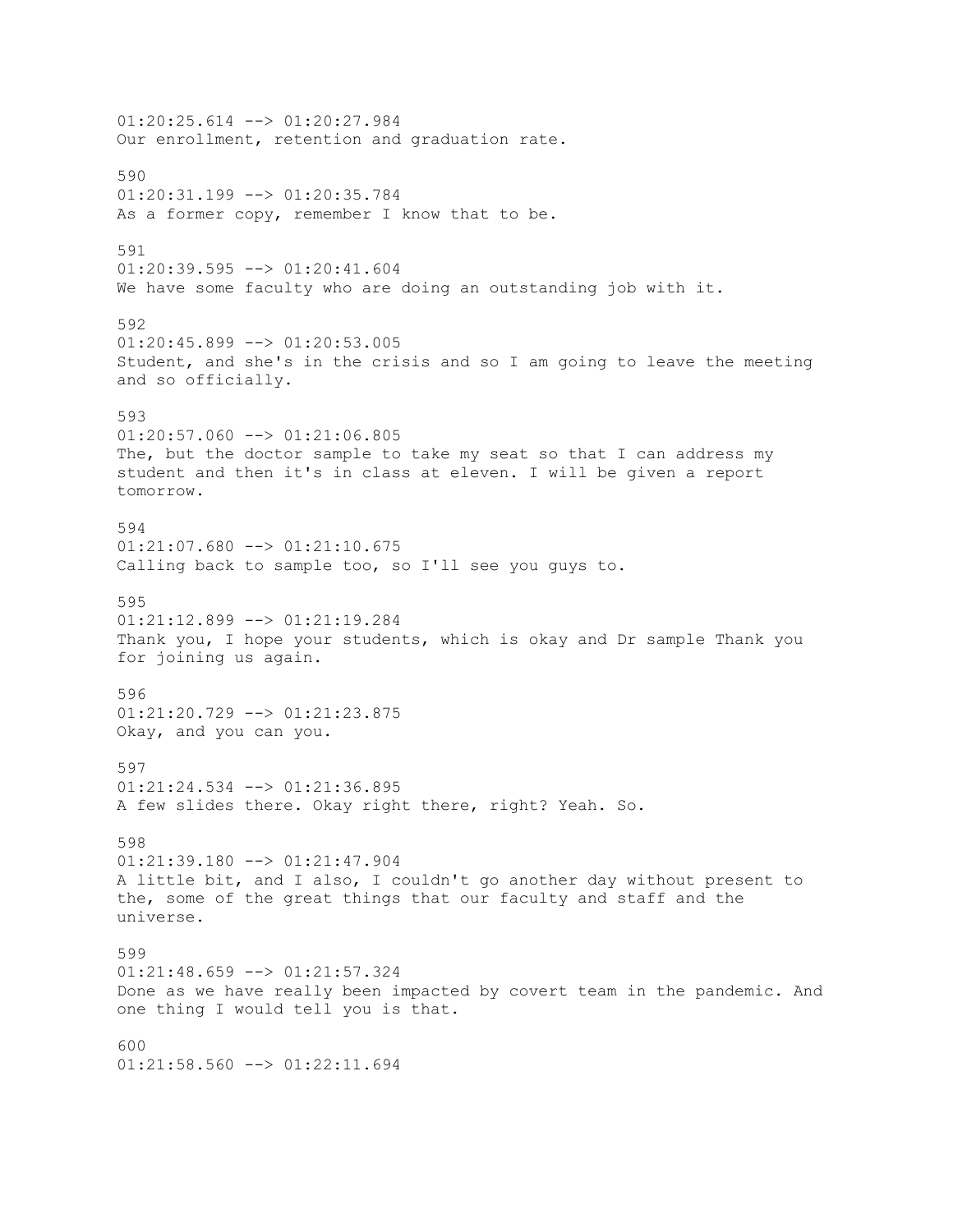01:20:25.614 --> 01:20:27.984
Our enrollment, retention and graduation rate.

590
01:20:31.199 --> 01:20:35.784
As a former copy, remember I know that to be.

591
01:20:39.595 --> 01:20:41.604
We have some faculty who are doing an outstanding job with it.

592
01:20:45.899 --> 01:20:53.005
Student, and she's in the crisis and so I am going to leave the meeting and so officially.

593
01:20:57.060 --> 01:21:06.805
The, but the doctor sample to take my seat so that I can address my student and then it's in class at eleven. I will be given a report tomorrow.

594
01:21:07.680 --> 01:21:10.675
Calling back to sample too, so I'll see you guys to.

595
01:21:12.899 --> 01:21:19.284
Thank you, I hope your students, which is okay and Dr sample Thank you for joining us again.

596
01:21:20.729 --> 01:21:23.875
Okay, and you can you.

597
01:21:24.534 --> 01:21:36.895
A few slides there. Okay right there, right? Yeah. So.

598
01:21:39.180 --> 01:21:47.904
A little bit, and I also, I couldn't go another day without present to the, some of the great things that our faculty and staff and the universe.

599
01:21:48.659 --> 01:21:57.324
Done as we have really been impacted by covert team in the pandemic. And one thing I would tell you is that.

600
01:21:58.560 --> 01:22:11.694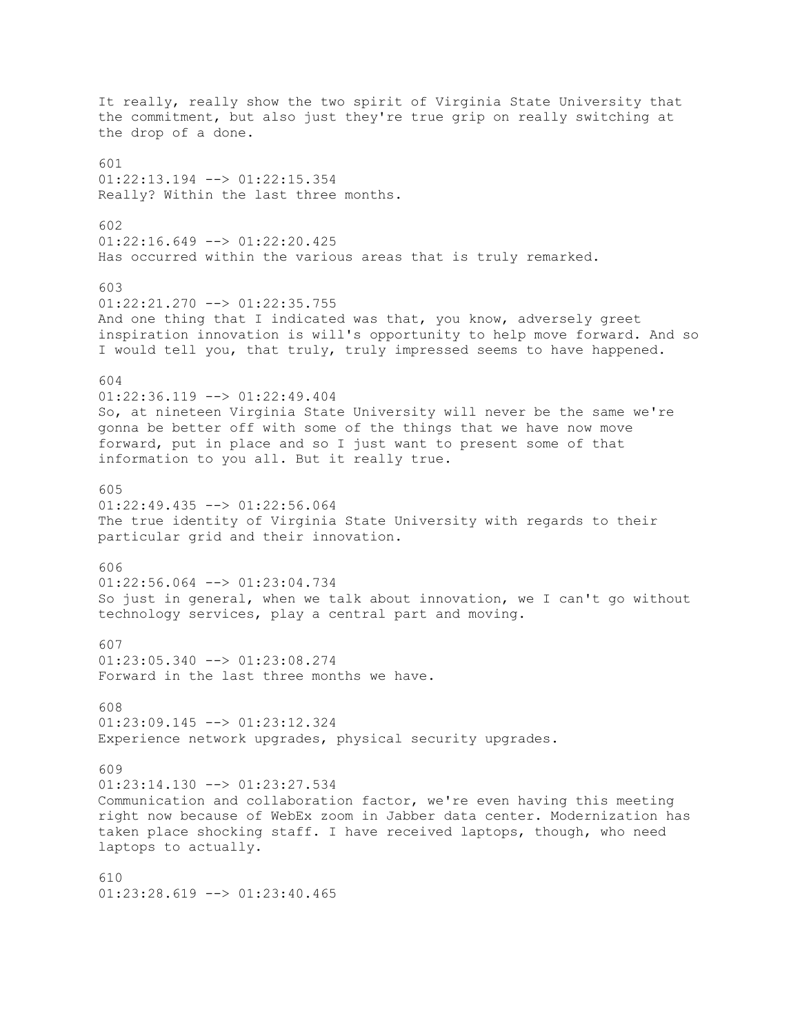It really, really show the two spirit of Virginia State University that the commitment, but also just they're true grip on really switching at the drop of a done.

601
01:22:13.194 --> 01:22:15.354
Really? Within the last three months.

602
01:22:16.649 --> 01:22:20.425
Has occurred within the various areas that is truly remarked.

603
01:22:21.270 --> 01:22:35.755
And one thing that I indicated was that, you know, adversely greet inspiration innovation is will's opportunity to help move forward. And so I would tell you, that truly, truly impressed seems to have happened.

604
01:22:36.119 --> 01:22:49.404
So, at nineteen Virginia State University will never be the same we're gonna be better off with some of the things that we have now move forward, put in place and so I just want to present some of that information to you all. But it really true.

605
01:22:49.435 --> 01:22:56.064
The true identity of Virginia State University with regards to their particular grid and their innovation.

606
01:22:56.064 --> 01:23:04.734
So just in general, when we talk about innovation, we I can't go without technology services, play a central part and moving.

607
01:23:05.340 --> 01:23:08.274
Forward in the last three months we have.

608
01:23:09.145 --> 01:23:12.324
Experience network upgrades, physical security upgrades.

609
01:23:14.130 --> 01:23:27.534
Communication and collaboration factor, we're even having this meeting right now because of WebEx zoom in Jabber data center. Modernization has taken place shocking staff. I have received laptops, though, who need laptops to actually.

610
01:23:28.619 --> 01:23:40.465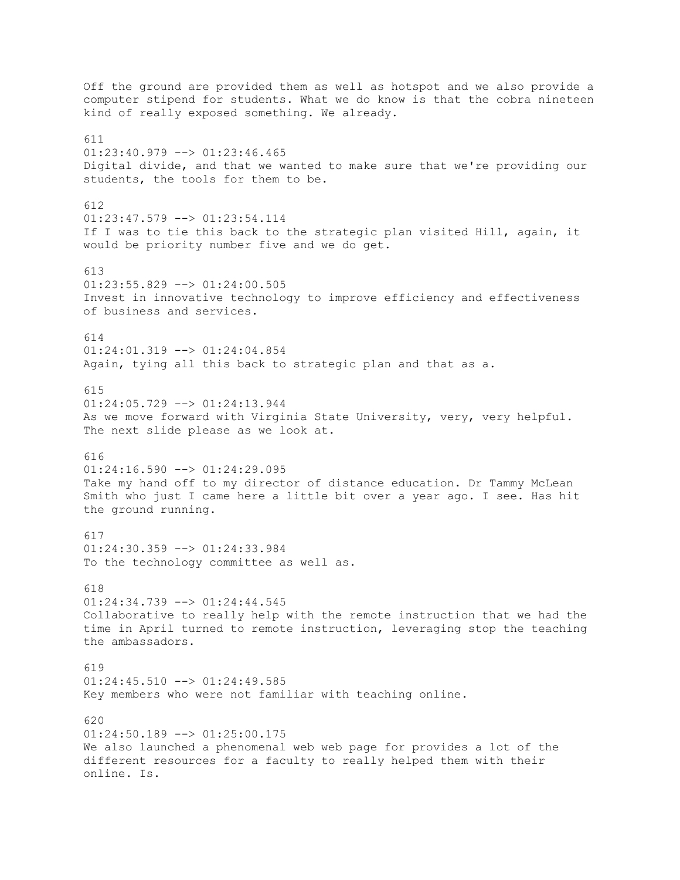Off the ground are provided them as well as hotspot and we also provide a computer stipend for students. What we do know is that the cobra nineteen kind of really exposed something. We already.

611
01:23:40.979 --> 01:23:46.465
Digital divide, and that we wanted to make sure that we're providing our students, the tools for them to be.

612
01:23:47.579 --> 01:23:54.114
If I was to tie this back to the strategic plan visited Hill, again, it would be priority number five and we do get.

613
01:23:55.829 --> 01:24:00.505
Invest in innovative technology to improve efficiency and effectiveness of business and services.

614
01:24:01.319 --> 01:24:04.854
Again, tying all this back to strategic plan and that as a.

615
01:24:05.729 --> 01:24:13.944
As we move forward with Virginia State University, very, very helpful. The next slide please as we look at.

616
01:24:16.590 --> 01:24:29.095
Take my hand off to my director of distance education. Dr Tammy McLean Smith who just I came here a little bit over a year ago. I see. Has hit the ground running.

617
01:24:30.359 --> 01:24:33.984
To the technology committee as well as.

618
01:24:34.739 --> 01:24:44.545
Collaborative to really help with the remote instruction that we had the time in April turned to remote instruction, leveraging stop the teaching the ambassadors.

619
01:24:45.510 --> 01:24:49.585
Key members who were not familiar with teaching online.

620
01:24:50.189 --> 01:25:00.175
We also launched a phenomenal web web page for provides a lot of the different resources for a faculty to really helped them with their online. Is.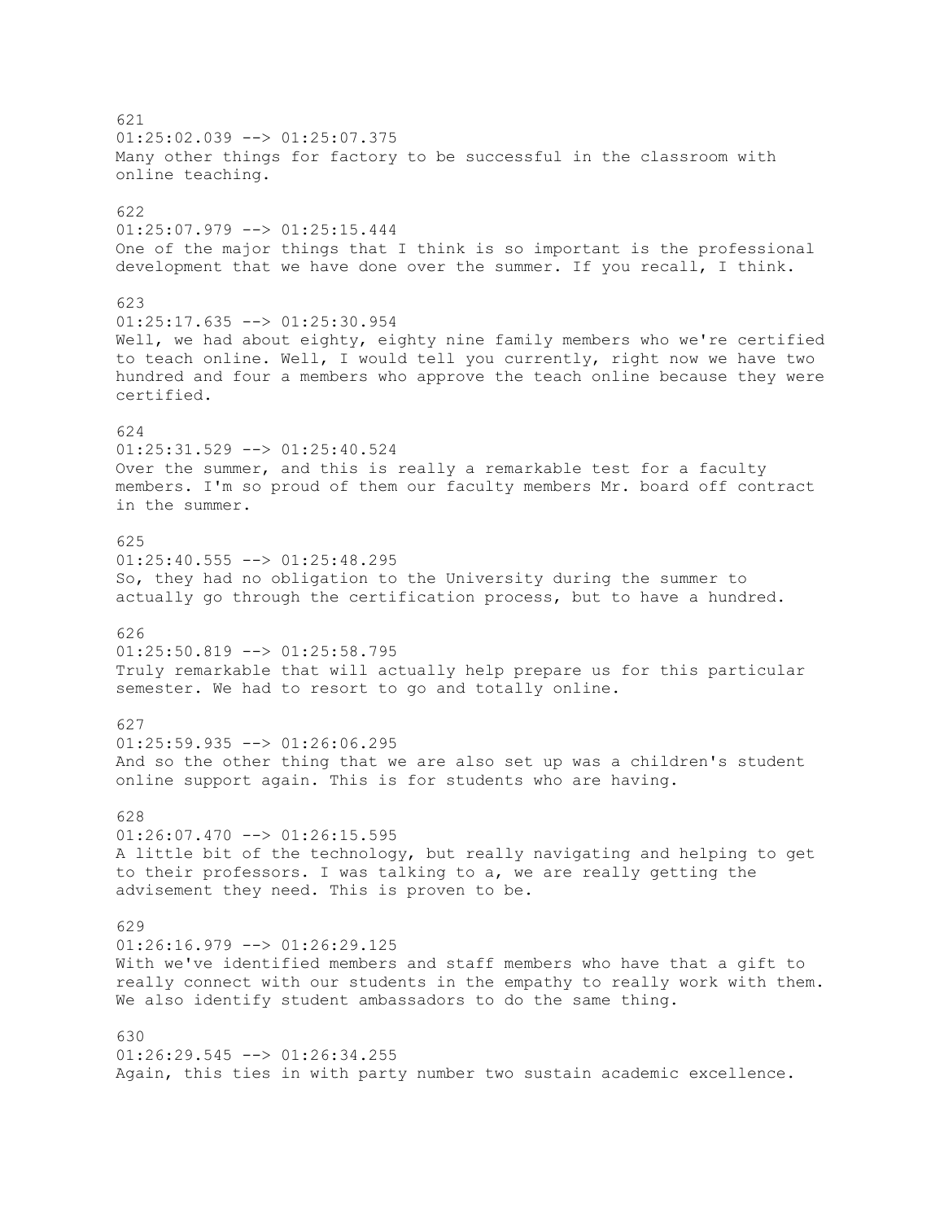621
01:25:02.039 --> 01:25:07.375
Many other things for factory to be successful in the classroom with online teaching.

622
01:25:07.979 --> 01:25:15.444
One of the major things that I think is so important is the professional development that we have done over the summer. If you recall, I think.

623
01:25:17.635 --> 01:25:30.954
Well, we had about eighty, eighty nine family members who we're certified to teach online. Well, I would tell you currently, right now we have two hundred and four a members who approve the teach online because they were certified.

624
01:25:31.529 --> 01:25:40.524
Over the summer, and this is really a remarkable test for a faculty members. I'm so proud of them our faculty members Mr. board off contract in the summer.

625
01:25:40.555 --> 01:25:48.295
So, they had no obligation to the University during the summer to actually go through the certification process, but to have a hundred.

626
01:25:50.819 --> 01:25:58.795
Truly remarkable that will actually help prepare us for this particular semester. We had to resort to go and totally online.

627
01:25:59.935 --> 01:26:06.295
And so the other thing that we are also set up was a children's student online support again. This is for students who are having.

628
01:26:07.470 --> 01:26:15.595
A little bit of the technology, but really navigating and helping to get to their professors. I was talking to a, we are really getting the advisement they need. This is proven to be.

629
01:26:16.979 --> 01:26:29.125
With we've identified members and staff members who have that a gift to really connect with our students in the empathy to really work with them. We also identify student ambassadors to do the same thing.

630
01:26:29.545 --> 01:26:34.255
Again, this ties in with party number two sustain academic excellence.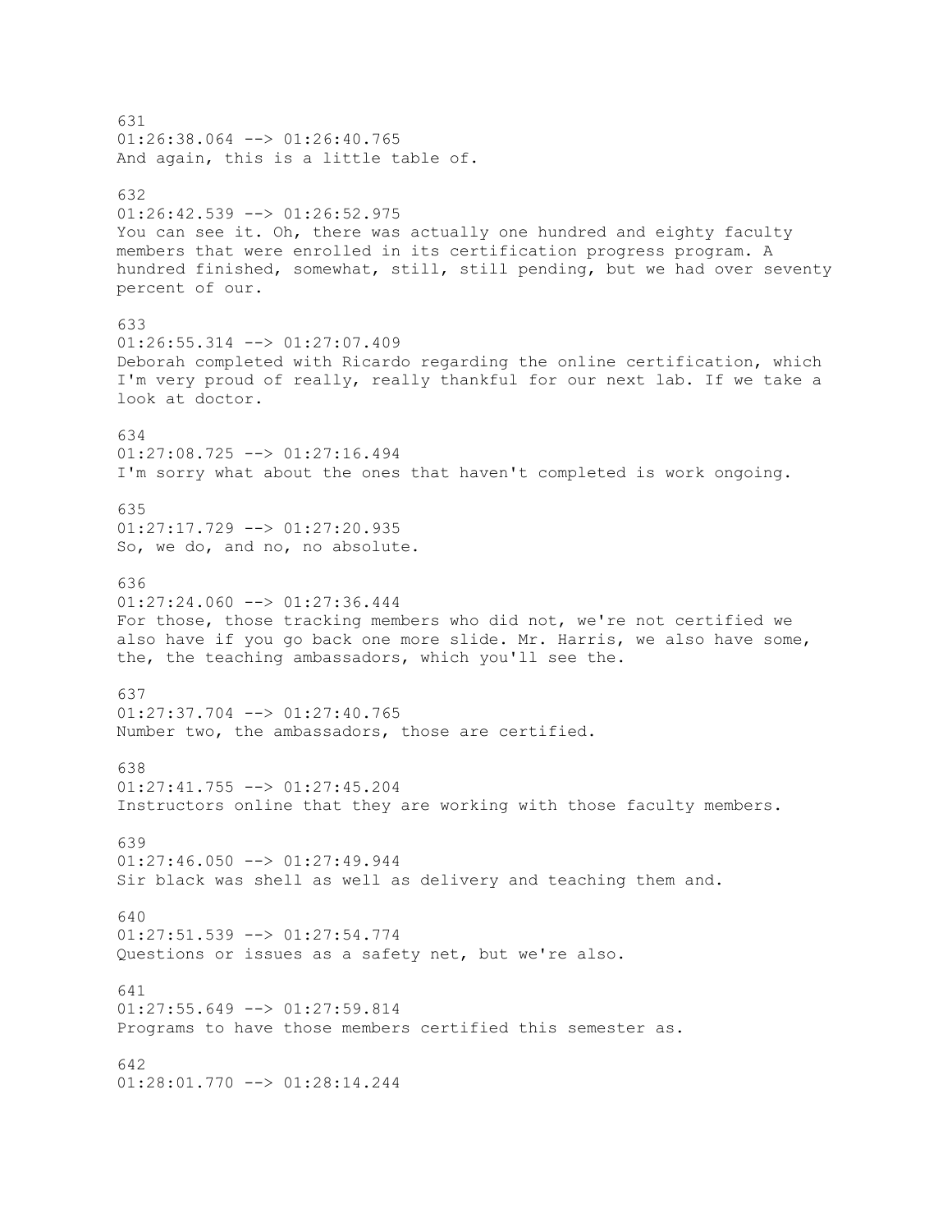631
01:26:38.064 --> 01:26:40.765
And again, this is a little table of.

632
01:26:42.539 --> 01:26:52.975
You can see it. Oh, there was actually one hundred and eighty faculty members that were enrolled in its certification progress program. A hundred finished, somewhat, still, still pending, but we had over seventy percent of our.

633
01:26:55.314 --> 01:27:07.409
Deborah completed with Ricardo regarding the online certification, which I'm very proud of really, really thankful for our next lab. If we take a look at doctor.

634
01:27:08.725 --> 01:27:16.494
I'm sorry what about the ones that haven't completed is work ongoing.

635
01:27:17.729 --> 01:27:20.935
So, we do, and no, no absolute.

636
01:27:24.060 --> 01:27:36.444
For those, those tracking members who did not, we're not certified we also have if you go back one more slide. Mr. Harris, we also have some, the, the teaching ambassadors, which you'll see the.

637
01:27:37.704 --> 01:27:40.765
Number two, the ambassadors, those are certified.

638
01:27:41.755 --> 01:27:45.204
Instructors online that they are working with those faculty members.

639
01:27:46.050 --> 01:27:49.944
Sir black was shell as well as delivery and teaching them and.

640
01:27:51.539 --> 01:27:54.774
Questions or issues as a safety net, but we're also.

641
01:27:55.649 --> 01:27:59.814
Programs to have those members certified this semester as.

642
01:28:01.770 --> 01:28:14.244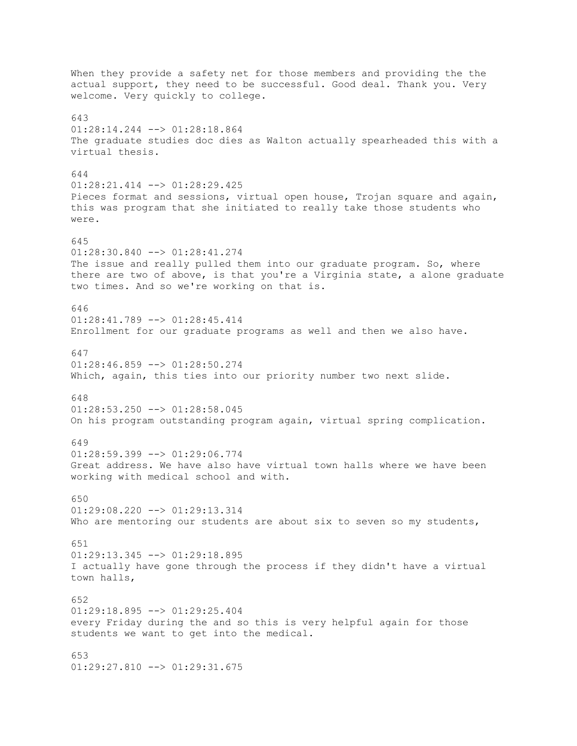When they provide a safety net for those members and providing the the actual support, they need to be successful. Good deal. Thank you. Very welcome. Very quickly to college.

643
01:28:14.244 --> 01:28:18.864
The graduate studies doc dies as Walton actually spearheaded this with a virtual thesis.

644
01:28:21.414 --> 01:28:29.425
Pieces format and sessions, virtual open house, Trojan square and again, this was program that she initiated to really take those students who were.

645
01:28:30.840 --> 01:28:41.274
The issue and really pulled them into our graduate program. So, where there are two of above, is that you're a Virginia state, a alone graduate two times. And so we're working on that is.

646
01:28:41.789 --> 01:28:45.414
Enrollment for our graduate programs as well and then we also have.

647
01:28:46.859 --> 01:28:50.274
Which, again, this ties into our priority number two next slide.

648
01:28:53.250 --> 01:28:58.045
On his program outstanding program again, virtual spring complication.

649
01:28:59.399 --> 01:29:06.774
Great address. We have also have virtual town halls where we have been working with medical school and with.

650
01:29:08.220 --> 01:29:13.314
Who are mentoring our students are about six to seven so my students,

651
01:29:13.345 --> 01:29:18.895
I actually have gone through the process if they didn't have a virtual town halls,

652
01:29:18.895 --> 01:29:25.404
every Friday during the and so this is very helpful again for those students we want to get into the medical.

653
01:29:27.810 --> 01:29:31.675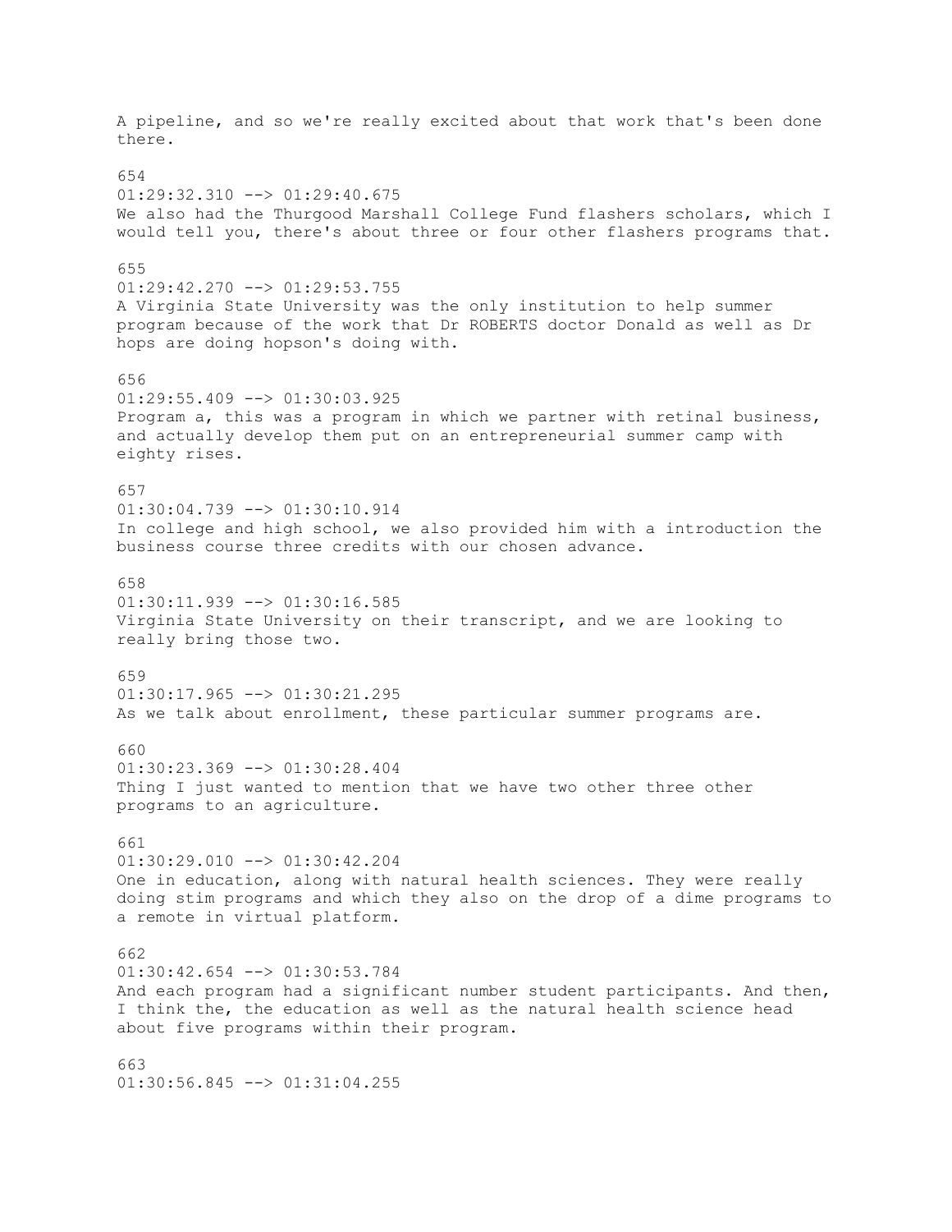A pipeline, and so we're really excited about that work that's been done there.

654
01:29:32.310 --> 01:29:40.675
We also had the Thurgood Marshall College Fund flashers scholars, which I would tell you, there's about three or four other flashers programs that.

655
01:29:42.270 --> 01:29:53.755
A Virginia State University was the only institution to help summer program because of the work that Dr ROBERTS doctor Donald as well as Dr hops are doing hopson's doing with.

656
01:29:55.409 --> 01:30:03.925
Program a, this was a program in which we partner with retinal business, and actually develop them put on an entrepreneurial summer camp with eighty rises.

657
01:30:04.739 --> 01:30:10.914
In college and high school, we also provided him with a introduction the business course three credits with our chosen advance.

658
01:30:11.939 --> 01:30:16.585
Virginia State University on their transcript, and we are looking to really bring those two.

659
01:30:17.965 --> 01:30:21.295
As we talk about enrollment, these particular summer programs are.

660
01:30:23.369 --> 01:30:28.404
Thing I just wanted to mention that we have two other three other programs to an agriculture.

661
01:30:29.010 --> 01:30:42.204
One in education, along with natural health sciences. They were really doing stim programs and which they also on the drop of a dime programs to a remote in virtual platform.

662
01:30:42.654 --> 01:30:53.784
And each program had a significant number student participants. And then, I think the, the education as well as the natural health science head about five programs within their program.

663
01:30:56.845 --> 01:31:04.255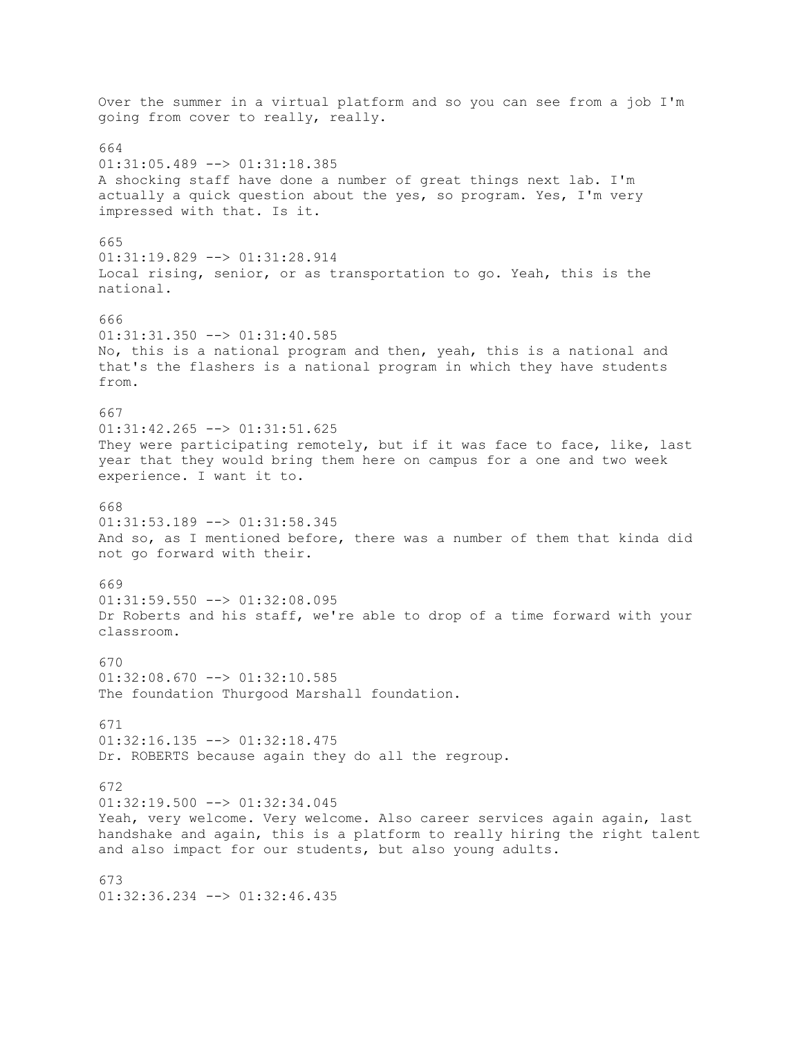Over the summer in a virtual platform and so you can see from a job I'm going from cover to really, really.

664
01:31:05.489 --> 01:31:18.385
A shocking staff have done a number of great things next lab. I'm actually a quick question about the yes, so program. Yes, I'm very impressed with that. Is it.

665
01:31:19.829 --> 01:31:28.914
Local rising, senior, or as transportation to go. Yeah, this is the national.

666
01:31:31.350 --> 01:31:40.585
No, this is a national program and then, yeah, this is a national and that's the flashers is a national program in which they have students from.

667
01:31:42.265 --> 01:31:51.625
They were participating remotely, but if it was face to face, like, last year that they would bring them here on campus for a one and two week experience. I want it to.

668
01:31:53.189 --> 01:31:58.345
And so, as I mentioned before, there was a number of them that kinda did not go forward with their.

669
01:31:59.550 --> 01:32:08.095
Dr Roberts and his staff, we're able to drop of a time forward with your classroom.

670
01:32:08.670 --> 01:32:10.585
The foundation Thurgood Marshall foundation.

671
01:32:16.135 --> 01:32:18.475
Dr. ROBERTS because again they do all the regroup.

672
01:32:19.500 --> 01:32:34.045
Yeah, very welcome. Very welcome. Also career services again again, last handshake and again, this is a platform to really hiring the right talent and also impact for our students, but also young adults.

673
01:32:36.234 --> 01:32:46.435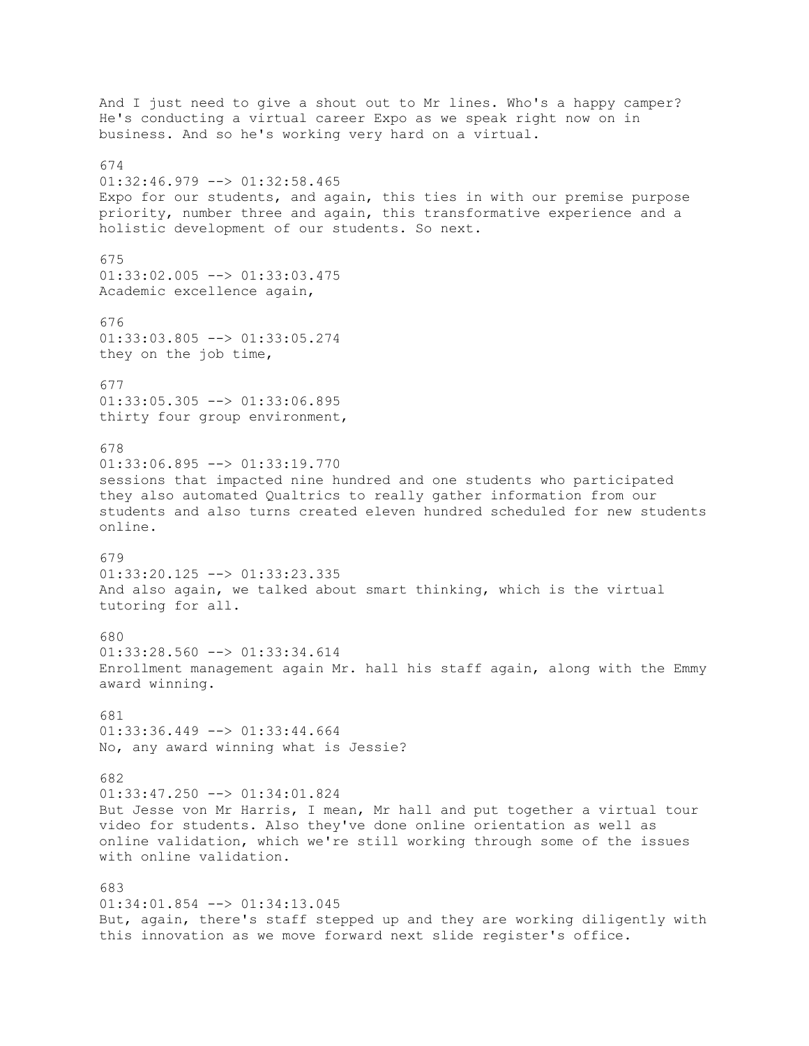And I just need to give a shout out to Mr lines. Who's a happy camper? He's conducting a virtual career Expo as we speak right now on in business. And so he's working very hard on a virtual.

674
01:32:46.979 --> 01:32:58.465
Expo for our students, and again, this ties in with our premise purpose priority, number three and again, this transformative experience and a holistic development of our students. So next.

675
01:33:02.005 --> 01:33:03.475
Academic excellence again,

676
01:33:03.805 --> 01:33:05.274
they on the job time,

677
01:33:05.305 --> 01:33:06.895
thirty four group environment,

678
01:33:06.895 --> 01:33:19.770
sessions that impacted nine hundred and one students who participated they also automated Qualtrics to really gather information from our students and also turns created eleven hundred scheduled for new students online.

679
01:33:20.125 --> 01:33:23.335
And also again, we talked about smart thinking, which is the virtual tutoring for all.

680
01:33:28.560 --> 01:33:34.614
Enrollment management again Mr. hall his staff again, along with the Emmy award winning.

681
01:33:36.449 --> 01:33:44.664
No, any award winning what is Jessie?

682
01:33:47.250 --> 01:34:01.824
But Jesse von Mr Harris, I mean, Mr hall and put together a virtual tour video for students. Also they've done online orientation as well as online validation, which we're still working through some of the issues with online validation.

683
01:34:01.854 --> 01:34:13.045
But, again, there's staff stepped up and they are working diligently with this innovation as we move forward next slide register's office.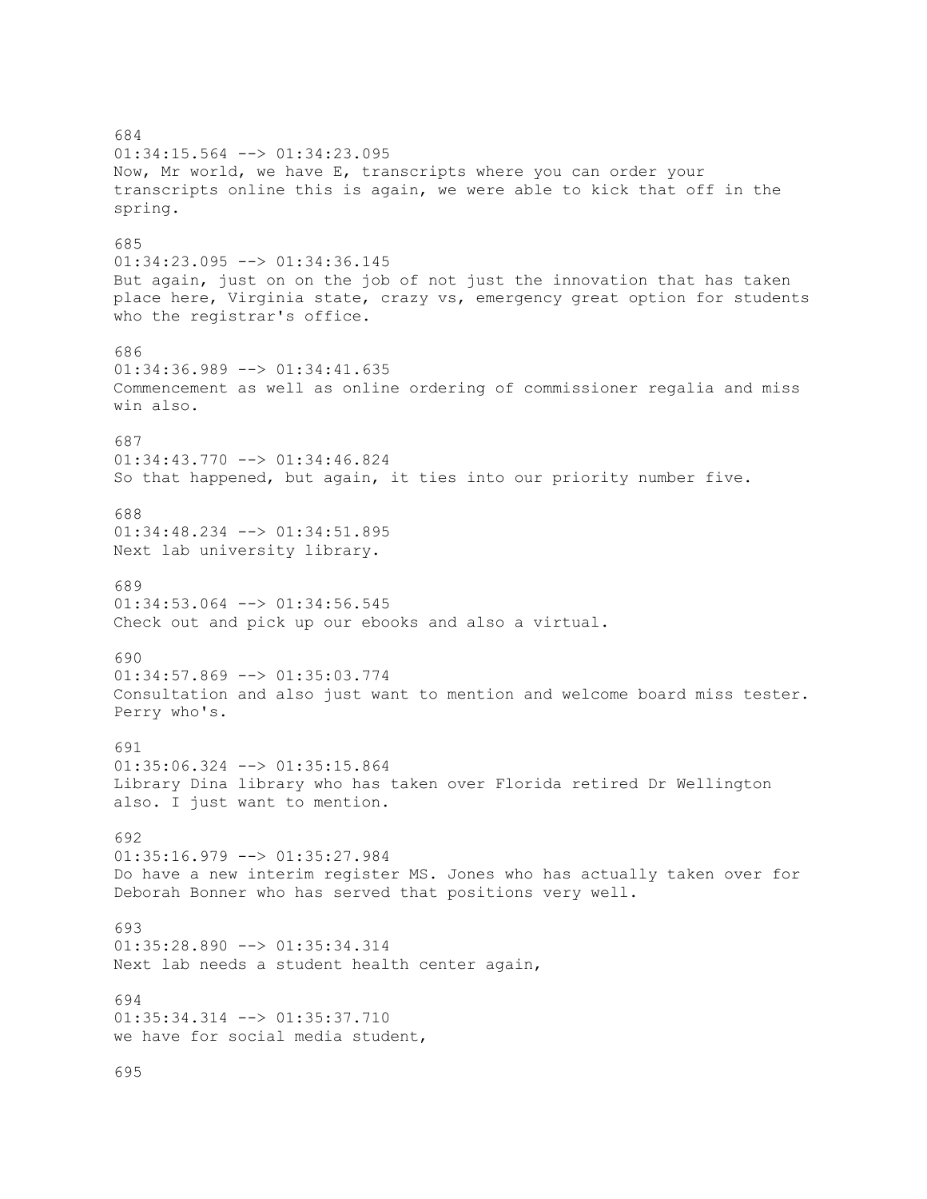684
01:34:15.564 --> 01:34:23.095
Now, Mr world, we have E, transcripts where you can order your transcripts online this is again, we were able to kick that off in the spring.

685
01:34:23.095 --> 01:34:36.145
But again, just on on the job of not just the innovation that has taken place here, Virginia state, crazy vs, emergency great option for students who the registrar's office.

686
01:34:36.989 --> 01:34:41.635
Commencement as well as online ordering of commissioner regalia and miss win also.

687
01:34:43.770 --> 01:34:46.824
So that happened, but again, it ties into our priority number five.

688
01:34:48.234 --> 01:34:51.895
Next lab university library.

689
01:34:53.064 --> 01:34:56.545
Check out and pick up our ebooks and also a virtual.

690
01:34:57.869 --> 01:35:03.774
Consultation and also just want to mention and welcome board miss tester. Perry who's.

691
01:35:06.324 --> 01:35:15.864
Library Dina library who has taken over Florida retired Dr Wellington also. I just want to mention.

692
01:35:16.979 --> 01:35:27.984
Do have a new interim register MS. Jones who has actually taken over for Deborah Bonner who has served that positions very well.

693
01:35:28.890 --> 01:35:34.314
Next lab needs a student health center again,

694
01:35:34.314 --> 01:35:37.710
we have for social media student,

695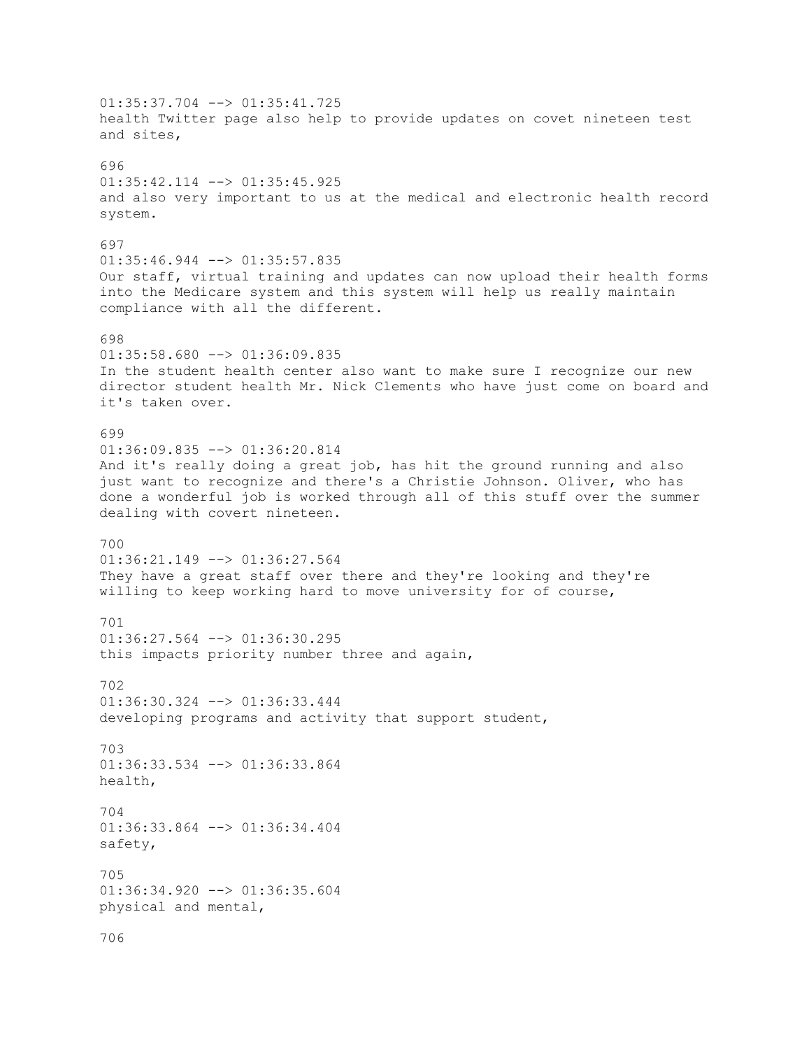01:35:37.704 --> 01:35:41.725
health Twitter page also help to provide updates on covet nineteen test and sites,

696
01:35:42.114 --> 01:35:45.925
and also very important to us at the medical and electronic health record system.

697
01:35:46.944 --> 01:35:57.835
Our staff, virtual training and updates can now upload their health forms into the Medicare system and this system will help us really maintain compliance with all the different.

698
01:35:58.680 --> 01:36:09.835
In the student health center also want to make sure I recognize our new director student health Mr. Nick Clements who have just come on board and it's taken over.

699
01:36:09.835 --> 01:36:20.814
And it's really doing a great job, has hit the ground running and also just want to recognize and there's a Christie Johnson. Oliver, who has done a wonderful job is worked through all of this stuff over the summer dealing with covert nineteen.

700
01:36:21.149 --> 01:36:27.564
They have a great staff over there and they're looking and they're willing to keep working hard to move university for of course,

701
01:36:27.564 --> 01:36:30.295
this impacts priority number three and again,

702
01:36:30.324 --> 01:36:33.444
developing programs and activity that support student,

703
01:36:33.534 --> 01:36:33.864
health,

704
01:36:33.864 --> 01:36:34.404
safety,

705
01:36:34.920 --> 01:36:35.604
physical and mental,

706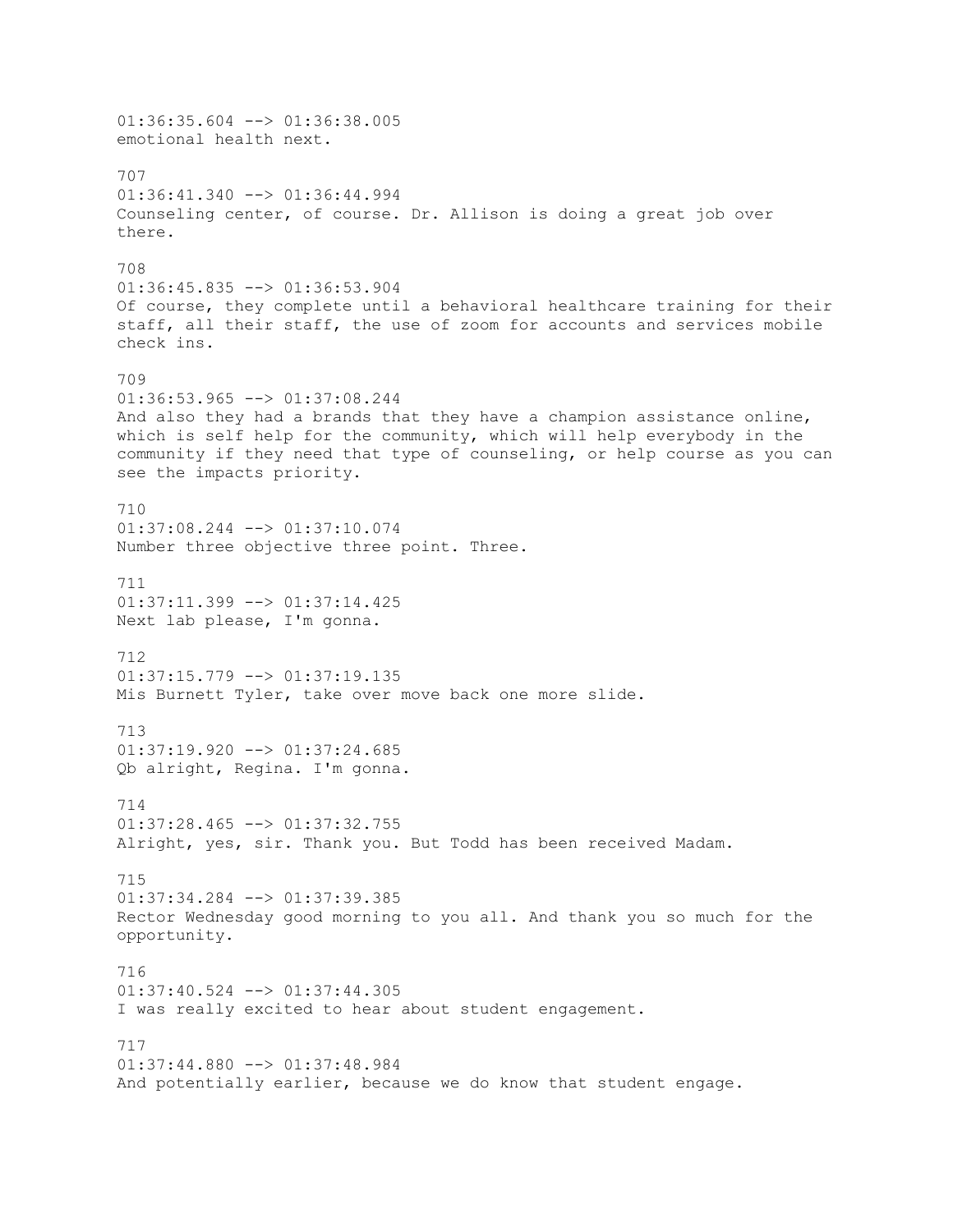01:36:35.604 --> 01:36:38.005
emotional health next.

707
01:36:41.340 --> 01:36:44.994
Counseling center, of course. Dr. Allison is doing a great job over there.

708
01:36:45.835 --> 01:36:53.904
Of course, they complete until a behavioral healthcare training for their staff, all their staff, the use of zoom for accounts and services mobile check ins.

709
01:36:53.965 --> 01:37:08.244
And also they had a brands that they have a champion assistance online, which is self help for the community, which will help everybody in the community if they need that type of counseling, or help course as you can see the impacts priority.

710
01:37:08.244 --> 01:37:10.074
Number three objective three point. Three.

711
01:37:11.399 --> 01:37:14.425
Next lab please, I'm gonna.

712
01:37:15.779 --> 01:37:19.135
Mis Burnett Tyler, take over move back one more slide.

713
01:37:19.920 --> 01:37:24.685
Qb alright, Regina. I'm gonna.

714
01:37:28.465 --> 01:37:32.755
Alright, yes, sir. Thank you. But Todd has been received Madam.

715
01:37:34.284 --> 01:37:39.385
Rector Wednesday good morning to you all. And thank you so much for the opportunity.

716
01:37:40.524 --> 01:37:44.305
I was really excited to hear about student engagement.

717
01:37:44.880 --> 01:37:48.984
And potentially earlier, because we do know that student engage.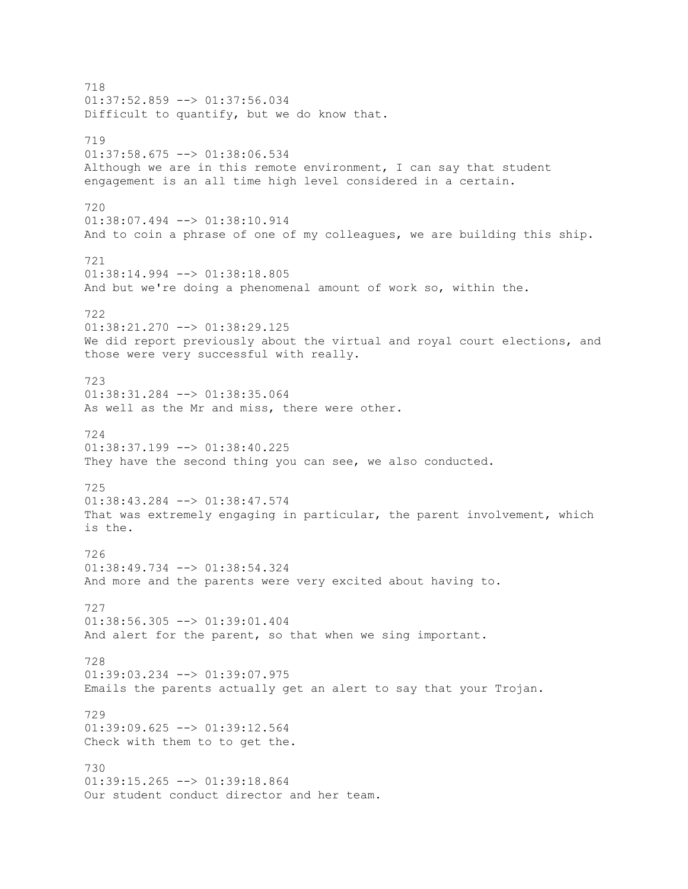718
01:37:52.859 --> 01:37:56.034
Difficult to quantify, but we do know that.

719
01:37:58.675 --> 01:38:06.534
Although we are in this remote environment, I can say that student engagement is an all time high level considered in a certain.

720
01:38:07.494 --> 01:38:10.914
And to coin a phrase of one of my colleagues, we are building this ship.

721
01:38:14.994 --> 01:38:18.805
And but we're doing a phenomenal amount of work so, within the.

722
01:38:21.270 --> 01:38:29.125
We did report previously about the virtual and royal court elections, and those were very successful with really.

723
01:38:31.284 --> 01:38:35.064
As well as the Mr and miss, there were other.

724
01:38:37.199 --> 01:38:40.225
They have the second thing you can see, we also conducted.

725
01:38:43.284 --> 01:38:47.574
That was extremely engaging in particular, the parent involvement, which is the.

726
01:38:49.734 --> 01:38:54.324
And more and the parents were very excited about having to.

727
01:38:56.305 --> 01:39:01.404
And alert for the parent, so that when we sing important.

728
01:39:03.234 --> 01:39:07.975
Emails the parents actually get an alert to say that your Trojan.

729
01:39:09.625 --> 01:39:12.564
Check with them to to get the.

730
01:39:15.265 --> 01:39:18.864
Our student conduct director and her team.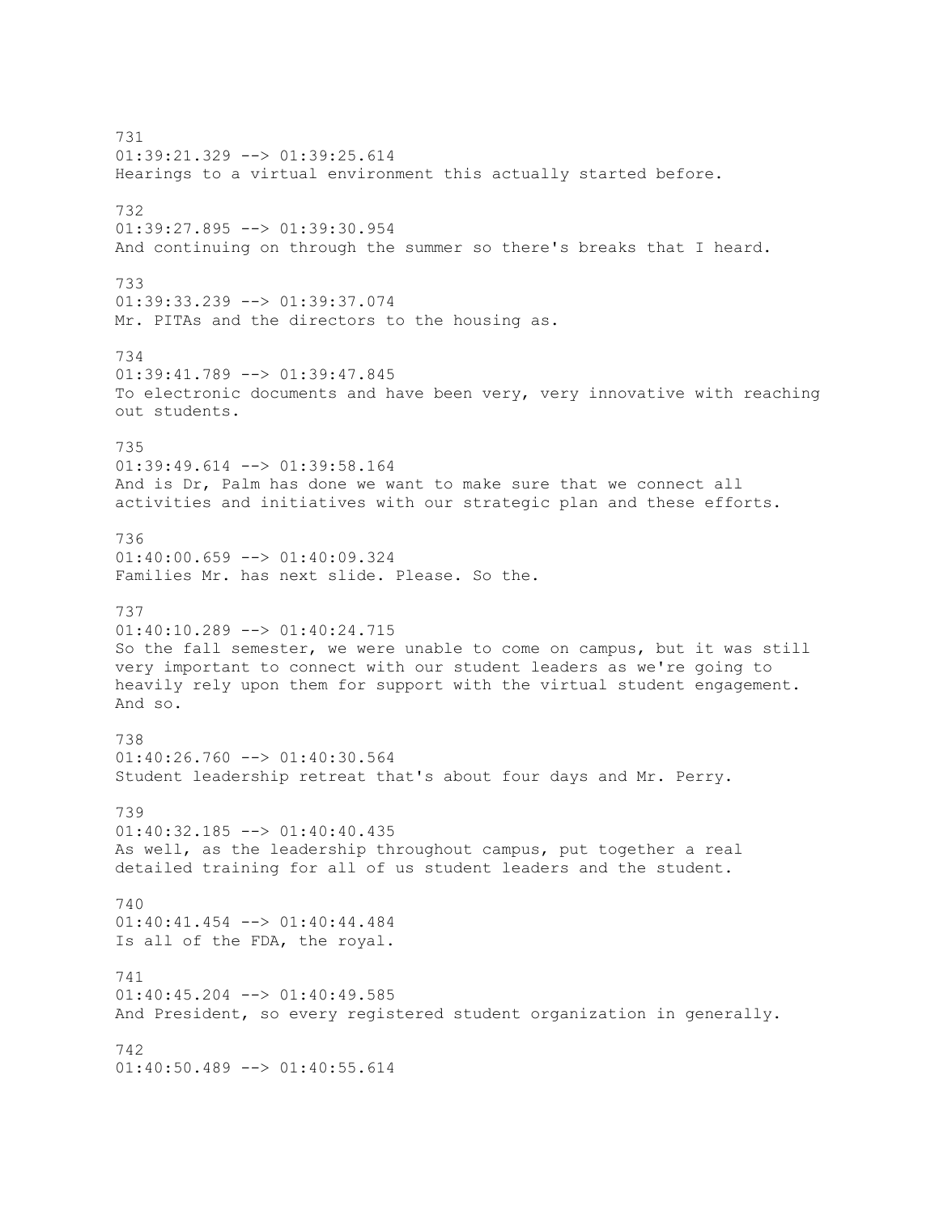731
01:39:21.329 --> 01:39:25.614
Hearings to a virtual environment this actually started before.

732
01:39:27.895 --> 01:39:30.954
And continuing on through the summer so there's breaks that I heard.

733
01:39:33.239 --> 01:39:37.074
Mr. PITAs and the directors to the housing as.

734
01:39:41.789 --> 01:39:47.845
To electronic documents and have been very, very innovative with reaching out students.

735
01:39:49.614 --> 01:39:58.164
And is Dr, Palm has done we want to make sure that we connect all activities and initiatives with our strategic plan and these efforts.

736
01:40:00.659 --> 01:40:09.324
Families Mr. has next slide. Please. So the.

737
01:40:10.289 --> 01:40:24.715
So the fall semester, we were unable to come on campus, but it was still very important to connect with our student leaders as we're going to heavily rely upon them for support with the virtual student engagement. And so.

738
01:40:26.760 --> 01:40:30.564
Student leadership retreat that's about four days and Mr. Perry.

739
01:40:32.185 --> 01:40:40.435
As well, as the leadership throughout campus, put together a real detailed training for all of us student leaders and the student.

740
01:40:41.454 --> 01:40:44.484
Is all of the FDA, the royal.

741
01:40:45.204 --> 01:40:49.585
And President, so every registered student organization in generally.

742
01:40:50.489 --> 01:40:55.614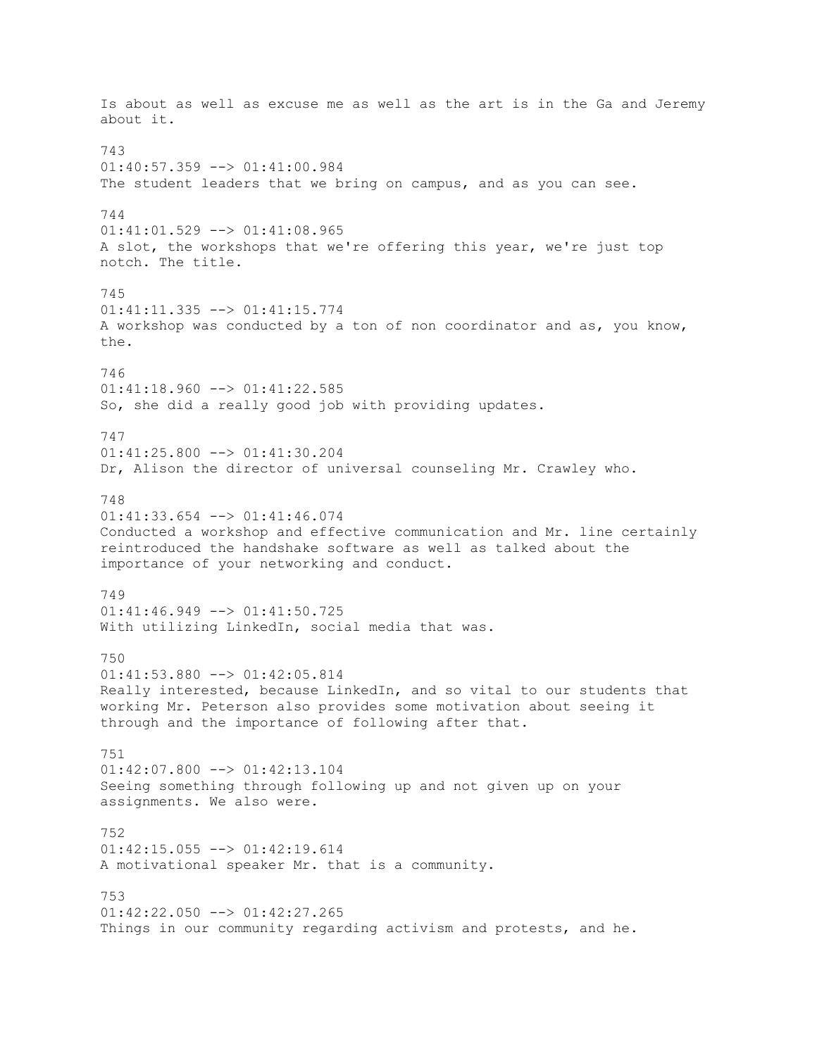Is about as well as excuse me as well as the art is in the Ga and Jeremy about it.

743
01:40:57.359 --> 01:41:00.984
The student leaders that we bring on campus, and as you can see.

744
01:41:01.529 --> 01:41:08.965
A slot, the workshops that we're offering this year, we're just top notch. The title.

745
01:41:11.335 --> 01:41:15.774
A workshop was conducted by a ton of non coordinator and as, you know, the.

746
01:41:18.960 --> 01:41:22.585
So, she did a really good job with providing updates.

747
01:41:25.800 --> 01:41:30.204
Dr, Alison the director of universal counseling Mr. Crawley who.

748
01:41:33.654 --> 01:41:46.074
Conducted a workshop and effective communication and Mr. line certainly reintroduced the handshake software as well as talked about the importance of your networking and conduct.

749
01:41:46.949 --> 01:41:50.725
With utilizing LinkedIn, social media that was.

750
01:41:53.880 --> 01:42:05.814
Really interested, because LinkedIn, and so vital to our students that working Mr. Peterson also provides some motivation about seeing it through and the importance of following after that.

751
01:42:07.800 --> 01:42:13.104
Seeing something through following up and not given up on your assignments. We also were.

752
01:42:15.055 --> 01:42:19.614
A motivational speaker Mr. that is a community.

753
01:42:22.050 --> 01:42:27.265
Things in our community regarding activism and protests, and he.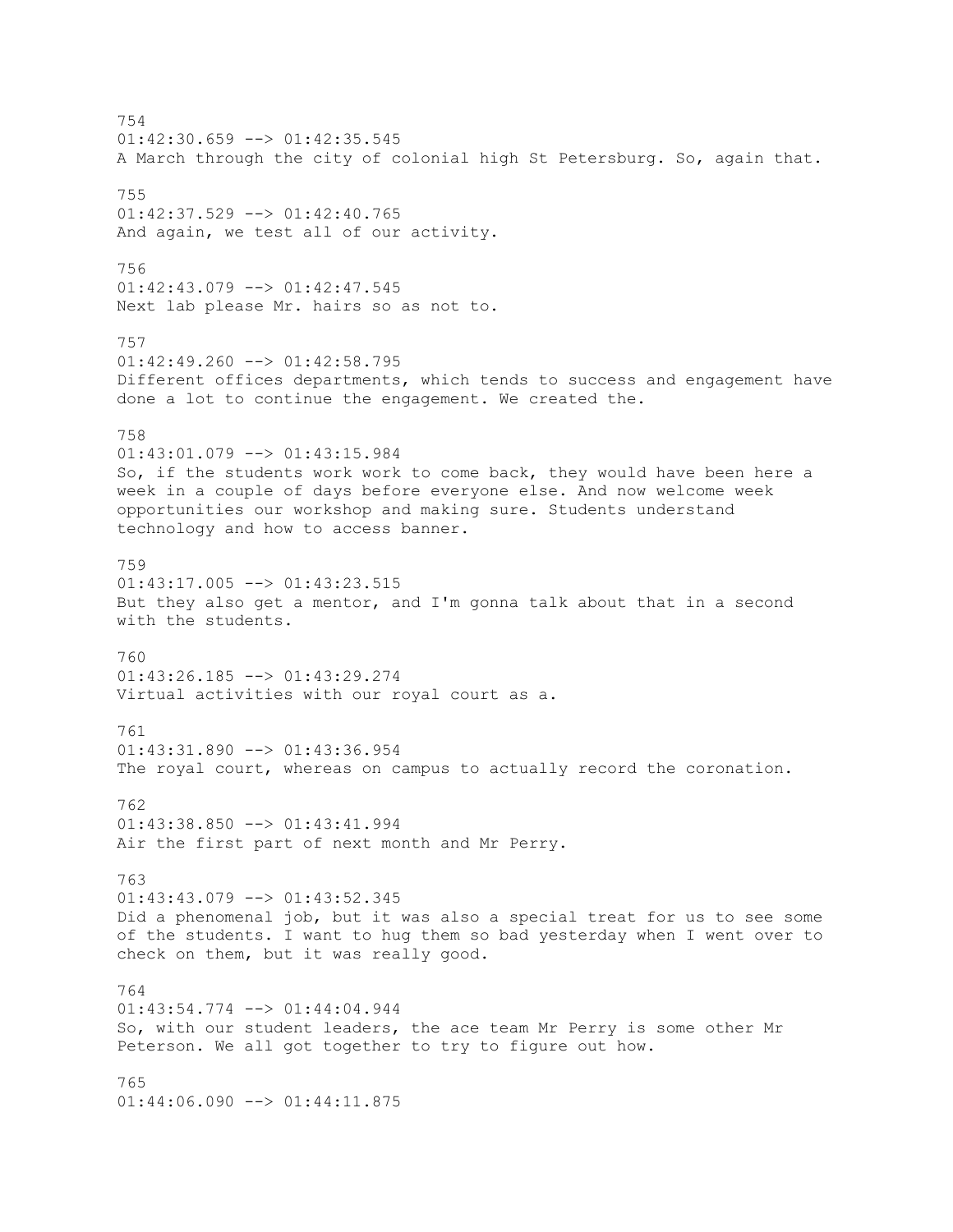754
01:42:30.659 --> 01:42:35.545
A March through the city of colonial high St Petersburg. So, again that.

755
01:42:37.529 --> 01:42:40.765
And again, we test all of our activity.

756
01:42:43.079 --> 01:42:47.545
Next lab please Mr. hairs so as not to.

757
01:42:49.260 --> 01:42:58.795
Different offices departments, which tends to success and engagement have done a lot to continue the engagement. We created the.

758
01:43:01.079 --> 01:43:15.984
So, if the students work work to come back, they would have been here a week in a couple of days before everyone else. And now welcome week opportunities our workshop and making sure. Students understand technology and how to access banner.

759
01:43:17.005 --> 01:43:23.515
But they also get a mentor, and I'm gonna talk about that in a second with the students.

760
01:43:26.185 --> 01:43:29.274
Virtual activities with our royal court as a.

761
01:43:31.890 --> 01:43:36.954
The royal court, whereas on campus to actually record the coronation.

762
01:43:38.850 --> 01:43:41.994
Air the first part of next month and Mr Perry.

763
01:43:43.079 --> 01:43:52.345
Did a phenomenal job, but it was also a special treat for us to see some of the students. I want to hug them so bad yesterday when I went over to check on them, but it was really good.

764
01:43:54.774 --> 01:44:04.944
So, with our student leaders, the ace team Mr Perry is some other Mr Peterson. We all got together to try to figure out how.

765
01:44:06.090 --> 01:44:11.875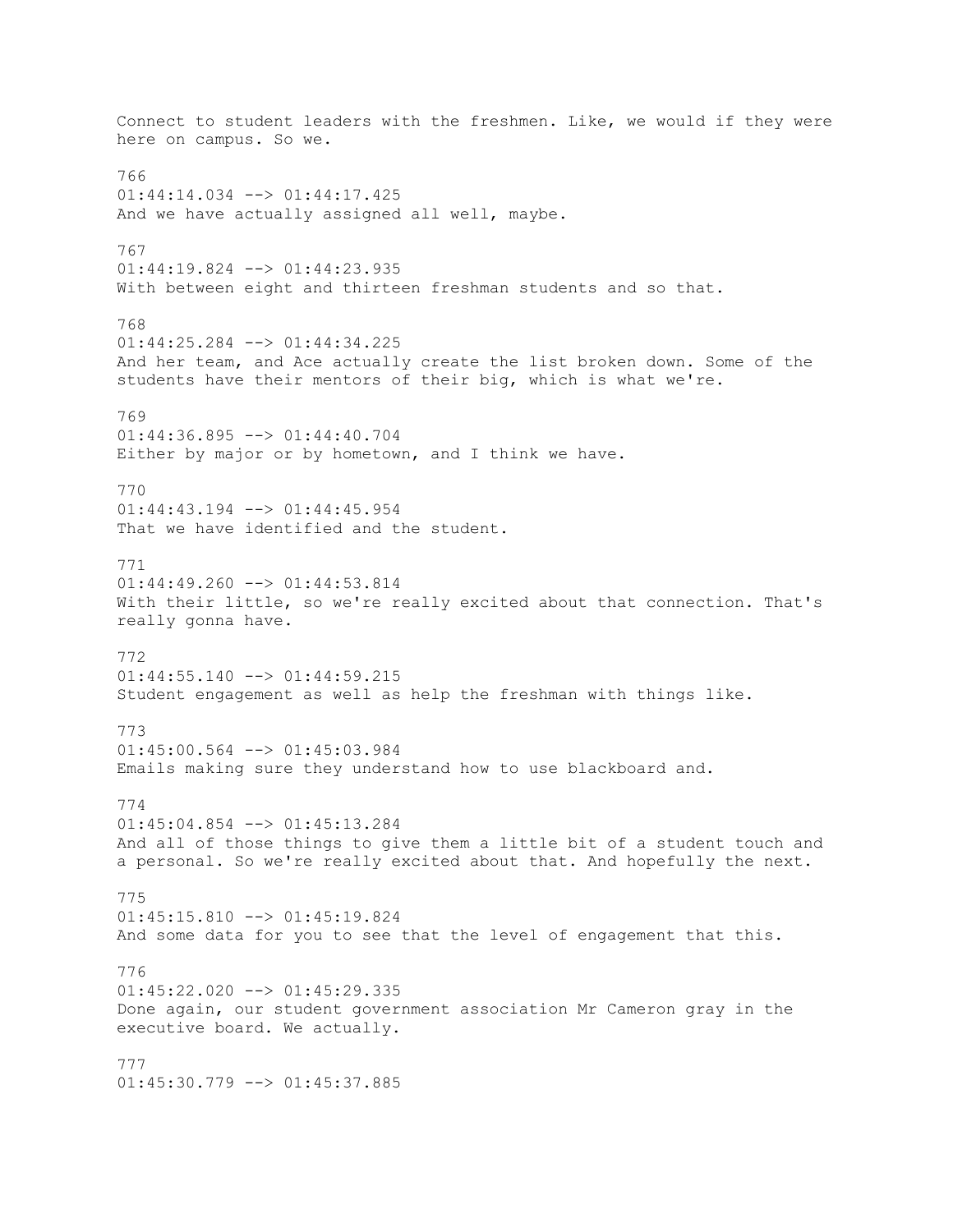Connect to student leaders with the freshmen. Like, we would if they were here on campus. So we.

766
01:44:14.034 --> 01:44:17.425
And we have actually assigned all well, maybe.

767
01:44:19.824 --> 01:44:23.935
With between eight and thirteen freshman students and so that.

768
01:44:25.284 --> 01:44:34.225
And her team, and Ace actually create the list broken down. Some of the students have their mentors of their big, which is what we're.

769
01:44:36.895 --> 01:44:40.704
Either by major or by hometown, and I think we have.

770
01:44:43.194 --> 01:44:45.954
That we have identified and the student.

771
01:44:49.260 --> 01:44:53.814
With their little, so we're really excited about that connection. That's really gonna have.

772
01:44:55.140 --> 01:44:59.215
Student engagement as well as help the freshman with things like.

773
01:45:00.564 --> 01:45:03.984
Emails making sure they understand how to use blackboard and.

774
01:45:04.854 --> 01:45:13.284
And all of those things to give them a little bit of a student touch and a personal. So we're really excited about that. And hopefully the next.

775
01:45:15.810 --> 01:45:19.824
And some data for you to see that the level of engagement that this.

776
01:45:22.020 --> 01:45:29.335
Done again, our student government association Mr Cameron gray in the executive board. We actually.

777
01:45:30.779 --> 01:45:37.885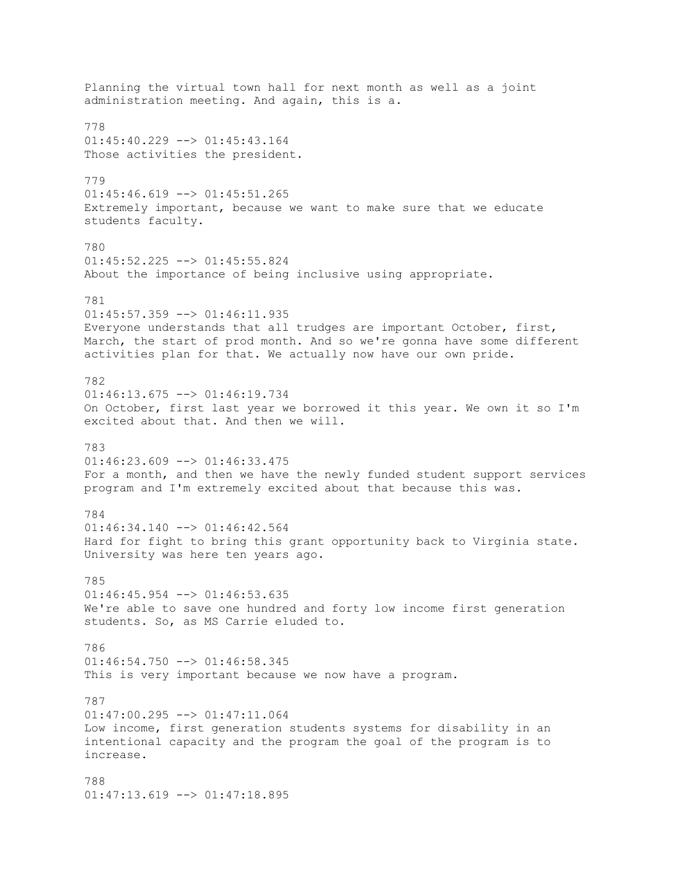Planning the virtual town hall for next month as well as a joint administration meeting. And again, this is a.

778
01:45:40.229 --> 01:45:43.164
Those activities the president.

779
01:45:46.619 --> 01:45:51.265
Extremely important, because we want to make sure that we educate students faculty.

780
01:45:52.225 --> 01:45:55.824
About the importance of being inclusive using appropriate.

781
01:45:57.359 --> 01:46:11.935
Everyone understands that all trudges are important October, first, March, the start of prod month. And so we're gonna have some different activities plan for that. We actually now have our own pride.

782
01:46:13.675 --> 01:46:19.734
On October, first last year we borrowed it this year. We own it so I'm excited about that. And then we will.

783
01:46:23.609 --> 01:46:33.475
For a month, and then we have the newly funded student support services program and I'm extremely excited about that because this was.

784
01:46:34.140 --> 01:46:42.564
Hard for fight to bring this grant opportunity back to Virginia state. University was here ten years ago.

785
01:46:45.954 --> 01:46:53.635
We're able to save one hundred and forty low income first generation students. So, as MS Carrie eluded to.

786
01:46:54.750 --> 01:46:58.345
This is very important because we now have a program.

787
01:47:00.295 --> 01:47:11.064
Low income, first generation students systems for disability in an intentional capacity and the program the goal of the program is to increase.

788
01:47:13.619 --> 01:47:18.895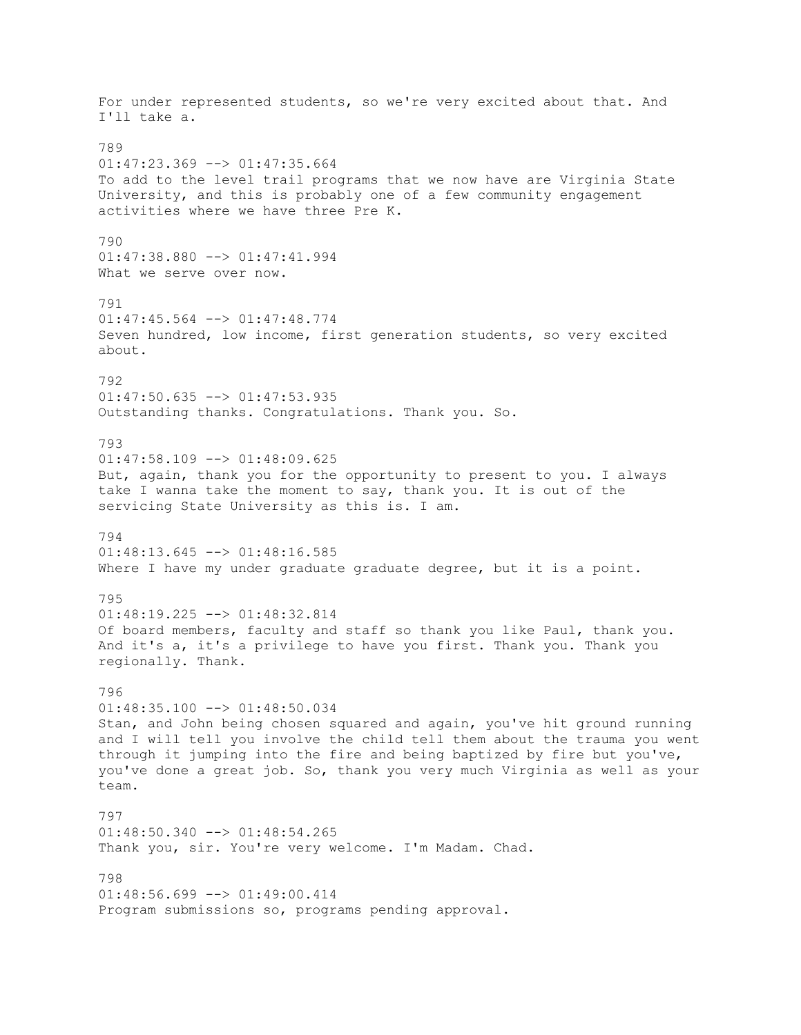For under represented students, so we're very excited about that. And I'll take a.

789
01:47:23.369 --> 01:47:35.664
To add to the level trail programs that we now have are Virginia State University, and this is probably one of a few community engagement activities where we have three Pre K.

790
01:47:38.880 --> 01:47:41.994
What we serve over now.

791
01:47:45.564 --> 01:47:48.774
Seven hundred, low income, first generation students, so very excited about.

792
01:47:50.635 --> 01:47:53.935
Outstanding thanks. Congratulations. Thank you. So.

793
01:47:58.109 --> 01:48:09.625
But, again, thank you for the opportunity to present to you. I always take I wanna take the moment to say, thank you. It is out of the servicing State University as this is. I am.

794
01:48:13.645 --> 01:48:16.585
Where I have my under graduate graduate degree, but it is a point.

795
01:48:19.225 --> 01:48:32.814
Of board members, faculty and staff so thank you like Paul, thank you. And it's a, it's a privilege to have you first. Thank you. Thank you regionally. Thank.

796
01:48:35.100 --> 01:48:50.034
Stan, and John being chosen squared and again, you've hit ground running and I will tell you involve the child tell them about the trauma you went through it jumping into the fire and being baptized by fire but you've, you've done a great job. So, thank you very much Virginia as well as your team.

797
01:48:50.340 --> 01:48:54.265
Thank you, sir. You're very welcome. I'm Madam. Chad.

798
01:48:56.699 --> 01:49:00.414
Program submissions so, programs pending approval.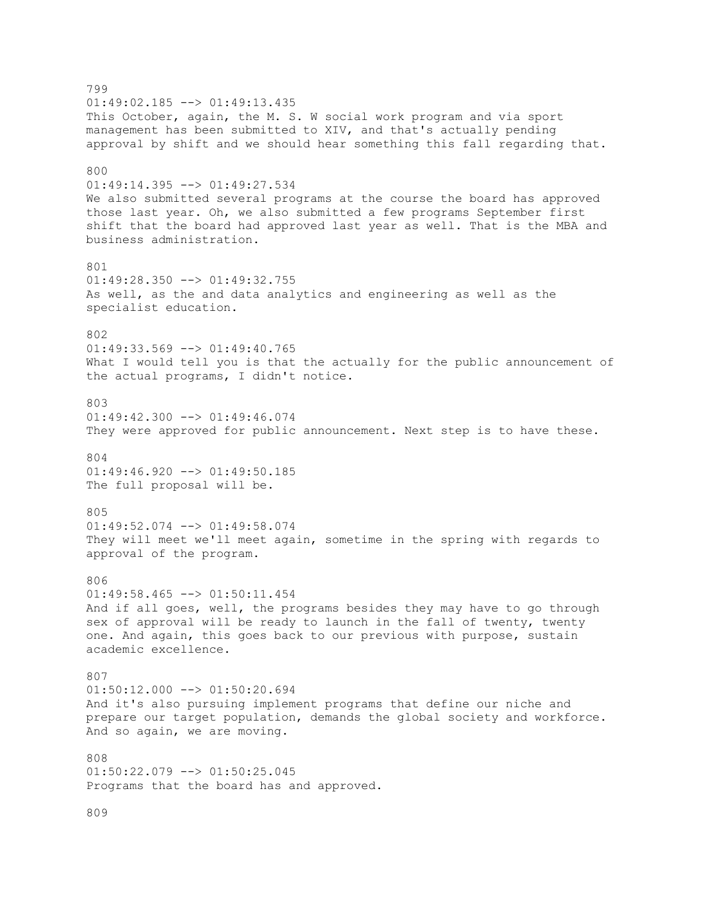799
01:49:02.185 --> 01:49:13.435
This October, again, the M. S. W social work program and via sport management has been submitted to XIV, and that's actually pending approval by shift and we should hear something this fall regarding that.

800
01:49:14.395 --> 01:49:27.534
We also submitted several programs at the course the board has approved those last year. Oh, we also submitted a few programs September first shift that the board had approved last year as well. That is the MBA and business administration.

801
01:49:28.350 --> 01:49:32.755
As well, as the and data analytics and engineering as well as the specialist education.

802
01:49:33.569 --> 01:49:40.765
What I would tell you is that the actually for the public announcement of the actual programs, I didn't notice.

803
01:49:42.300 --> 01:49:46.074
They were approved for public announcement. Next step is to have these.

804
01:49:46.920 --> 01:49:50.185
The full proposal will be.

805
01:49:52.074 --> 01:49:58.074
They will meet we'll meet again, sometime in the spring with regards to approval of the program.

806
01:49:58.465 --> 01:50:11.454
And if all goes, well, the programs besides they may have to go through sex of approval will be ready to launch in the fall of twenty, twenty one. And again, this goes back to our previous with purpose, sustain academic excellence.

807
01:50:12.000 --> 01:50:20.694
And it's also pursuing implement programs that define our niche and prepare our target population, demands the global society and workforce. And so again, we are moving.

808
01:50:22.079 --> 01:50:25.045
Programs that the board has and approved.

809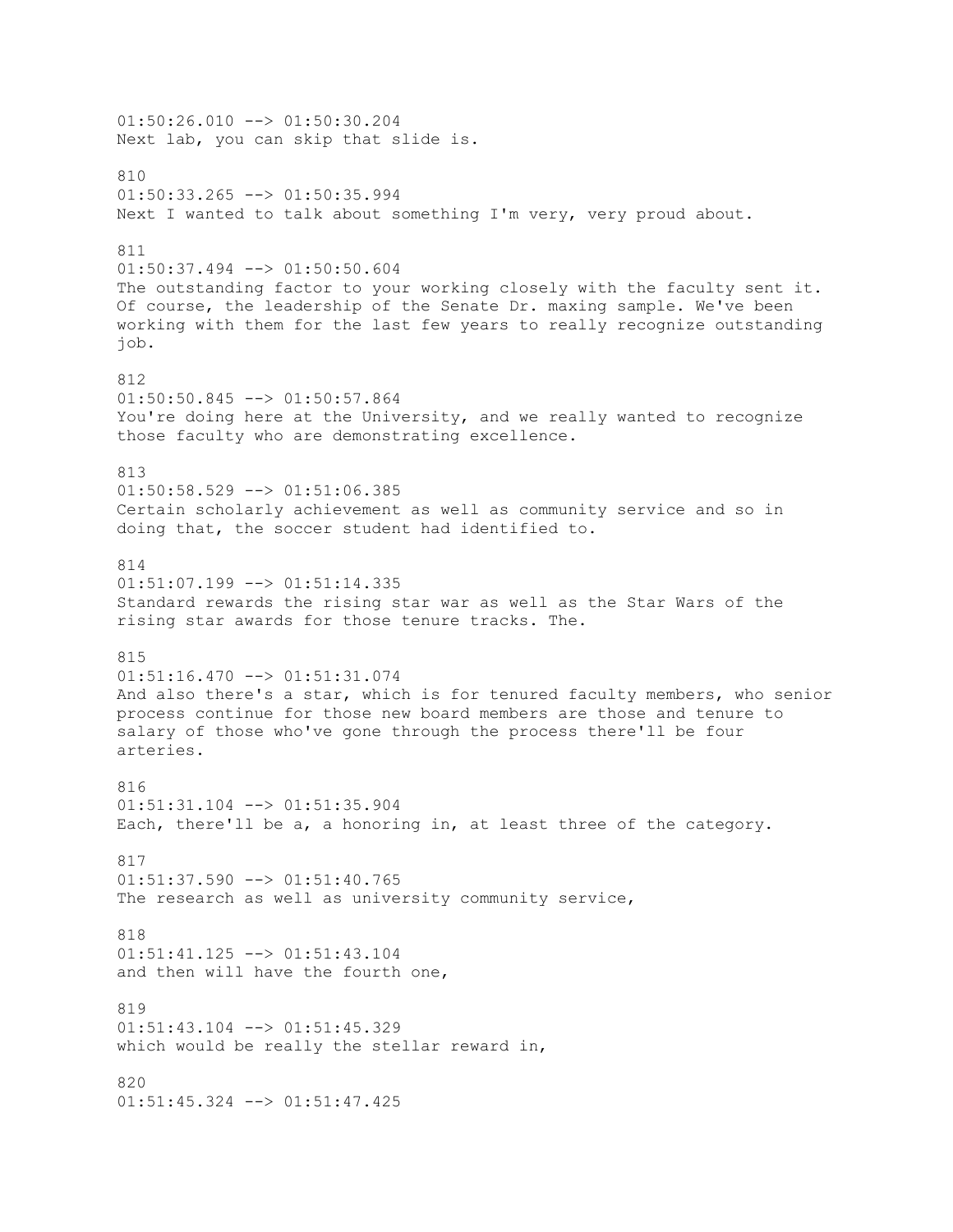01:50:26.010 --> 01:50:30.204
Next lab, you can skip that slide is.

810
01:50:33.265 --> 01:50:35.994
Next I wanted to talk about something I'm very, very proud about.

811
01:50:37.494 --> 01:50:50.604
The outstanding factor to your working closely with the faculty sent it. Of course, the leadership of the Senate Dr. maxing sample. We've been working with them for the last few years to really recognize outstanding job.

812
01:50:50.845 --> 01:50:57.864
You're doing here at the University, and we really wanted to recognize those faculty who are demonstrating excellence.

813
01:50:58.529 --> 01:51:06.385
Certain scholarly achievement as well as community service and so in doing that, the soccer student had identified to.

814
01:51:07.199 --> 01:51:14.335
Standard rewards the rising star war as well as the Star Wars of the rising star awards for those tenure tracks. The.

815
01:51:16.470 --> 01:51:31.074
And also there's a star, which is for tenured faculty members, who senior process continue for those new board members are those and tenure to salary of those who've gone through the process there'll be four arteries.

816
01:51:31.104 --> 01:51:35.904
Each, there'll be a, a honoring in, at least three of the category.

817
01:51:37.590 --> 01:51:40.765
The research as well as university community service,

818
01:51:41.125 --> 01:51:43.104
and then will have the fourth one,

819
01:51:43.104 --> 01:51:45.329
which would be really the stellar reward in,

820
01:51:45.324 --> 01:51:47.425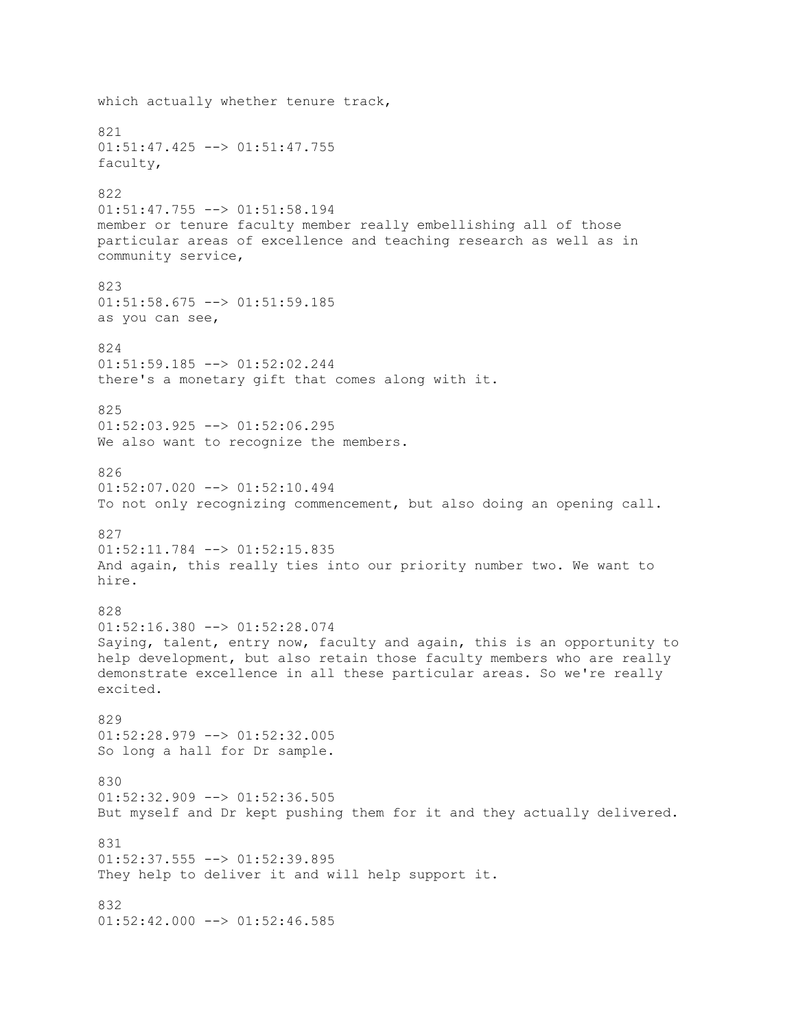which actually whether tenure track,

821
01:51:47.425 --> 01:51:47.755
faculty,

822
01:51:47.755 --> 01:51:58.194
member or tenure faculty member really embellishing all of those particular areas of excellence and teaching research as well as in community service,

823
01:51:58.675 --> 01:51:59.185
as you can see,

824
01:51:59.185 --> 01:52:02.244
there's a monetary gift that comes along with it.

825
01:52:03.925 --> 01:52:06.295
We also want to recognize the members.

826
01:52:07.020 --> 01:52:10.494
To not only recognizing commencement, but also doing an opening call.

827
01:52:11.784 --> 01:52:15.835
And again, this really ties into our priority number two. We want to hire.

828
01:52:16.380 --> 01:52:28.074
Saying, talent, entry now, faculty and again, this is an opportunity to help development, but also retain those faculty members who are really demonstrate excellence in all these particular areas. So we're really excited.

829
01:52:28.979 --> 01:52:32.005
So long a hall for Dr sample.

830
01:52:32.909 --> 01:52:36.505
But myself and Dr kept pushing them for it and they actually delivered.

831
01:52:37.555 --> 01:52:39.895
They help to deliver it and will help support it.

832
01:52:42.000 --> 01:52:46.585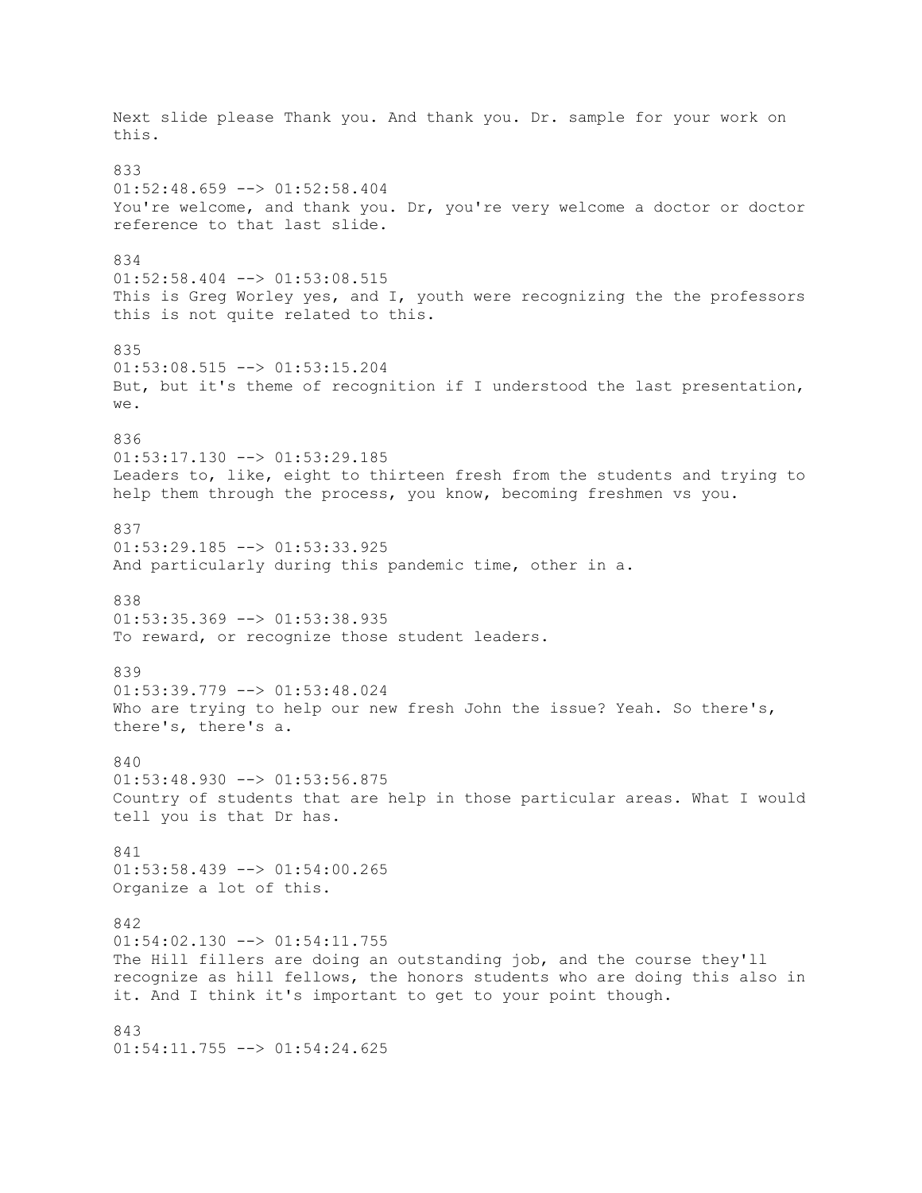Next slide please Thank you. And thank you. Dr. sample for your work on this.

833
01:52:48.659 --> 01:52:58.404
You're welcome, and thank you. Dr, you're very welcome a doctor or doctor reference to that last slide.

834
01:52:58.404 --> 01:53:08.515
This is Greg Worley yes, and I, youth were recognizing the the professors this is not quite related to this.

835
01:53:08.515 --> 01:53:15.204
But, but it's theme of recognition if I understood the last presentation, we.

836
01:53:17.130 --> 01:53:29.185
Leaders to, like, eight to thirteen fresh from the students and trying to help them through the process, you know, becoming freshmen vs you.

837
01:53:29.185 --> 01:53:33.925
And particularly during this pandemic time, other in a.

838
01:53:35.369 --> 01:53:38.935
To reward, or recognize those student leaders.

839
01:53:39.779 --> 01:53:48.024
Who are trying to help our new fresh John the issue? Yeah. So there's, there's, there's a.

840
01:53:48.930 --> 01:53:56.875
Country of students that are help in those particular areas. What I would tell you is that Dr has.

841
01:53:58.439 --> 01:54:00.265
Organize a lot of this.

842
01:54:02.130 --> 01:54:11.755
The Hill fillers are doing an outstanding job, and the course they'll recognize as hill fellows, the honors students who are doing this also in it. And I think it's important to get to your point though.

843
01:54:11.755 --> 01:54:24.625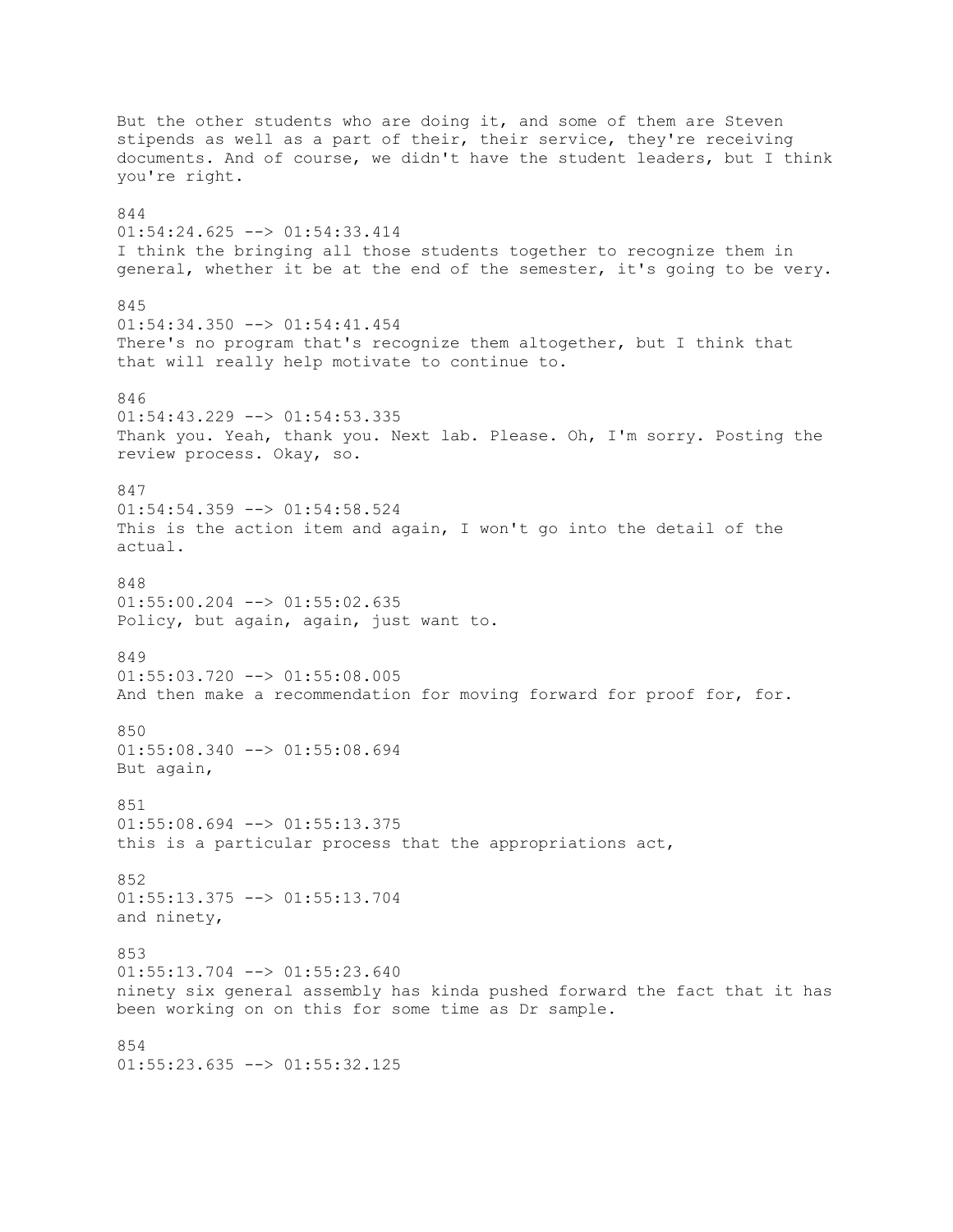But the other students who are doing it, and some of them are Steven stipends as well as a part of their, their service, they're receiving documents. And of course, we didn't have the student leaders, but I think you're right.

844
01:54:24.625 --> 01:54:33.414
I think the bringing all those students together to recognize them in general, whether it be at the end of the semester, it's going to be very.

845
01:54:34.350 --> 01:54:41.454
There's no program that's recognize them altogether, but I think that that will really help motivate to continue to.

846
01:54:43.229 --> 01:54:53.335
Thank you. Yeah, thank you. Next lab. Please. Oh, I'm sorry. Posting the review process. Okay, so.

847
01:54:54.359 --> 01:54:58.524
This is the action item and again, I won't go into the detail of the actual.

848
01:55:00.204 --> 01:55:02.635
Policy, but again, again, just want to.

849
01:55:03.720 --> 01:55:08.005
And then make a recommendation for moving forward for proof for, for.

850
01:55:08.340 --> 01:55:08.694
But again,

851
01:55:08.694 --> 01:55:13.375
this is a particular process that the appropriations act,

852
01:55:13.375 --> 01:55:13.704
and ninety,

853
01:55:13.704 --> 01:55:23.640
ninety six general assembly has kinda pushed forward the fact that it has been working on on this for some time as Dr sample.

854
01:55:23.635 --> 01:55:32.125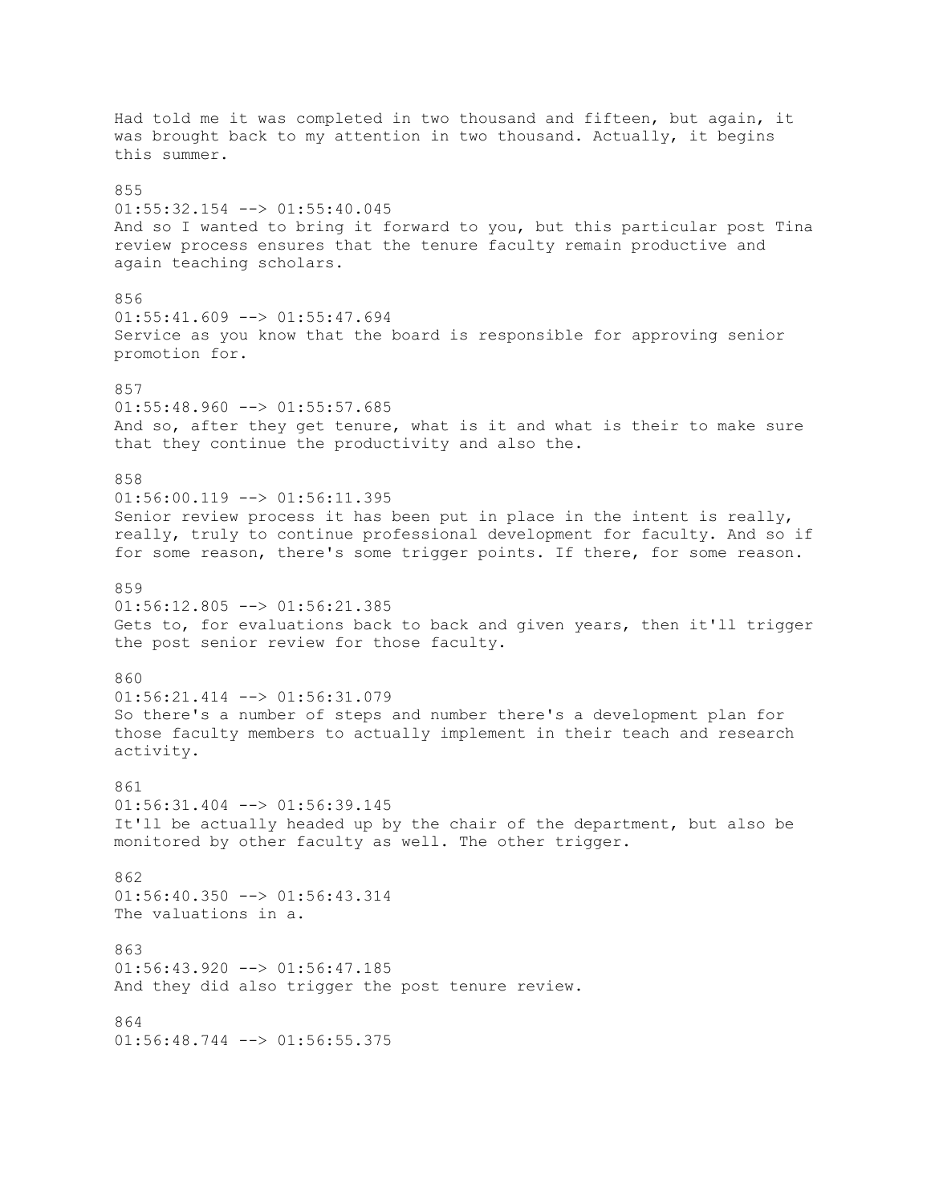Had told me it was completed in two thousand and fifteen, but again, it was brought back to my attention in two thousand. Actually, it begins this summer.

855
01:55:32.154 --> 01:55:40.045
And so I wanted to bring it forward to you, but this particular post Tina review process ensures that the tenure faculty remain productive and again teaching scholars.

856
01:55:41.609 --> 01:55:47.694
Service as you know that the board is responsible for approving senior promotion for.

857
01:55:48.960 --> 01:55:57.685
And so, after they get tenure, what is it and what is their to make sure that they continue the productivity and also the.

858
01:56:00.119 --> 01:56:11.395
Senior review process it has been put in place in the intent is really, really, truly to continue professional development for faculty. And so if for some reason, there's some trigger points. If there, for some reason.

859
01:56:12.805 --> 01:56:21.385
Gets to, for evaluations back to back and given years, then it'll trigger the post senior review for those faculty.

860
01:56:21.414 --> 01:56:31.079
So there's a number of steps and number there's a development plan for those faculty members to actually implement in their teach and research activity.

861
01:56:31.404 --> 01:56:39.145
It'll be actually headed up by the chair of the department, but also be monitored by other faculty as well. The other trigger.

862
01:56:40.350 --> 01:56:43.314
The valuations in a.

863
01:56:43.920 --> 01:56:47.185
And they did also trigger the post tenure review.

864
01:56:48.744 --> 01:56:55.375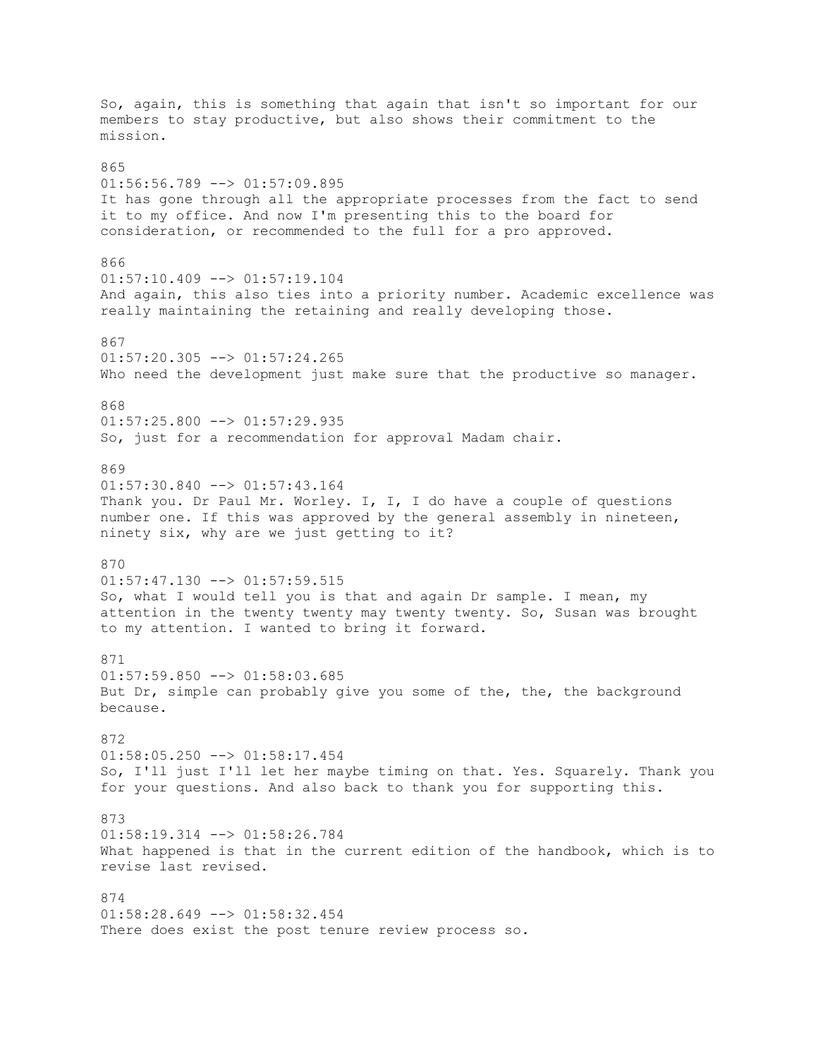So, again, this is something that again that isn't so important for our members to stay productive, but also shows their commitment to the mission.

865
01:56:56.789 --> 01:57:09.895
It has gone through all the appropriate processes from the fact to send it to my office. And now I'm presenting this to the board for consideration, or recommended to the full for a pro approved.

866
01:57:10.409 --> 01:57:19.104
And again, this also ties into a priority number. Academic excellence was really maintaining the retaining and really developing those.

867
01:57:20.305 --> 01:57:24.265
Who need the development just make sure that the productive so manager.

868
01:57:25.800 --> 01:57:29.935
So, just for a recommendation for approval Madam chair.

869
01:57:30.840 --> 01:57:43.164
Thank you. Dr Paul Mr. Worley. I, I, I do have a couple of questions number one. If this was approved by the general assembly in nineteen, ninety six, why are we just getting to it?

870
01:57:47.130 --> 01:57:59.515
So, what I would tell you is that and again Dr sample. I mean, my attention in the twenty twenty may twenty twenty. So, Susan was brought to my attention. I wanted to bring it forward.

871
01:57:59.850 --> 01:58:03.685
But Dr, simple can probably give you some of the, the, the background because.

872
01:58:05.250 --> 01:58:17.454
So, I'll just I'll let her maybe timing on that. Yes. Squarely. Thank you for your questions. And also back to thank you for supporting this.

873
01:58:19.314 --> 01:58:26.784
What happened is that in the current edition of the handbook, which is to revise last revised.

874
01:58:28.649 --> 01:58:32.454
There does exist the post tenure review process so.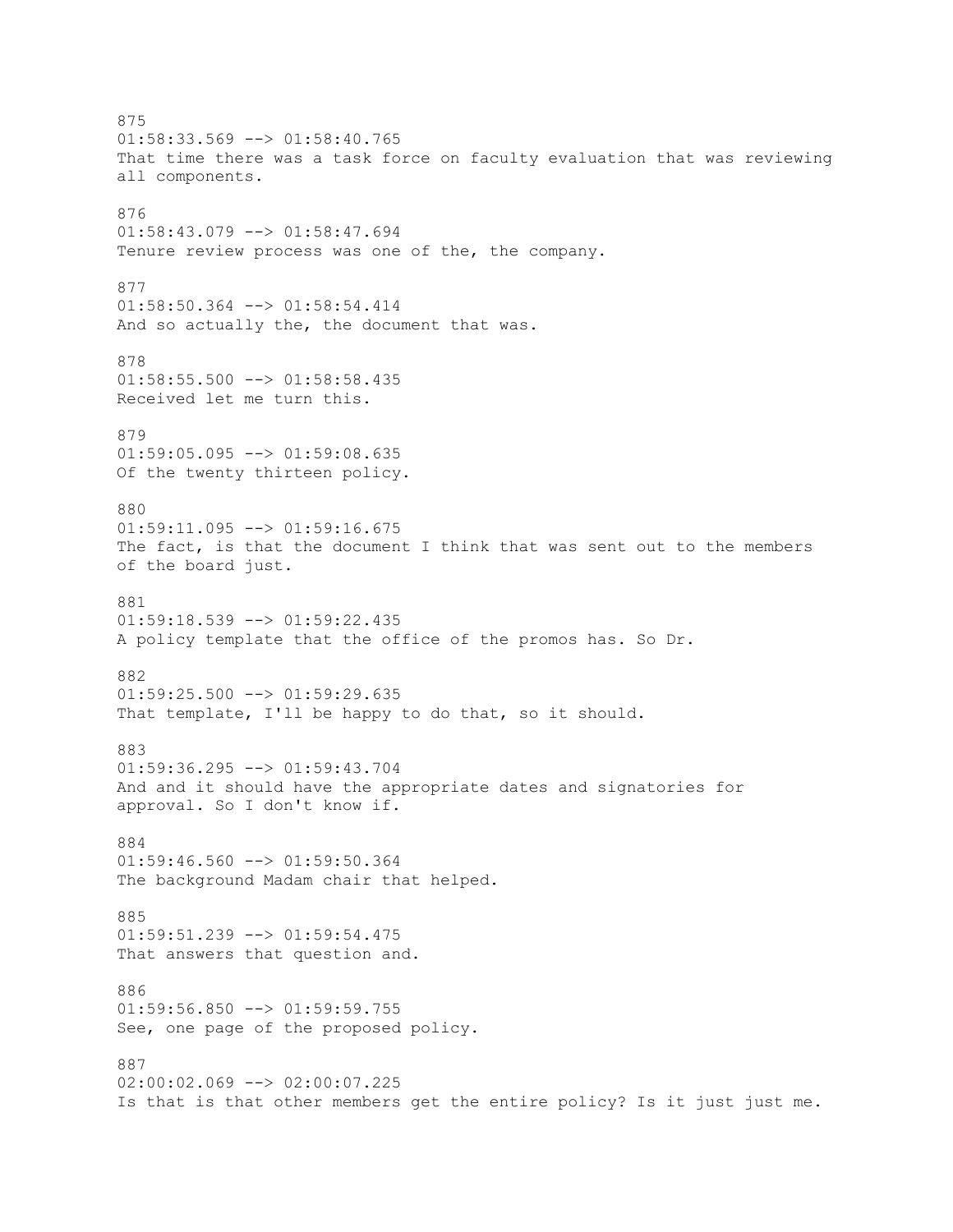875
01:58:33.569 --> 01:58:40.765
That time there was a task force on faculty evaluation that was reviewing all components.

876
01:58:43.079 --> 01:58:47.694
Tenure review process was one of the, the company.

877
01:58:50.364 --> 01:58:54.414
And so actually the, the document that was.

878
01:58:55.500 --> 01:58:58.435
Received let me turn this.

879
01:59:05.095 --> 01:59:08.635
Of the twenty thirteen policy.

880
01:59:11.095 --> 01:59:16.675
The fact, is that the document I think that was sent out to the members of the board just.

881
01:59:18.539 --> 01:59:22.435
A policy template that the office of the promos has. So Dr.

882
01:59:25.500 --> 01:59:29.635
That template, I'll be happy to do that, so it should.

883
01:59:36.295 --> 01:59:43.704
And and it should have the appropriate dates and signatories for approval. So I don't know if.

884
01:59:46.560 --> 01:59:50.364
The background Madam chair that helped.

885
01:59:51.239 --> 01:59:54.475
That answers that question and.

886
01:59:56.850 --> 01:59:59.755
See, one page of the proposed policy.

887
02:00:02.069 --> 02:00:07.225
Is that is that other members get the entire policy? Is it just just me.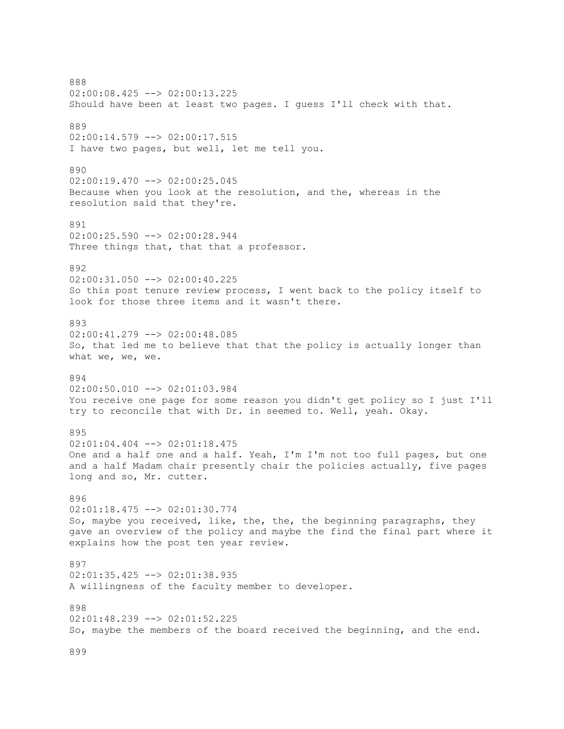888
02:00:08.425 --> 02:00:13.225
Should have been at least two pages. I guess I'll check with that.

889
02:00:14.579 --> 02:00:17.515
I have two pages, but well, let me tell you.

890
02:00:19.470 --> 02:00:25.045
Because when you look at the resolution, and the, whereas in the resolution said that they're.

891
02:00:25.590 --> 02:00:28.944
Three things that, that that a professor.

892
02:00:31.050 --> 02:00:40.225
So this post tenure review process, I went back to the policy itself to look for those three items and it wasn't there.

893
02:00:41.279 --> 02:00:48.085
So, that led me to believe that that the policy is actually longer than what we, we, we.

894
02:00:50.010 --> 02:01:03.984
You receive one page for some reason you didn't get policy so I just I'll try to reconcile that with Dr. in seemed to. Well, yeah. Okay.

895
02:01:04.404 --> 02:01:18.475
One and a half one and a half. Yeah, I'm I'm not too full pages, but one and a half Madam chair presently chair the policies actually, five pages long and so, Mr. cutter.

896
02:01:18.475 --> 02:01:30.774
So, maybe you received, like, the, the, the beginning paragraphs, they gave an overview of the policy and maybe the find the final part where it explains how the post ten year review.

897
02:01:35.425 --> 02:01:38.935
A willingness of the faculty member to developer.

898
02:01:48.239 --> 02:01:52.225
So, maybe the members of the board received the beginning, and the end.

899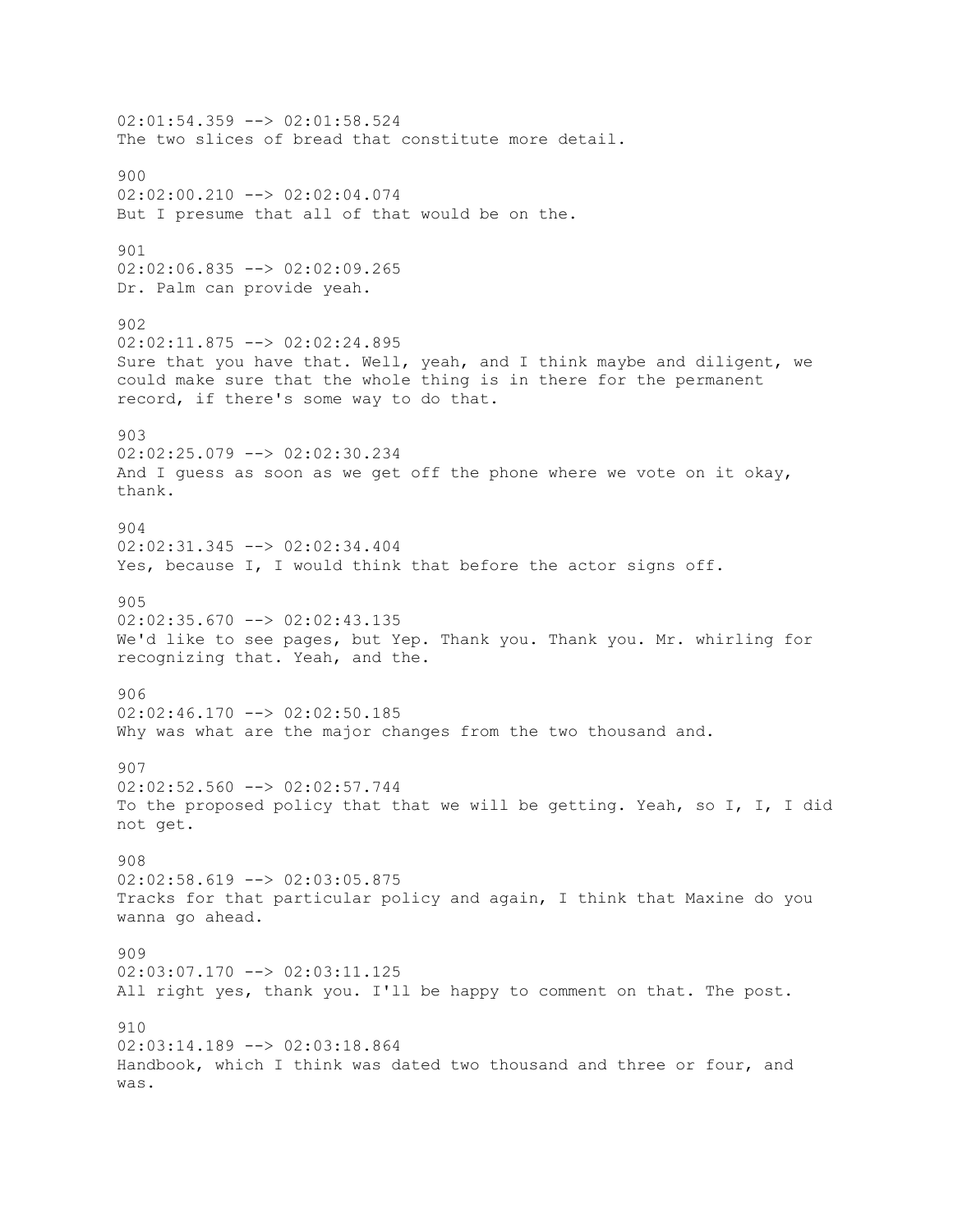02:01:54.359 --> 02:01:58.524
The two slices of bread that constitute more detail.

900
02:02:00.210 --> 02:02:04.074
But I presume that all of that would be on the.

901
02:02:06.835 --> 02:02:09.265
Dr. Palm can provide yeah.

902
02:02:11.875 --> 02:02:24.895
Sure that you have that. Well, yeah, and I think maybe and diligent, we could make sure that the whole thing is in there for the permanent record, if there's some way to do that.

903
02:02:25.079 --> 02:02:30.234
And I guess as soon as we get off the phone where we vote on it okay, thank.

904
02:02:31.345 --> 02:02:34.404
Yes, because I, I would think that before the actor signs off.

905
02:02:35.670 --> 02:02:43.135
We'd like to see pages, but Yep. Thank you. Thank you. Mr. whirling for recognizing that. Yeah, and the.

906
02:02:46.170 --> 02:02:50.185
Why was what are the major changes from the two thousand and.

907
02:02:52.560 --> 02:02:57.744
To the proposed policy that that we will be getting. Yeah, so I, I, I did not get.

908
02:02:58.619 --> 02:03:05.875
Tracks for that particular policy and again, I think that Maxine do you wanna go ahead.

909
02:03:07.170 --> 02:03:11.125
All right yes, thank you. I'll be happy to comment on that. The post.

910
02:03:14.189 --> 02:03:18.864
Handbook, which I think was dated two thousand and three or four, and was.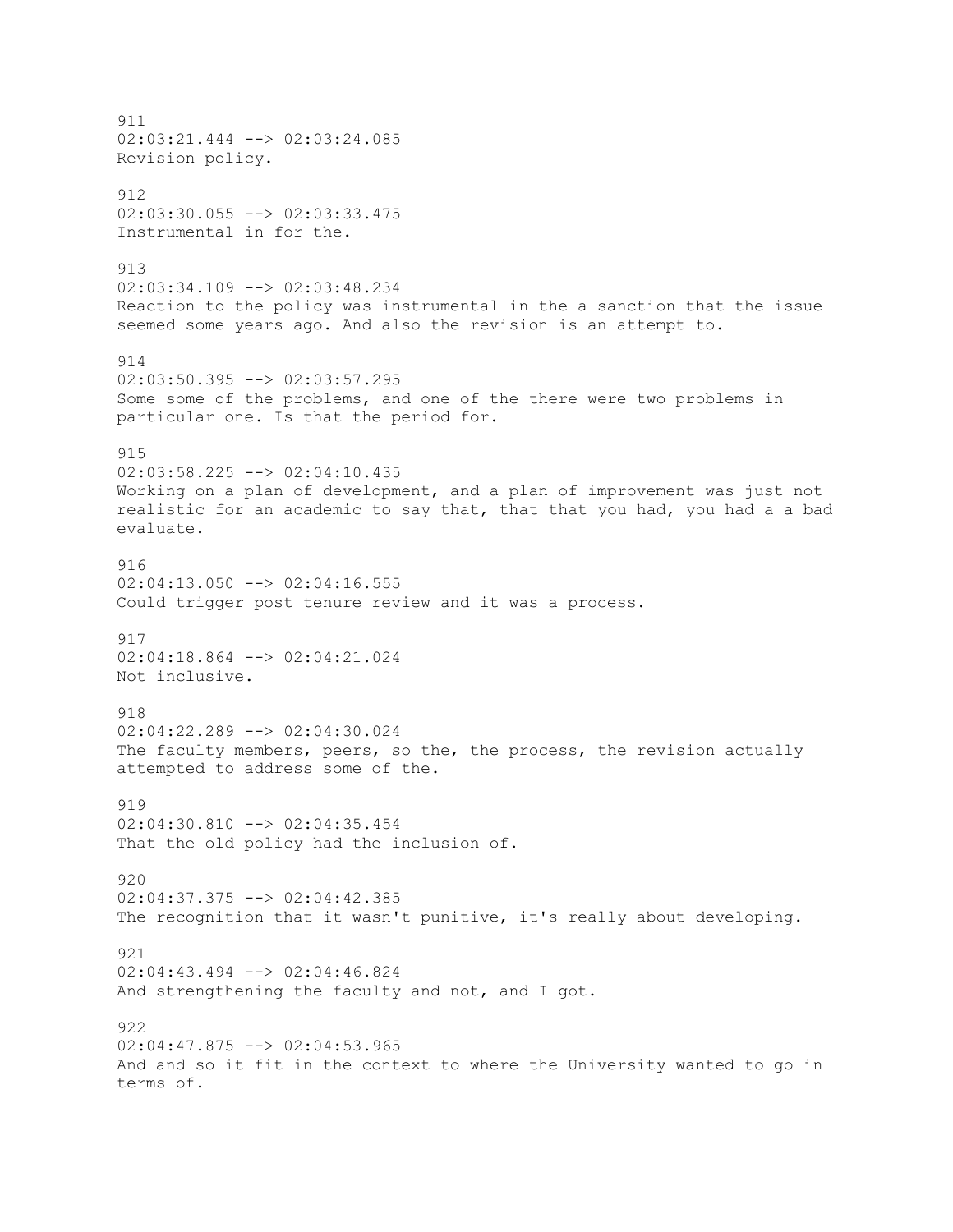911
02:03:21.444 --> 02:03:24.085
Revision policy.

912
02:03:30.055 --> 02:03:33.475
Instrumental in for the.

913
02:03:34.109 --> 02:03:48.234
Reaction to the policy was instrumental in the a sanction that the issue seemed some years ago. And also the revision is an attempt to.

914
02:03:50.395 --> 02:03:57.295
Some some of the problems, and one of the there were two problems in particular one. Is that the period for.

915
02:03:58.225 --> 02:04:10.435
Working on a plan of development, and a plan of improvement was just not realistic for an academic to say that, that that you had, you had a a bad evaluate.

916
02:04:13.050 --> 02:04:16.555
Could trigger post tenure review and it was a process.

917
02:04:18.864 --> 02:04:21.024
Not inclusive.

918
02:04:22.289 --> 02:04:30.024
The faculty members, peers, so the, the process, the revision actually attempted to address some of the.

919
02:04:30.810 --> 02:04:35.454
That the old policy had the inclusion of.

920
02:04:37.375 --> 02:04:42.385
The recognition that it wasn't punitive, it's really about developing.

921
02:04:43.494 --> 02:04:46.824
And strengthening the faculty and not, and I got.

922
02:04:47.875 --> 02:04:53.965
And and so it fit in the context to where the University wanted to go in terms of.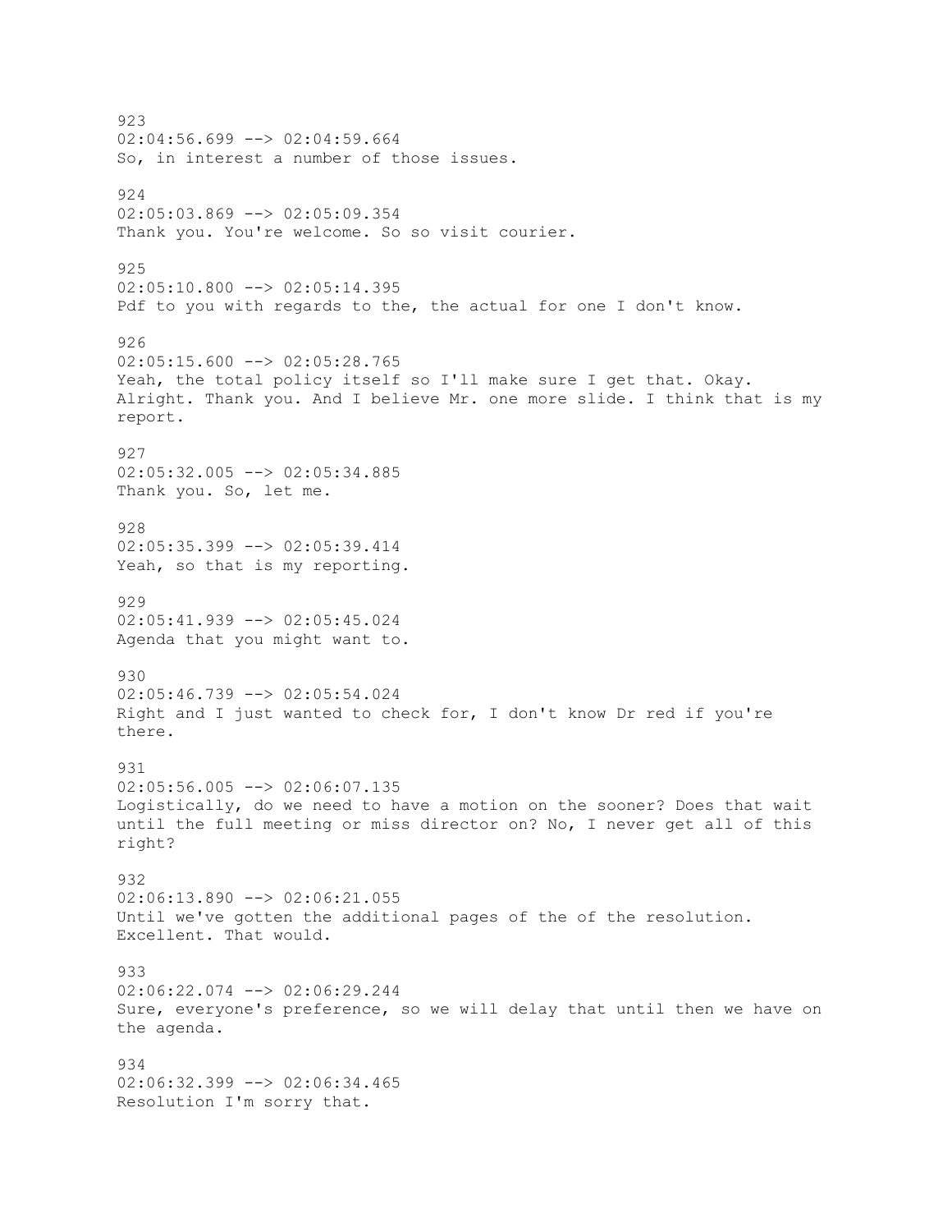923
02:04:56.699 --> 02:04:59.664
So, in interest a number of those issues.

924
02:05:03.869 --> 02:05:09.354
Thank you. You're welcome. So so visit courier.

925
02:05:10.800 --> 02:05:14.395
Pdf to you with regards to the, the actual for one I don't know.

926
02:05:15.600 --> 02:05:28.765
Yeah, the total policy itself so I'll make sure I get that. Okay. Alright. Thank you. And I believe Mr. one more slide. I think that is my report.

927
02:05:32.005 --> 02:05:34.885
Thank you. So, let me.

928
02:05:35.399 --> 02:05:39.414
Yeah, so that is my reporting.

929
02:05:41.939 --> 02:05:45.024
Agenda that you might want to.

930
02:05:46.739 --> 02:05:54.024
Right and I just wanted to check for, I don't know Dr red if you're there.

931
02:05:56.005 --> 02:06:07.135
Logistically, do we need to have a motion on the sooner? Does that wait until the full meeting or miss director on? No, I never get all of this right?

932
02:06:13.890 --> 02:06:21.055
Until we've gotten the additional pages of the of the resolution. Excellent. That would.

933
02:06:22.074 --> 02:06:29.244
Sure, everyone's preference, so we will delay that until then we have on the agenda.

934
02:06:32.399 --> 02:06:34.465
Resolution I'm sorry that.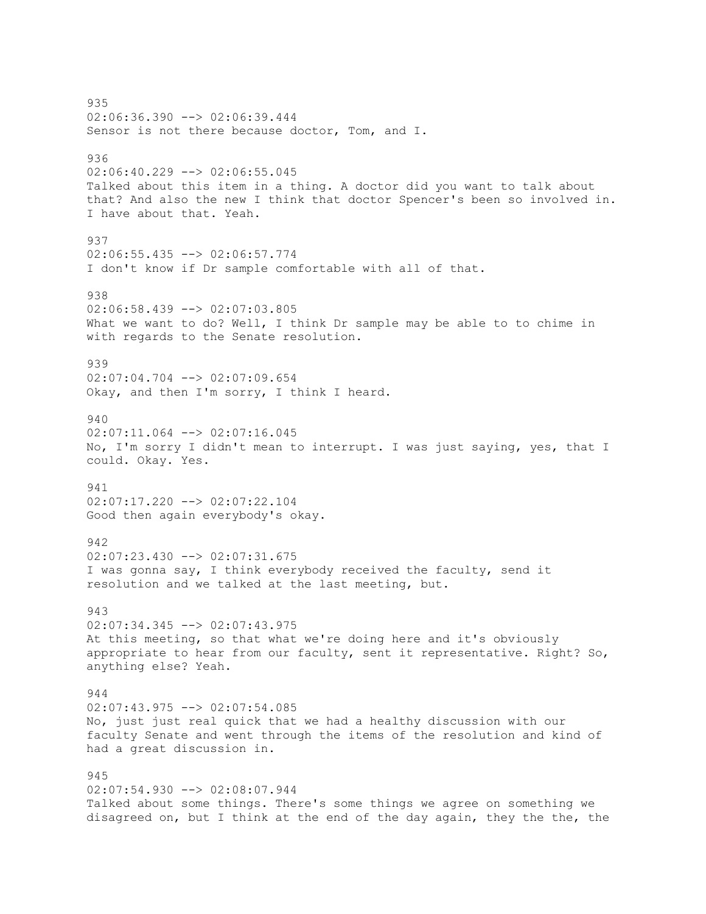935
02:06:36.390 --> 02:06:39.444
Sensor is not there because doctor, Tom, and I.

936
02:06:40.229 --> 02:06:55.045
Talked about this item in a thing. A doctor did you want to talk about that? And also the new I think that doctor Spencer's been so involved in. I have about that. Yeah.

937
02:06:55.435 --> 02:06:57.774
I don't know if Dr sample comfortable with all of that.

938
02:06:58.439 --> 02:07:03.805
What we want to do? Well, I think Dr sample may be able to to chime in with regards to the Senate resolution.

939
02:07:04.704 --> 02:07:09.654
Okay, and then I'm sorry, I think I heard.

940
02:07:11.064 --> 02:07:16.045
No, I'm sorry I didn't mean to interrupt. I was just saying, yes, that I could. Okay. Yes.

941
02:07:17.220 --> 02:07:22.104
Good then again everybody's okay.

942
02:07:23.430 --> 02:07:31.675
I was gonna say, I think everybody received the faculty, send it resolution and we talked at the last meeting, but.

943
02:07:34.345 --> 02:07:43.975
At this meeting, so that what we're doing here and it's obviously appropriate to hear from our faculty, sent it representative. Right? So, anything else? Yeah.

944
02:07:43.975 --> 02:07:54.085
No, just just real quick that we had a healthy discussion with our faculty Senate and went through the items of the resolution and kind of had a great discussion in.

945
02:07:54.930 --> 02:08:07.944
Talked about some things. There's some things we agree on something we disagreed on, but I think at the end of the day again, they the the, the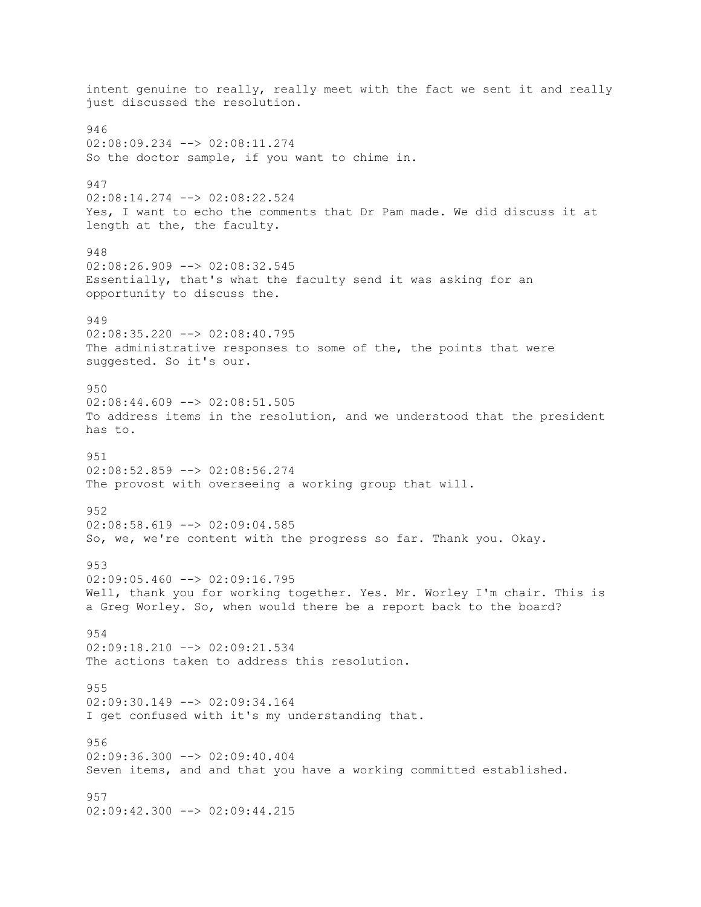intent genuine to really, really meet with the fact we sent it and really just discussed the resolution.

946
02:08:09.234 --> 02:08:11.274
So the doctor sample, if you want to chime in.

947
02:08:14.274 --> 02:08:22.524
Yes, I want to echo the comments that Dr Pam made. We did discuss it at length at the, the faculty.

948
02:08:26.909 --> 02:08:32.545
Essentially, that's what the faculty send it was asking for an opportunity to discuss the.

949
02:08:35.220 --> 02:08:40.795
The administrative responses to some of the, the points that were suggested. So it's our.

950
02:08:44.609 --> 02:08:51.505
To address items in the resolution, and we understood that the president has to.

951
02:08:52.859 --> 02:08:56.274
The provost with overseeing a working group that will.

952
02:08:58.619 --> 02:09:04.585
So, we, we're content with the progress so far. Thank you. Okay.

953
02:09:05.460 --> 02:09:16.795
Well, thank you for working together. Yes. Mr. Worley I'm chair. This is a Greg Worley. So, when would there be a report back to the board?

954
02:09:18.210 --> 02:09:21.534
The actions taken to address this resolution.

955
02:09:30.149 --> 02:09:34.164
I get confused with it's my understanding that.

956
02:09:36.300 --> 02:09:40.404
Seven items, and and that you have a working committed established.

957
02:09:42.300 --> 02:09:44.215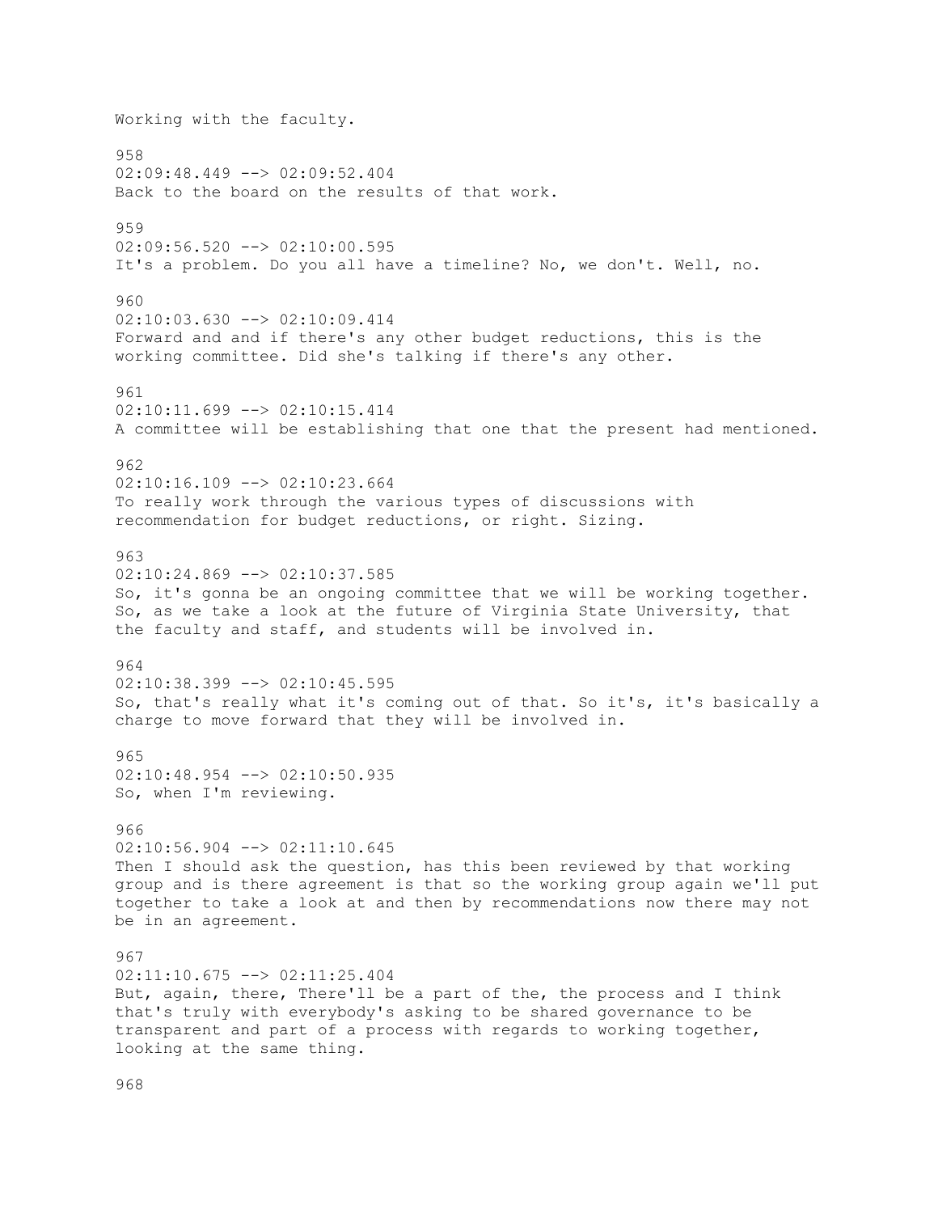Working with the faculty.

958
02:09:48.449 --> 02:09:52.404
Back to the board on the results of that work.

959
02:09:56.520 --> 02:10:00.595
It's a problem. Do you all have a timeline? No, we don't. Well, no.

960
02:10:03.630 --> 02:10:09.414
Forward and and if there's any other budget reductions, this is the working committee. Did she's talking if there's any other.

961
02:10:11.699 --> 02:10:15.414
A committee will be establishing that one that the present had mentioned.

962
02:10:16.109 --> 02:10:23.664
To really work through the various types of discussions with recommendation for budget reductions, or right. Sizing.

963
02:10:24.869 --> 02:10:37.585
So, it's gonna be an ongoing committee that we will be working together. So, as we take a look at the future of Virginia State University, that the faculty and staff, and students will be involved in.

964
02:10:38.399 --> 02:10:45.595
So, that's really what it's coming out of that. So it's, it's basically a charge to move forward that they will be involved in.

965
02:10:48.954 --> 02:10:50.935
So, when I'm reviewing.

966
02:10:56.904 --> 02:11:10.645
Then I should ask the question, has this been reviewed by that working group and is there agreement is that so the working group again we'll put together to take a look at and then by recommendations now there may not be in an agreement.

967
02:11:10.675 --> 02:11:25.404
But, again, there, There'll be a part of the, the process and I think that's truly with everybody's asking to be shared governance to be transparent and part of a process with regards to working together, looking at the same thing.

968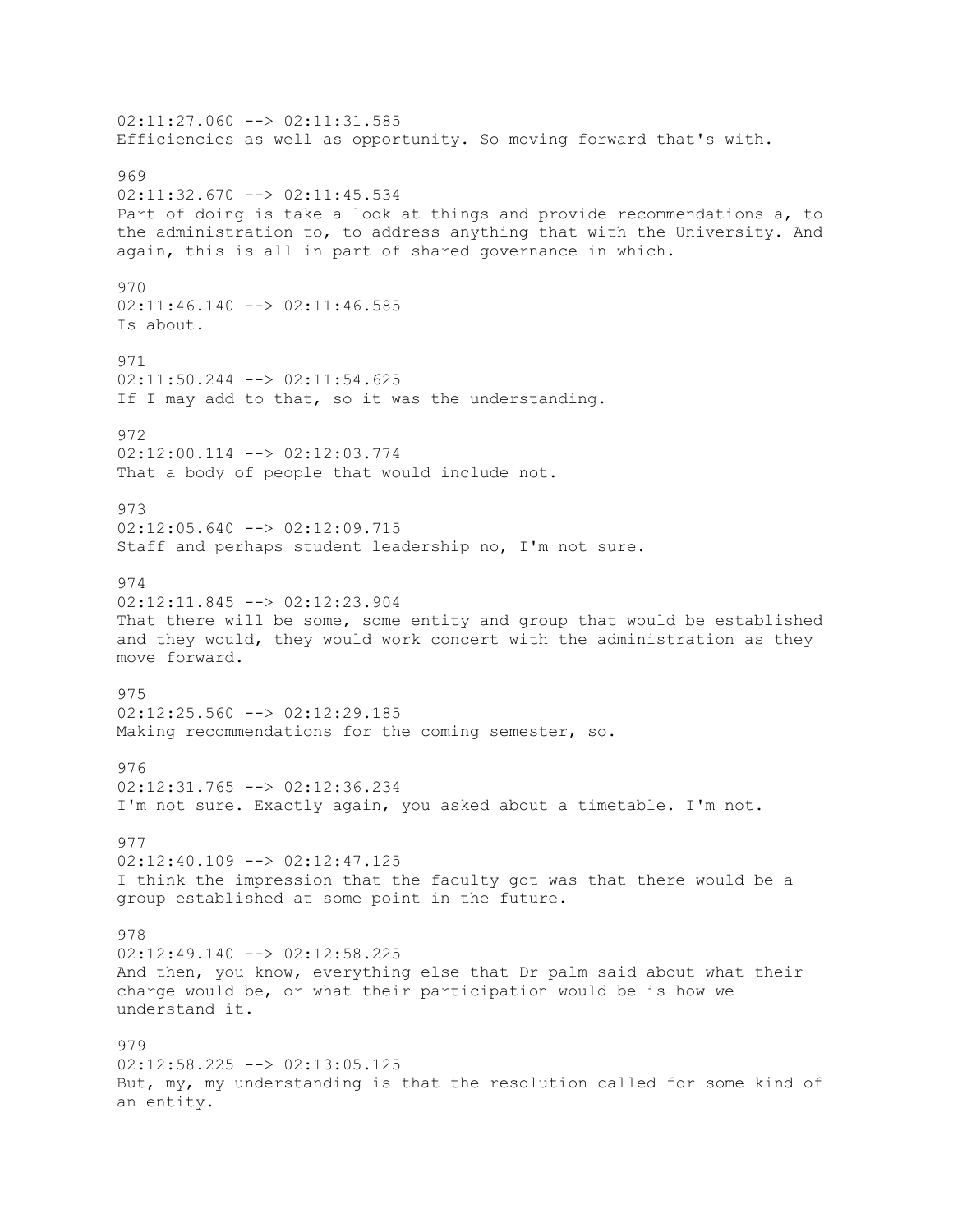02:11:27.060 --> 02:11:31.585
Efficiencies as well as opportunity. So moving forward that's with.

969
02:11:32.670 --> 02:11:45.534
Part of doing is take a look at things and provide recommendations a, to the administration to, to address anything that with the University. And again, this is all in part of shared governance in which.

970
02:11:46.140 --> 02:11:46.585
Is about.

971
02:11:50.244 --> 02:11:54.625
If I may add to that, so it was the understanding.

972
02:12:00.114 --> 02:12:03.774
That a body of people that would include not.

973
02:12:05.640 --> 02:12:09.715
Staff and perhaps student leadership no, I'm not sure.

974
02:12:11.845 --> 02:12:23.904
That there will be some, some entity and group that would be established and they would, they would work concert with the administration as they move forward.

975
02:12:25.560 --> 02:12:29.185
Making recommendations for the coming semester, so.

976
02:12:31.765 --> 02:12:36.234
I'm not sure. Exactly again, you asked about a timetable. I'm not.

977
02:12:40.109 --> 02:12:47.125
I think the impression that the faculty got was that there would be a group established at some point in the future.

978
02:12:49.140 --> 02:12:58.225
And then, you know, everything else that Dr palm said about what their charge would be, or what their participation would be is how we understand it.

979
02:12:58.225 --> 02:13:05.125
But, my, my understanding is that the resolution called for some kind of an entity.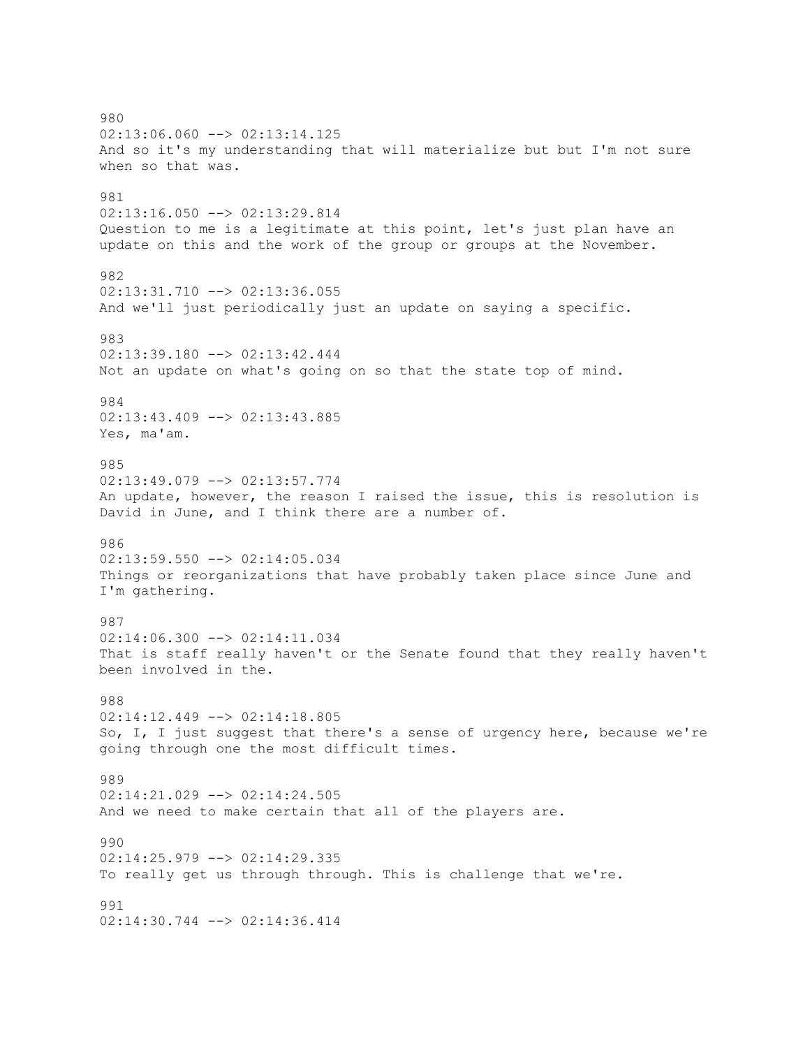980
02:13:06.060 --> 02:13:14.125
And so it's my understanding that will materialize but but I'm not sure when so that was.

981
02:13:16.050 --> 02:13:29.814
Question to me is a legitimate at this point, let's just plan have an update on this and the work of the group or groups at the November.

982
02:13:31.710 --> 02:13:36.055
And we'll just periodically just an update on saying a specific.

983
02:13:39.180 --> 02:13:42.444
Not an update on what's going on so that the state top of mind.

984
02:13:43.409 --> 02:13:43.885
Yes, ma'am.

985
02:13:49.079 --> 02:13:57.774
An update, however, the reason I raised the issue, this is resolution is David in June, and I think there are a number of.

986
02:13:59.550 --> 02:14:05.034
Things or reorganizations that have probably taken place since June and I'm gathering.

987
02:14:06.300 --> 02:14:11.034
That is staff really haven't or the Senate found that they really haven't been involved in the.

988
02:14:12.449 --> 02:14:18.805
So, I, I just suggest that there's a sense of urgency here, because we're going through one the most difficult times.

989
02:14:21.029 --> 02:14:24.505
And we need to make certain that all of the players are.

990
02:14:25.979 --> 02:14:29.335
To really get us through through. This is challenge that we're.

991
02:14:30.744 --> 02:14:36.414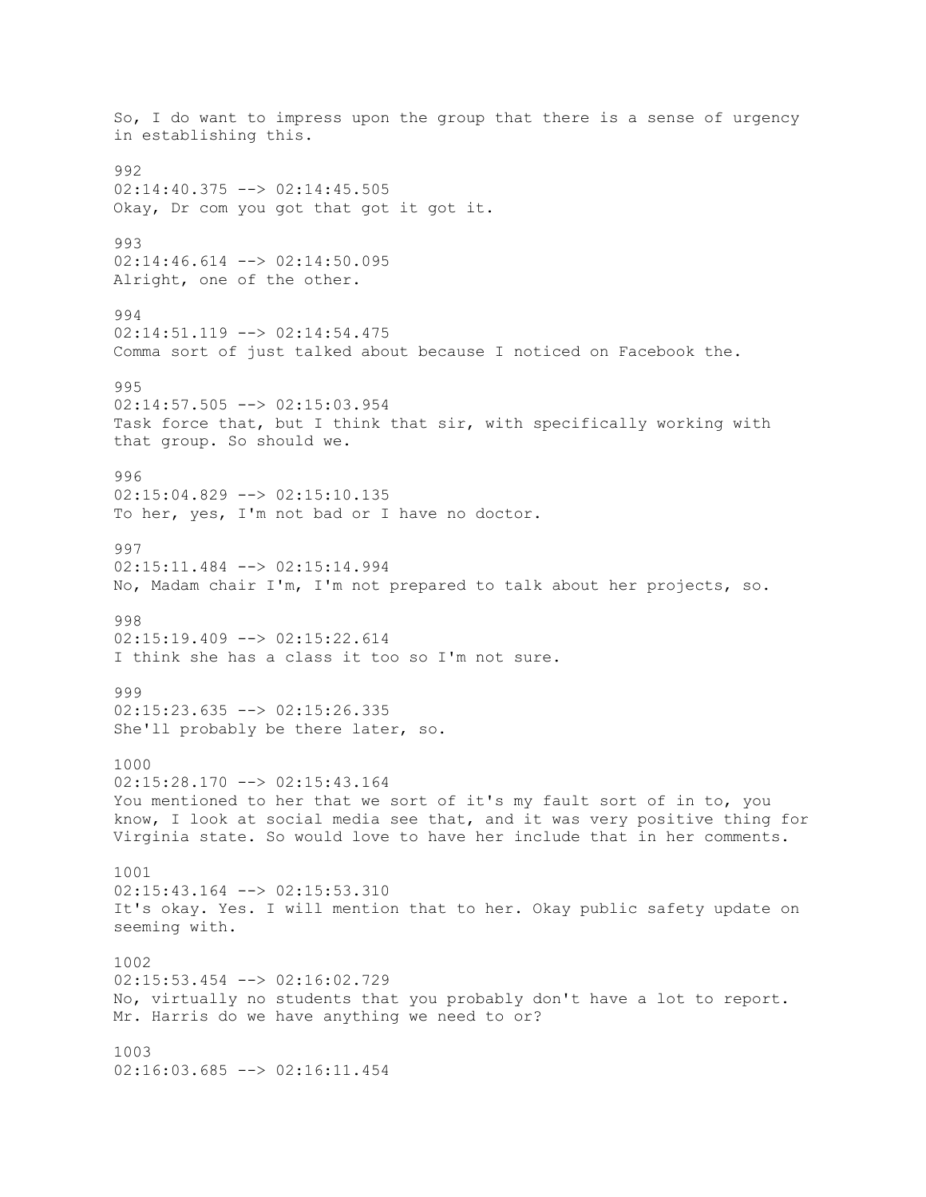So, I do want to impress upon the group that there is a sense of urgency in establishing this.

992
02:14:40.375 --> 02:14:45.505
Okay, Dr com you got that got it got it.

993
02:14:46.614 --> 02:14:50.095
Alright, one of the other.

994
02:14:51.119 --> 02:14:54.475
Comma sort of just talked about because I noticed on Facebook the.

995
02:14:57.505 --> 02:15:03.954
Task force that, but I think that sir, with specifically working with that group. So should we.

996
02:15:04.829 --> 02:15:10.135
To her, yes, I'm not bad or I have no doctor.

997
02:15:11.484 --> 02:15:14.994
No, Madam chair I'm, I'm not prepared to talk about her projects, so.

998
02:15:19.409 --> 02:15:22.614
I think she has a class it too so I'm not sure.

999
02:15:23.635 --> 02:15:26.335
She'll probably be there later, so.

1000
02:15:28.170 --> 02:15:43.164
You mentioned to her that we sort of it's my fault sort of in to, you know, I look at social media see that, and it was very positive thing for Virginia state. So would love to have her include that in her comments.

1001
02:15:43.164 --> 02:15:53.310
It's okay. Yes. I will mention that to her. Okay public safety update on seeming with.

1002
02:15:53.454 --> 02:16:02.729
No, virtually no students that you probably don't have a lot to report. Mr. Harris do we have anything we need to or?

1003
02:16:03.685 --> 02:16:11.454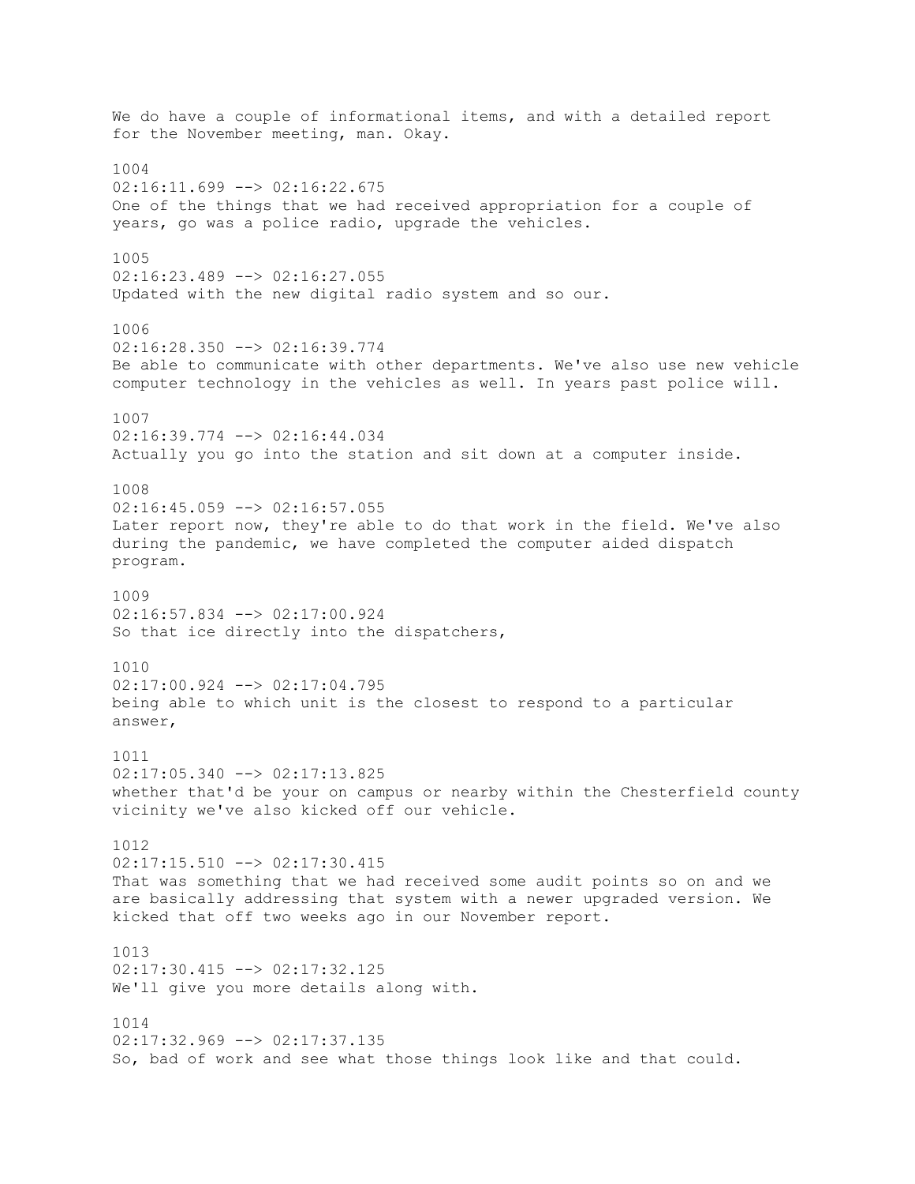We do have a couple of informational items, and with a detailed report for the November meeting, man. Okay.

1004
02:16:11.699 --> 02:16:22.675
One of the things that we had received appropriation for a couple of years, go was a police radio, upgrade the vehicles.

1005
02:16:23.489 --> 02:16:27.055
Updated with the new digital radio system and so our.

1006
02:16:28.350 --> 02:16:39.774
Be able to communicate with other departments. We've also use new vehicle computer technology in the vehicles as well. In years past police will.

1007
02:16:39.774 --> 02:16:44.034
Actually you go into the station and sit down at a computer inside.

1008
02:16:45.059 --> 02:16:57.055
Later report now, they're able to do that work in the field. We've also during the pandemic, we have completed the computer aided dispatch program.

1009
02:16:57.834 --> 02:17:00.924
So that ice directly into the dispatchers,

1010
02:17:00.924 --> 02:17:04.795
being able to which unit is the closest to respond to a particular answer,

1011
02:17:05.340 --> 02:17:13.825
whether that'd be your on campus or nearby within the Chesterfield county vicinity we've also kicked off our vehicle.

1012
02:17:15.510 --> 02:17:30.415
That was something that we had received some audit points so on and we are basically addressing that system with a newer upgraded version. We kicked that off two weeks ago in our November report.

1013
02:17:30.415 --> 02:17:32.125
We'll give you more details along with.

1014
02:17:32.969 --> 02:17:37.135
So, bad of work and see what those things look like and that could.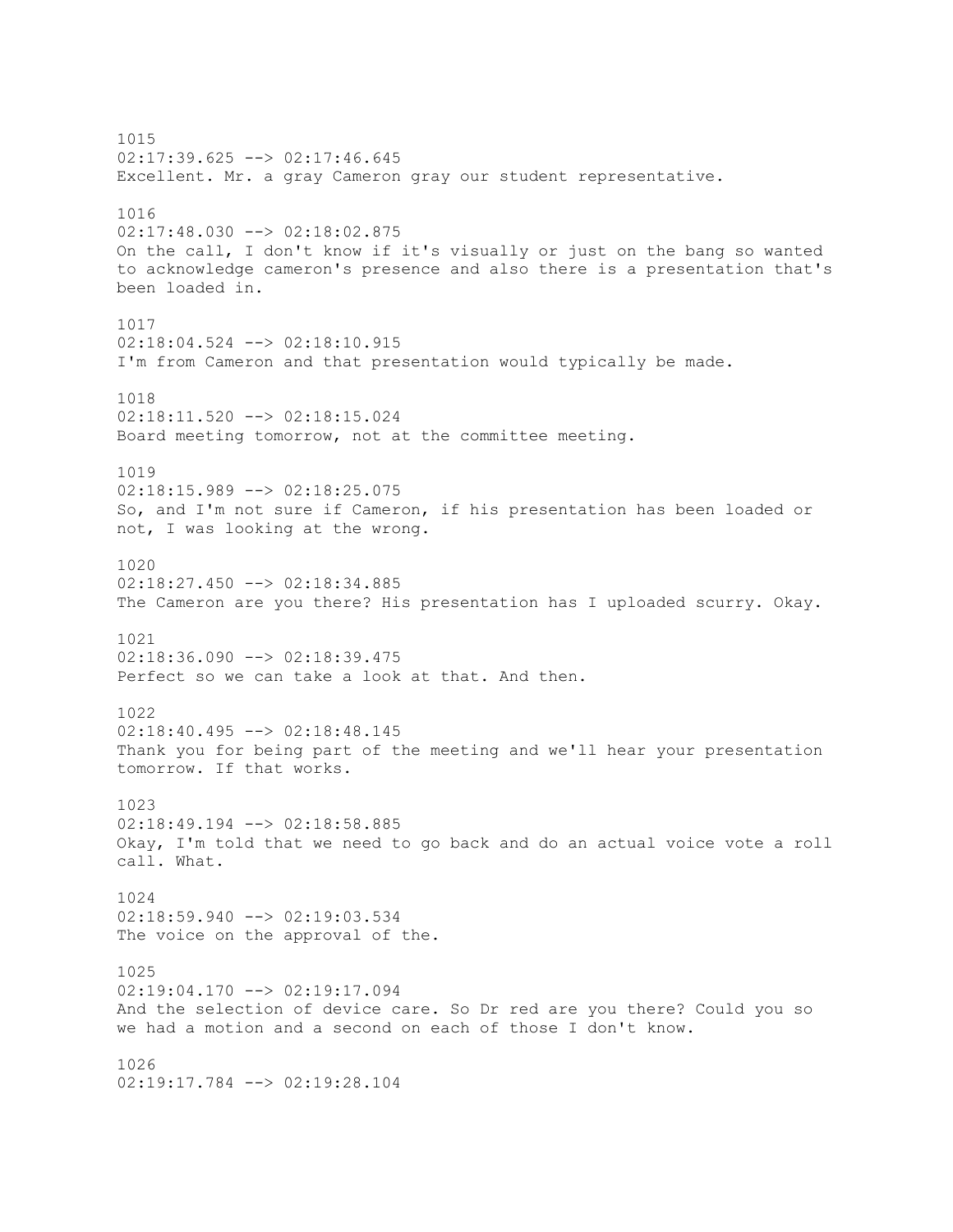1015
02:17:39.625 --> 02:17:46.645
Excellent. Mr. a gray Cameron gray our student representative.

1016
02:17:48.030 --> 02:18:02.875
On the call, I don't know if it's visually or just on the bang so wanted to acknowledge cameron's presence and also there is a presentation that's been loaded in.

1017
02:18:04.524 --> 02:18:10.915
I'm from Cameron and that presentation would typically be made.

1018
02:18:11.520 --> 02:18:15.024
Board meeting tomorrow, not at the committee meeting.

1019
02:18:15.989 --> 02:18:25.075
So, and I'm not sure if Cameron, if his presentation has been loaded or not, I was looking at the wrong.

1020
02:18:27.450 --> 02:18:34.885
The Cameron are you there? His presentation has I uploaded scurry. Okay.

1021
02:18:36.090 --> 02:18:39.475
Perfect so we can take a look at that. And then.

1022
02:18:40.495 --> 02:18:48.145
Thank you for being part of the meeting and we'll hear your presentation tomorrow. If that works.

1023
02:18:49.194 --> 02:18:58.885
Okay, I'm told that we need to go back and do an actual voice vote a roll call. What.

1024
02:18:59.940 --> 02:19:03.534
The voice on the approval of the.

1025
02:19:04.170 --> 02:19:17.094
And the selection of device care. So Dr red are you there? Could you so we had a motion and a second on each of those I don't know.

1026
02:19:17.784 --> 02:19:28.104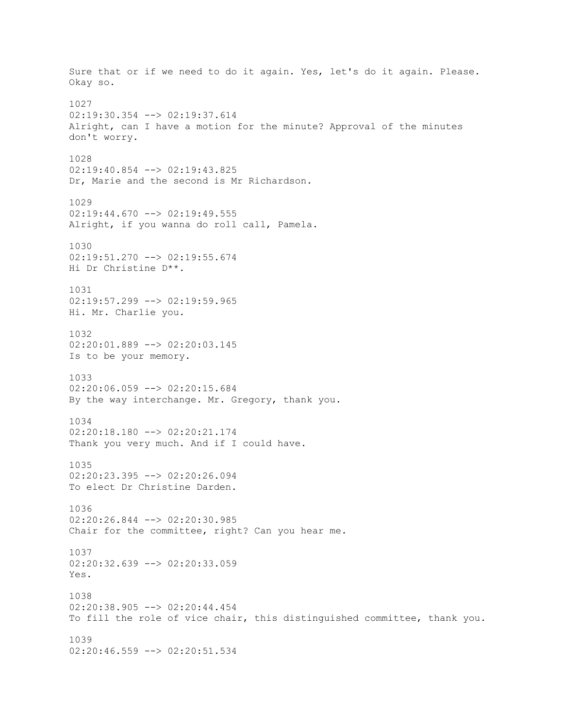Sure that or if we need to do it again. Yes, let's do it again. Please. Okay so.

1027
02:19:30.354 --> 02:19:37.614
Alright, can I have a motion for the minute? Approval of the minutes don't worry.

1028
02:19:40.854 --> 02:19:43.825
Dr, Marie and the second is Mr Richardson.

1029
02:19:44.670 --> 02:19:49.555
Alright, if you wanna do roll call, Pamela.

1030
02:19:51.270 --> 02:19:55.674
Hi Dr Christine D**.

1031
02:19:57.299 --> 02:19:59.965
Hi. Mr. Charlie you.

1032
02:20:01.889 --> 02:20:03.145
Is to be your memory.

1033
02:20:06.059 --> 02:20:15.684
By the way interchange. Mr. Gregory, thank you.

1034
02:20:18.180 --> 02:20:21.174
Thank you very much. And if I could have.

1035
02:20:23.395 --> 02:20:26.094
To elect Dr Christine Darden.

1036
02:20:26.844 --> 02:20:30.985
Chair for the committee, right? Can you hear me.

1037
02:20:32.639 --> 02:20:33.059
Yes.

1038
02:20:38.905 --> 02:20:44.454
To fill the role of vice chair, this distinguished committee, thank you.

1039
02:20:46.559 --> 02:20:51.534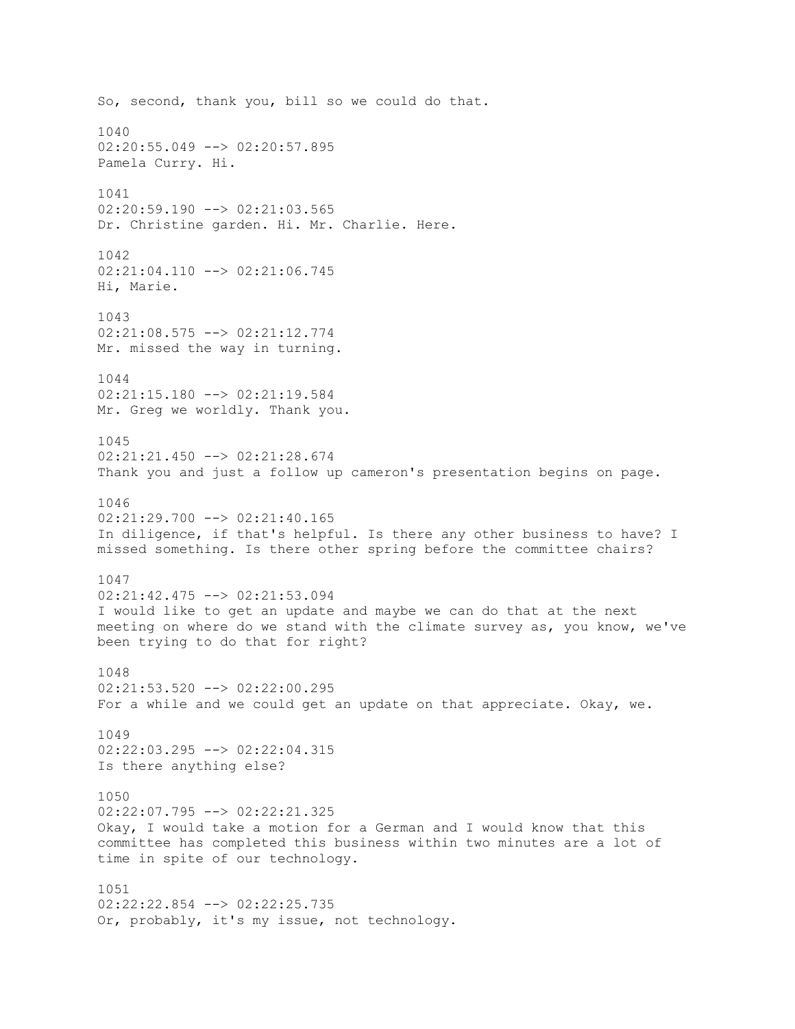So, second, thank you, bill so we could do that.

1040
02:20:55.049 --> 02:20:57.895
Pamela Curry. Hi.

1041
02:20:59.190 --> 02:21:03.565
Dr. Christine garden. Hi. Mr. Charlie. Here.

1042
02:21:04.110 --> 02:21:06.745
Hi, Marie.

1043
02:21:08.575 --> 02:21:12.774
Mr. missed the way in turning.

1044
02:21:15.180 --> 02:21:19.584
Mr. Greg we worldly. Thank you.

1045
02:21:21.450 --> 02:21:28.674
Thank you and just a follow up cameron's presentation begins on page.

1046
02:21:29.700 --> 02:21:40.165
In diligence, if that's helpful. Is there any other business to have? I missed something. Is there other spring before the committee chairs?

1047
02:21:42.475 --> 02:21:53.094
I would like to get an update and maybe we can do that at the next meeting on where do we stand with the climate survey as, you know, we've been trying to do that for right?

1048
02:21:53.520 --> 02:22:00.295
For a while and we could get an update on that appreciate. Okay, we.

1049
02:22:03.295 --> 02:22:04.315
Is there anything else?

1050
02:22:07.795 --> 02:22:21.325
Okay, I would take a motion for a German and I would know that this committee has completed this business within two minutes are a lot of time in spite of our technology.

1051
02:22:22.854 --> 02:22:25.735
Or, probably, it's my issue, not technology.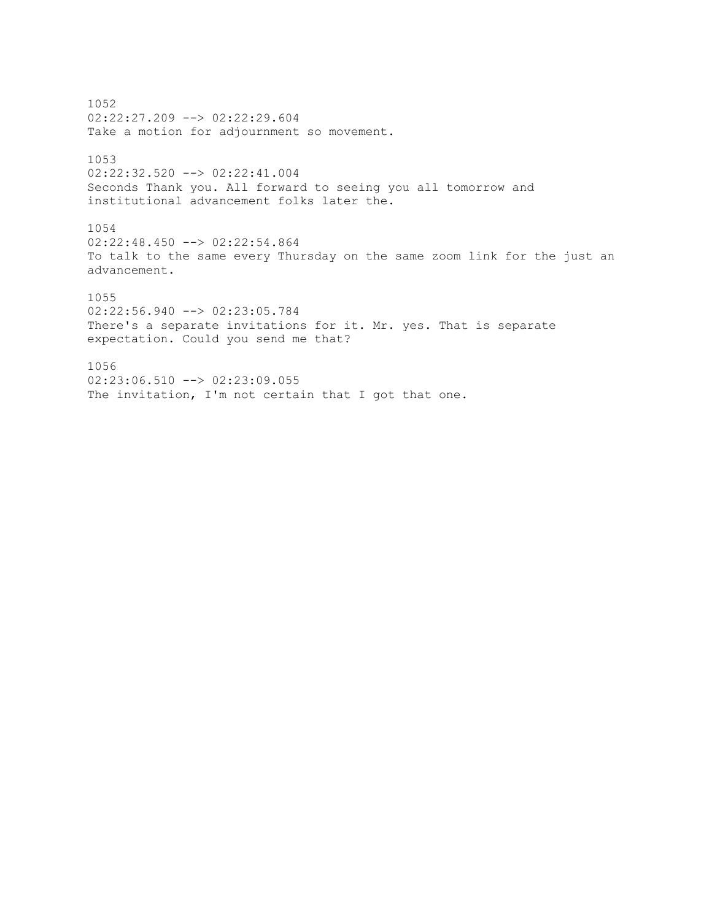1052
02:22:27.209 --> 02:22:29.604
Take a motion for adjournment so movement.

1053
02:22:32.520 --> 02:22:41.004
Seconds Thank you. All forward to seeing you all tomorrow and institutional advancement folks later the.

1054
02:22:48.450 --> 02:22:54.864
To talk to the same every Thursday on the same zoom link for the just an advancement.

1055
02:22:56.940 --> 02:23:05.784
There's a separate invitations for it. Mr. yes. That is separate expectation. Could you send me that?

1056
02:23:06.510 --> 02:23:09.055
The invitation, I'm not certain that I got that one.